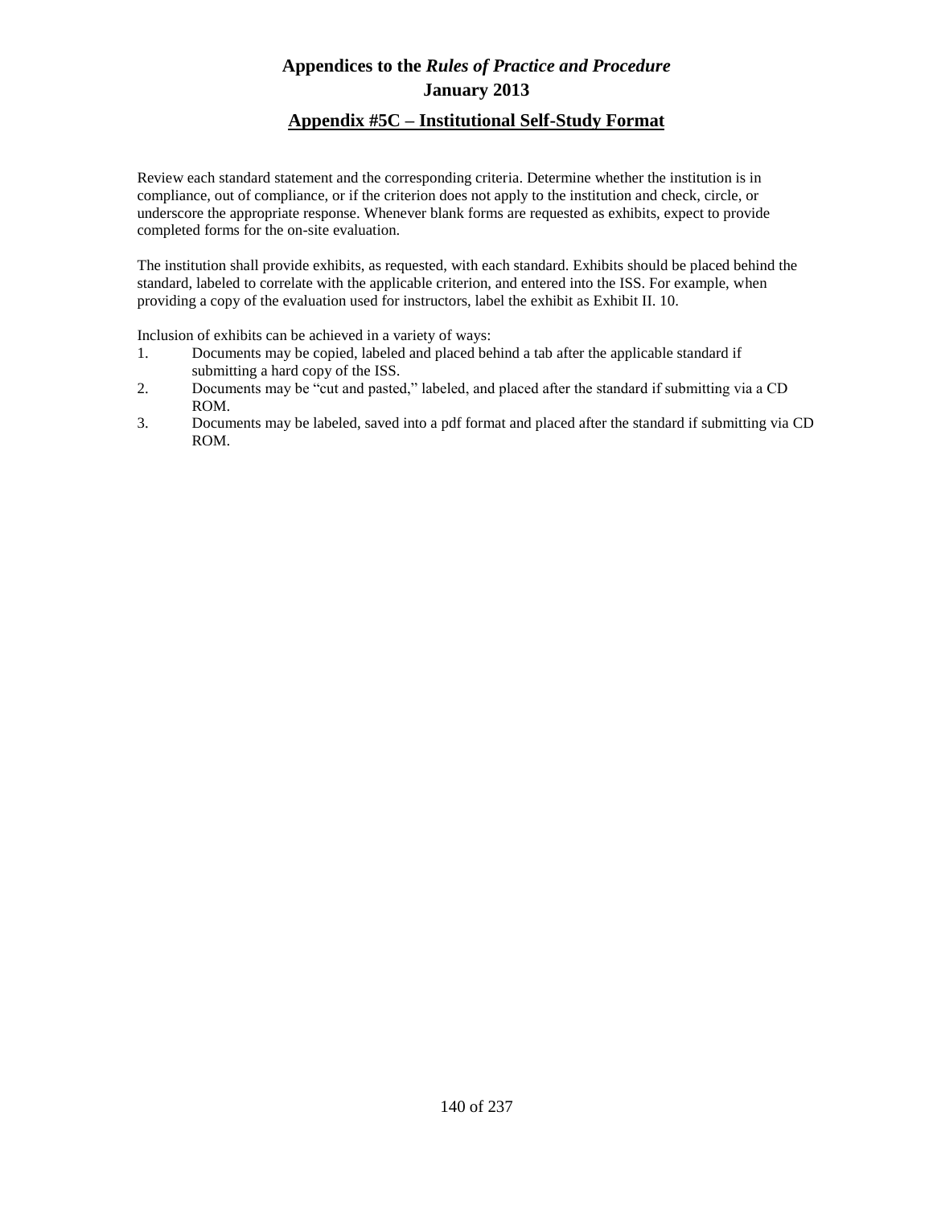# Appendices to the *Rules of Practice and Procedure*
## January 2013

## Appendix #5C – Institutional Self-Study Format

Review each standard statement and the corresponding criteria. Determine whether the institution is in compliance, out of compliance, or if the criterion does not apply to the institution and check, circle, or underscore the appropriate response. Whenever blank forms are requested as exhibits, expect to provide completed forms for the on-site evaluation.

The institution shall provide exhibits, as requested, with each standard. Exhibits should be placed behind the standard, labeled to correlate with the applicable criterion, and entered into the ISS. For example, when providing a copy of the evaluation used for instructors, label the exhibit as Exhibit II. 10.

Inclusion of exhibits can be achieved in a variety of ways:

1. Documents may be copied, labeled and placed behind a tab after the applicable standard if submitting a hard copy of the ISS.
2. Documents may be "cut and pasted," labeled, and placed after the standard if submitting via a CD ROM.
3. Documents may be labeled, saved into a pdf format and placed after the standard if submitting via CD ROM.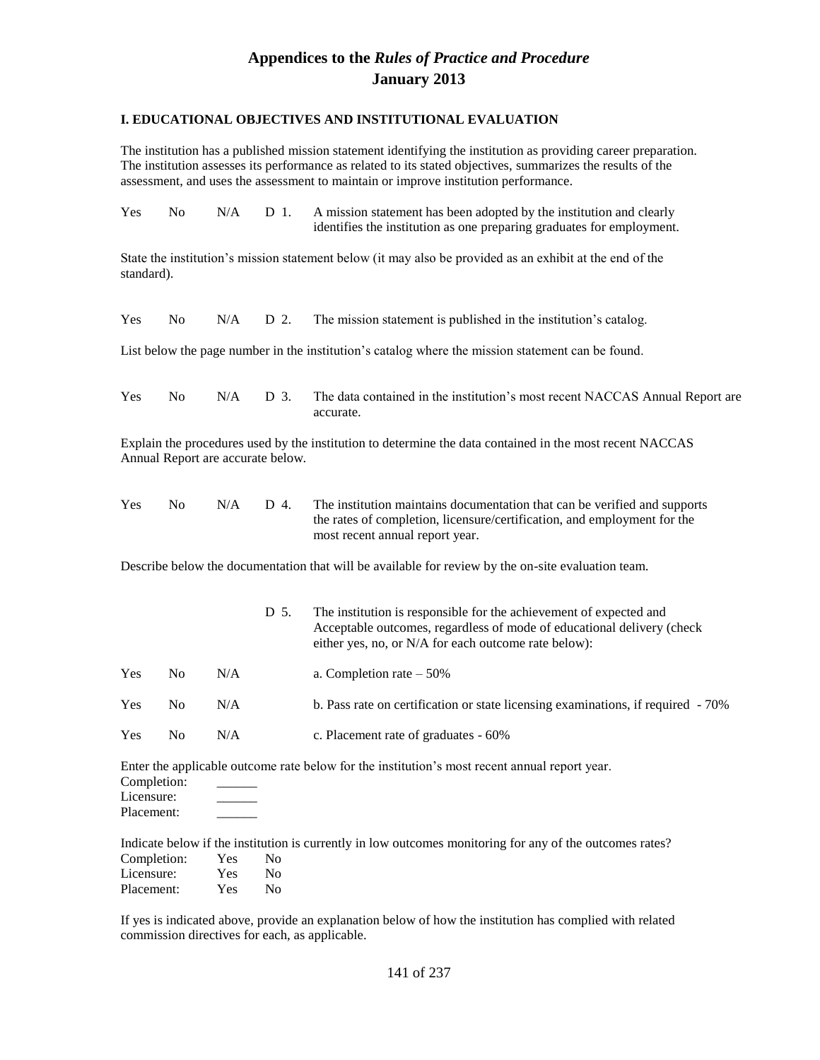# Appendices to the *Rules of Practice and Procedure*
# January 2013

### I. EDUCATIONAL OBJECTIVES AND INSTITUTIONAL EVALUATION

The institution has a published mission statement identifying the institution as providing career preparation. The institution assesses its performance as related to its stated objectives, summarizes the results of the assessment, and uses the assessment to maintain or improve institution performance.

Yes No N/A D 1. A mission statement has been adopted by the institution and clearly identifies the institution as one preparing graduates for employment.

State the institution's mission statement below (it may also be provided as an exhibit at the end of the standard).

Yes No N/A D 2. The mission statement is published in the institution's catalog.

List below the page number in the institution's catalog where the mission statement can be found.

Yes No N/A D 3. The data contained in the institution's most recent NACCAS Annual Report are accurate.

Explain the procedures used by the institution to determine the data contained in the most recent NACCAS Annual Report are accurate below.

Yes No N/A D 4. The institution maintains documentation that can be verified and supports the rates of completion, licensure/certification, and employment for the most recent annual report year.

Describe below the documentation that will be available for review by the on-site evaluation team.

D 5. The institution is responsible for the achievement of expected and Acceptable outcomes, regardless of mode of educational delivery (check either yes, no, or N/A for each outcome rate below):

Yes No N/A a. Completion rate – 50%

Yes No N/A b. Pass rate on certification or state licensing examinations, if required - 70%

Yes No N/A c. Placement rate of graduates - 60%

Enter the applicable outcome rate below for the institution's most recent annual report year.

Completion: ______
Licensure: ______
Placement: ______

Indicate below if the institution is currently in low outcomes monitoring for any of the outcomes rates?

Completion: Yes No
Licensure: Yes No
Placement: Yes No

If yes is indicated above, provide an explanation below of how the institution has complied with related commission directives for each, as applicable.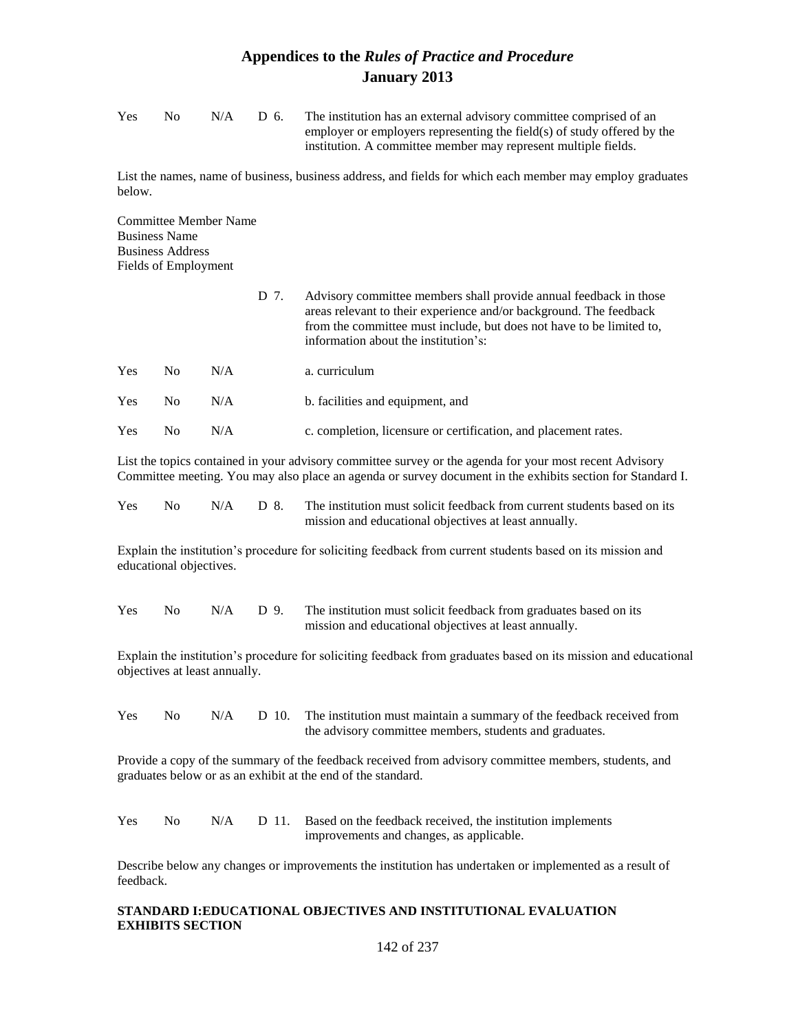Yes No N/A D 6. The institution has an external advisory committee comprised of an employer or employers representing the field(s) of study offered by the institution. A committee member may represent multiple fields.

List the names, name of business, business address, and fields for which each member may employ graduates below.

Committee Member Name
Business Name
Business Address
Fields of Employment

D 7. Advisory committee members shall provide annual feedback in those areas relevant to their experience and/or background. The feedback from the committee must include, but does not have to be limited to, information about the institution's:

Yes No N/A a. curriculum

Yes No N/A b. facilities and equipment, and

Yes No N/A c. completion, licensure or certification, and placement rates.

List the topics contained in your advisory committee survey or the agenda for your most recent Advisory Committee meeting. You may also place an agenda or survey document in the exhibits section for Standard I.

Yes No N/A D 8. The institution must solicit feedback from current students based on its mission and educational objectives at least annually.

Explain the institution's procedure for soliciting feedback from current students based on its mission and educational objectives.

Yes No N/A D 9. The institution must solicit feedback from graduates based on its mission and educational objectives at least annually.

Explain the institution's procedure for soliciting feedback from graduates based on its mission and educational objectives at least annually.

Yes No N/A D 10. The institution must maintain a summary of the feedback received from the advisory committee members, students and graduates.

Provide a copy of the summary of the feedback received from advisory committee members, students, and graduates below or as an exhibit at the end of the standard.

Yes No N/A D 11. Based on the feedback received, the institution implements improvements and changes, as applicable.

Describe below any changes or improvements the institution has undertaken or implemented as a result of feedback.

**STANDARD I:EDUCATIONAL OBJECTIVES AND INSTITUTIONAL EVALUATION EXHIBITS SECTION**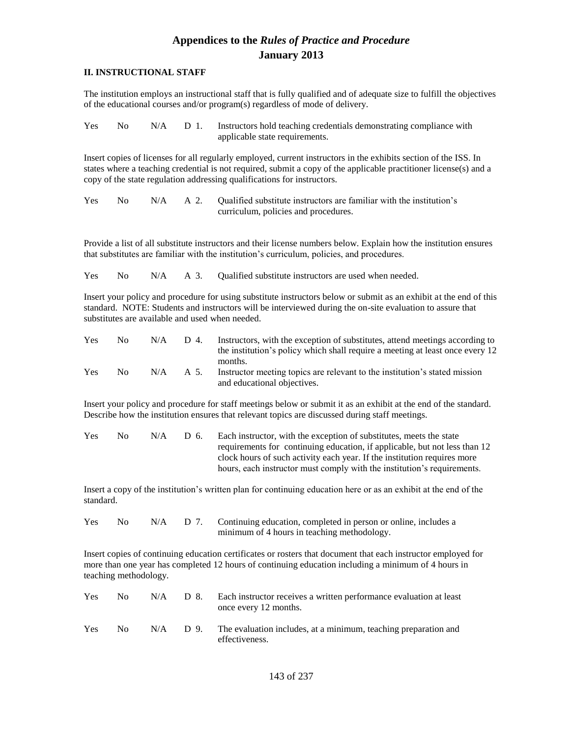## Appendices to the *Rules of Practice and Procedure*
## January 2013

**II. INSTRUCTIONAL STAFF**

The institution employs an instructional staff that is fully qualified and of adequate size to fulfill the objectives of the educational courses and/or program(s) regardless of mode of delivery.

Yes No N/A D 1. Instructors hold teaching credentials demonstrating compliance with applicable state requirements.

Insert copies of licenses for all regularly employed, current instructors in the exhibits section of the ISS. In states where a teaching credential is not required, submit a copy of the applicable practitioner license(s) and a copy of the state regulation addressing qualifications for instructors.

Yes No N/A A 2. Qualified substitute instructors are familiar with the institution's curriculum, policies and procedures.

Provide a list of all substitute instructors and their license numbers below. Explain how the institution ensures that substitutes are familiar with the institution's curriculum, policies, and procedures.

Yes No N/A A 3. Qualified substitute instructors are used when needed.

Insert your policy and procedure for using substitute instructors below or submit as an exhibit at the end of this standard. NOTE: Students and instructors will be interviewed during the on-site evaluation to assure that substitutes are available and used when needed.

Yes No N/A D 4. Instructors, with the exception of substitutes, attend meetings according to the institution's policy which shall require a meeting at least once every 12 months.

Yes No N/A A 5. Instructor meeting topics are relevant to the institution's stated mission and educational objectives.

Insert your policy and procedure for staff meetings below or submit it as an exhibit at the end of the standard. Describe how the institution ensures that relevant topics are discussed during staff meetings.

Yes No N/A D 6. Each instructor, with the exception of substitutes, meets the state requirements for continuing education, if applicable, but not less than 12 clock hours of such activity each year. If the institution requires more hours, each instructor must comply with the institution's requirements.

Insert a copy of the institution's written plan for continuing education here or as an exhibit at the end of the standard.

Yes No N/A D 7. Continuing education, completed in person or online, includes a minimum of 4 hours in teaching methodology.

Insert copies of continuing education certificates or rosters that document that each instructor employed for more than one year has completed 12 hours of continuing education including a minimum of 4 hours in teaching methodology.

Yes No N/A D 8. Each instructor receives a written performance evaluation at least once every 12 months.

Yes No N/A D 9. The evaluation includes, at a minimum, teaching preparation and effectiveness.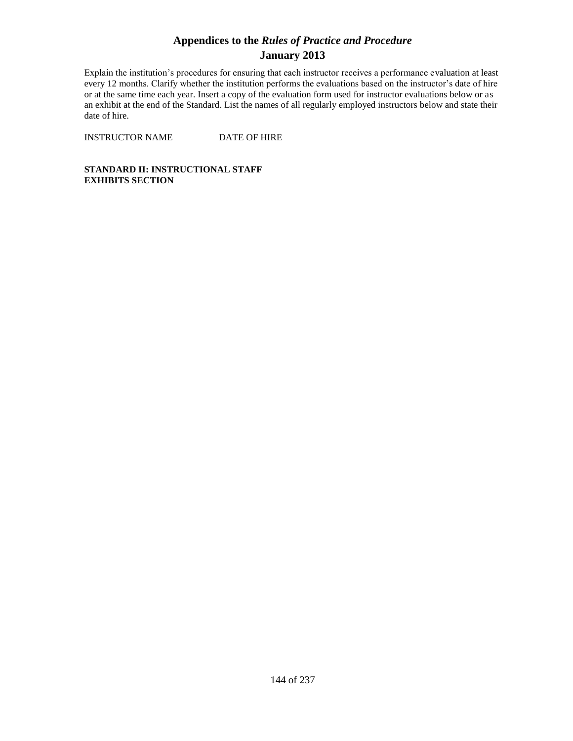Explain the institution's procedures for ensuring that each instructor receives a performance evaluation at least every 12 months. Clarify whether the institution performs the evaluations based on the instructor's date of hire or at the same time each year. Insert a copy of the evaluation form used for instructor evaluations below or as an exhibit at the end of the Standard. List the names of all regularly employed instructors below and state their date of hire.

| INSTRUCTOR NAME | DATE OF HIRE |
| --- | --- |

**STANDARD II: INSTRUCTIONAL STAFF**
**EXHIBITS SECTION**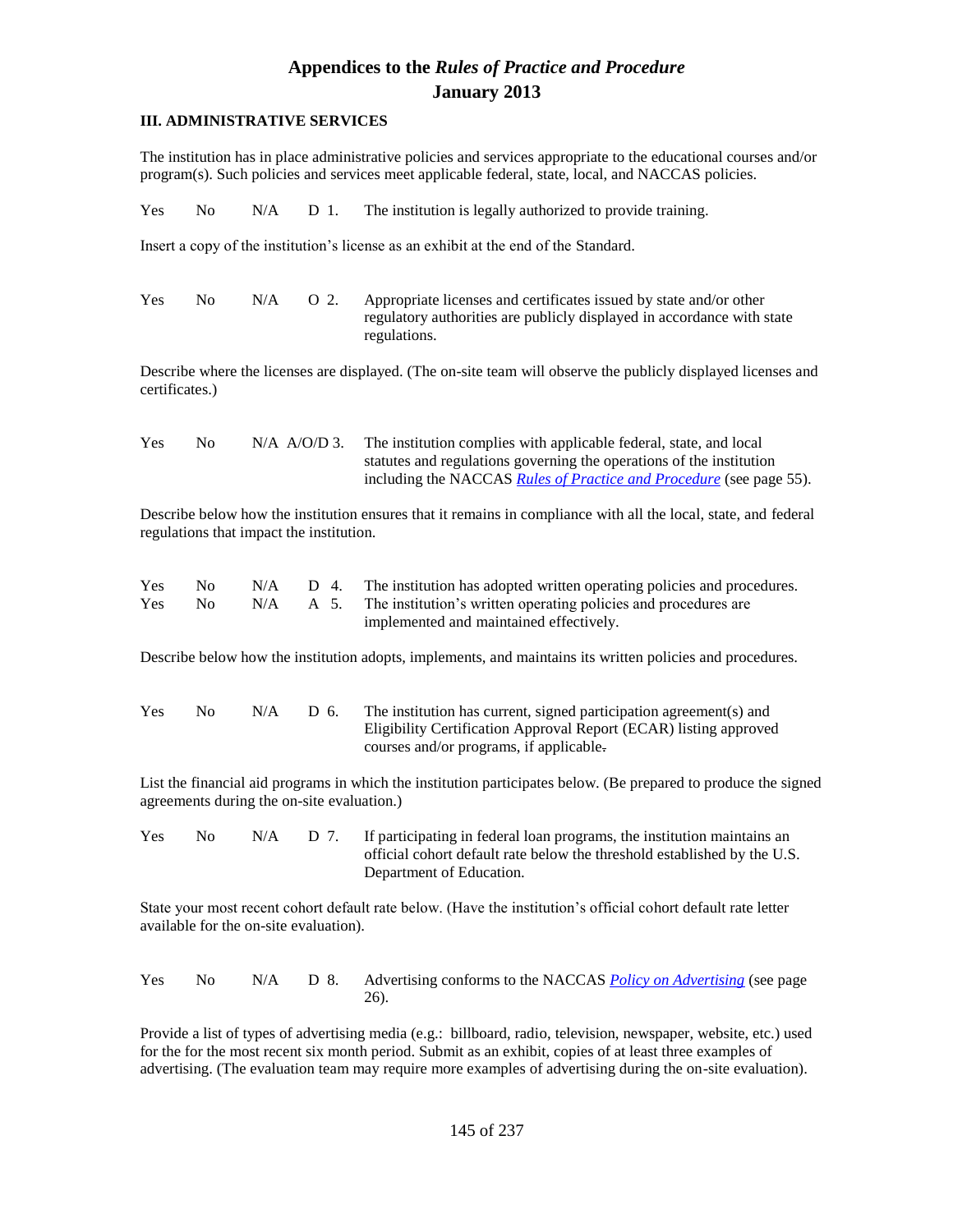# Appendices to the *Rules of Practice and Procedure*
# January 2013

### III. ADMINISTRATIVE SERVICES

The institution has in place administrative policies and services appropriate to the educational courses and/or program(s). Such policies and services meet applicable federal, state, local, and NACCAS policies.

Yes  No  N/A  D 1.  The institution is legally authorized to provide training.

Insert a copy of the institution's license as an exhibit at the end of the Standard.

Yes  No  N/A  O 2.  Appropriate licenses and certificates issued by state and/or other regulatory authorities are publicly displayed in accordance with state regulations.

Describe where the licenses are displayed. (The on-site team will observe the publicly displayed licenses and certificates.)

Yes  No  N/A  A/O/D 3.  The institution complies with applicable federal, state, and local statutes and regulations governing the operations of the institution including the NACCAS *Rules of Practice and Procedure* (see page 55).

Describe below how the institution ensures that it remains in compliance with all the local, state, and federal regulations that impact the institution.

Yes  No  N/A  D 4.  The institution has adopted written operating policies and procedures.
Yes  No  N/A  A 5.  The institution's written operating policies and procedures are implemented and maintained effectively.

Describe below how the institution adopts, implements, and maintains its written policies and procedures.

Yes  No  N/A  D 6.  The institution has current, signed participation agreement(s) and Eligibility Certification Approval Report (ECAR) listing approved courses and/or programs, if applicable.

List the financial aid programs in which the institution participates below. (Be prepared to produce the signed agreements during the on-site evaluation.)

Yes  No  N/A  D 7.  If participating in federal loan programs, the institution maintains an official cohort default rate below the threshold established by the U.S. Department of Education.

State your most recent cohort default rate below. (Have the institution's official cohort default rate letter available for the on-site evaluation).

Yes  No  N/A  D 8.  Advertising conforms to the NACCAS *Policy on Advertising* (see page 26).

Provide a list of types of advertising media (e.g.: billboard, radio, television, newspaper, website, etc.) used for the for the most recent six month period. Submit as an exhibit, copies of at least three examples of advertising. (The evaluation team may require more examples of advertising during the on-site evaluation).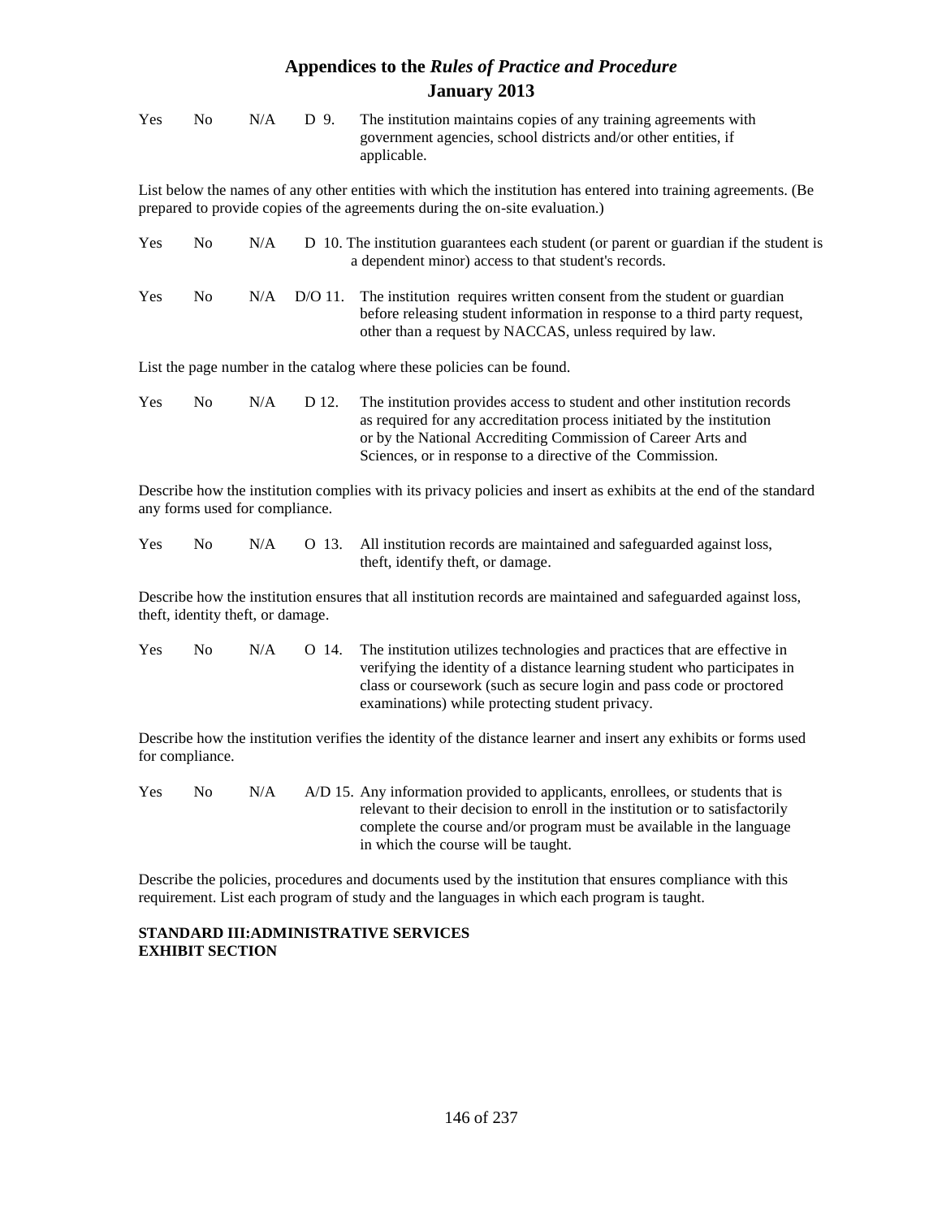Yes No N/A D 9. The institution maintains copies of any training agreements with government agencies, school districts and/or other entities, if applicable.

List below the names of any other entities with which the institution has entered into training agreements. (Be prepared to provide copies of the agreements during the on-site evaluation.)

Yes No N/A D 10. The institution guarantees each student (or parent or guardian if the student is a dependent minor) access to that student's records.

Yes No N/A D/O 11. The institution requires written consent from the student or guardian before releasing student information in response to a third party request, other than a request by NACCAS, unless required by law.

List the page number in the catalog where these policies can be found.

Yes No N/A D 12. The institution provides access to student and other institution records as required for any accreditation process initiated by the institution or by the National Accrediting Commission of Career Arts and Sciences, or in response to a directive of the Commission.

Describe how the institution complies with its privacy policies and insert as exhibits at the end of the standard any forms used for compliance.

Yes No N/A O 13. All institution records are maintained and safeguarded against loss, theft, identify theft, or damage.

Describe how the institution ensures that all institution records are maintained and safeguarded against loss, theft, identity theft, or damage.

Yes No N/A O 14. The institution utilizes technologies and practices that are effective in verifying the identity of a distance learning student who participates in class or coursework (such as secure login and pass code or proctored examinations) while protecting student privacy.

Describe how the institution verifies the identity of the distance learner and insert any exhibits or forms used for compliance.

Yes No N/A A/D 15. Any information provided to applicants, enrollees, or students that is relevant to their decision to enroll in the institution or to satisfactorily complete the course and/or program must be available in the language in which the course will be taught.

Describe the policies, procedures and documents used by the institution that ensures compliance with this requirement. List each program of study and the languages in which each program is taught.

**STANDARD III:ADMINISTRATIVE SERVICES**
**EXHIBIT SECTION**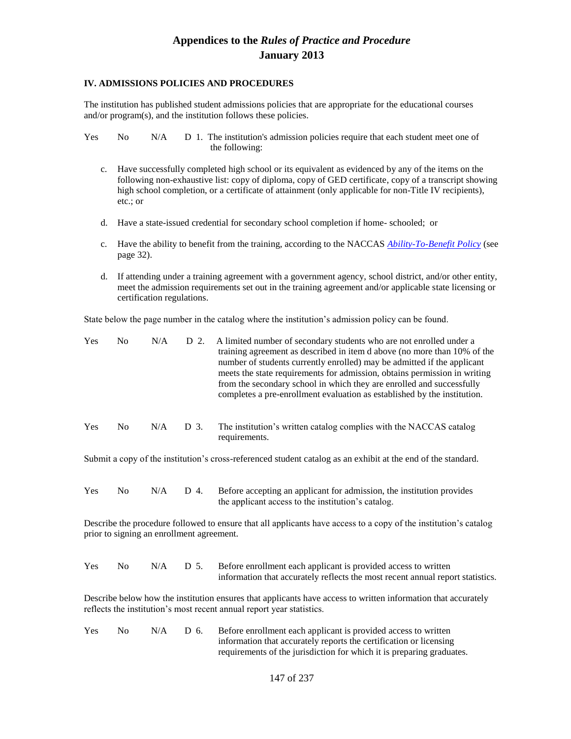# Appendices to the *Rules of Practice and Procedure*
# January 2013

## IV. ADMISSIONS POLICIES AND PROCEDURES

The institution has published student admissions policies that are appropriate for the educational courses and/or program(s), and the institution follows these policies.

Yes No N/A D 1. The institution's admission policies require that each student meet one of the following:

c. Have successfully completed high school or its equivalent as evidenced by any of the items on the following non-exhaustive list: copy of diploma, copy of GED certificate, copy of a transcript showing high school completion, or a certificate of attainment (only applicable for non-Title IV recipients), etc.; or

d. Have a state-issued credential for secondary school completion if home- schooled; or

c. Have the ability to benefit from the training, according to the NACCAS *Ability-To-Benefit Policy* (see page 32).

d. If attending under a training agreement with a government agency, school district, and/or other entity, meet the admission requirements set out in the training agreement and/or applicable state licensing or certification regulations.

State below the page number in the catalog where the institution's admission policy can be found.

Yes No N/A D 2. A limited number of secondary students who are not enrolled under a training agreement as described in item d above (no more than 10% of the number of students currently enrolled) may be admitted if the applicant meets the state requirements for admission, obtains permission in writing from the secondary school in which they are enrolled and successfully completes a pre-enrollment evaluation as established by the institution.

Yes No N/A D 3. The institution's written catalog complies with the NACCAS catalog requirements.

Submit a copy of the institution's cross-referenced student catalog as an exhibit at the end of the standard.

Yes No N/A D 4. Before accepting an applicant for admission, the institution provides the applicant access to the institution's catalog.

Describe the procedure followed to ensure that all applicants have access to a copy of the institution's catalog prior to signing an enrollment agreement.

Yes No N/A D 5. Before enrollment each applicant is provided access to written information that accurately reflects the most recent annual report statistics.

Describe below how the institution ensures that applicants have access to written information that accurately reflects the institution's most recent annual report year statistics.

Yes No N/A D 6. Before enrollment each applicant is provided access to written information that accurately reports the certification or licensing requirements of the jurisdiction for which it is preparing graduates.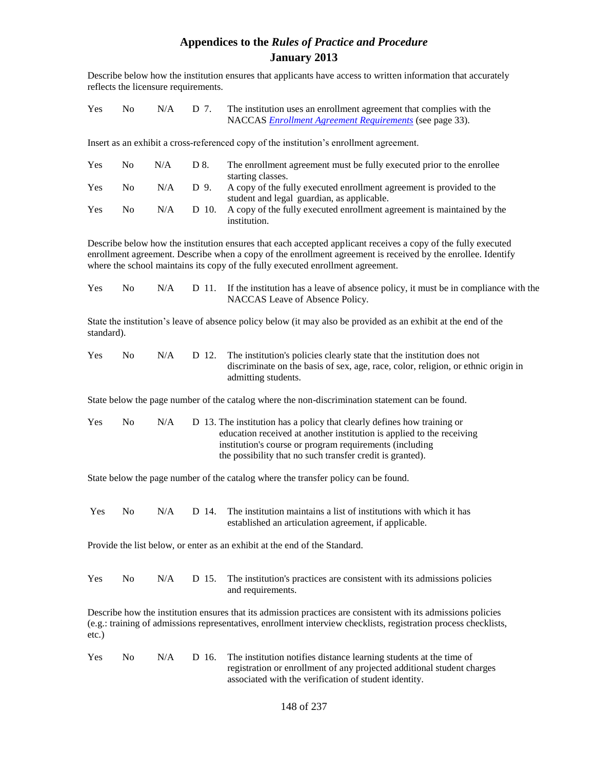# Appendices to the *Rules of Practice and Procedure*
## January 2013

Describe below how the institution ensures that applicants have access to written information that accurately reflects the licensure requirements.

Yes No N/A D 7. The institution uses an enrollment agreement that complies with the NACCAS *Enrollment Agreement Requirements* (see page 33).

Insert as an exhibit a cross-referenced copy of the institution's enrollment agreement.

Yes No N/A D 8. The enrollment agreement must be fully executed prior to the enrollee starting classes.

Yes No N/A D 9. A copy of the fully executed enrollment agreement is provided to the student and legal guardian, as applicable.

Yes No N/A D 10. A copy of the fully executed enrollment agreement is maintained by the institution.

Describe below how the institution ensures that each accepted applicant receives a copy of the fully executed enrollment agreement. Describe when a copy of the enrollment agreement is received by the enrollee. Identify where the school maintains its copy of the fully executed enrollment agreement.

Yes No N/A D 11. If the institution has a leave of absence policy, it must be in compliance with the NACCAS Leave of Absence Policy.

State the institution's leave of absence policy below (it may also be provided as an exhibit at the end of the standard).

Yes No N/A D 12. The institution's policies clearly state that the institution does not discriminate on the basis of sex, age, race, color, religion, or ethnic origin in admitting students.

State below the page number of the catalog where the non-discrimination statement can be found.

Yes No N/A D 13. The institution has a policy that clearly defines how training or education received at another institution is applied to the receiving institution's course or program requirements (including the possibility that no such transfer credit is granted).

State below the page number of the catalog where the transfer policy can be found.

Yes No N/A D 14. The institution maintains a list of institutions with which it has established an articulation agreement, if applicable.

Provide the list below, or enter as an exhibit at the end of the Standard.

Yes No N/A D 15. The institution's practices are consistent with its admissions policies and requirements.

Describe how the institution ensures that its admission practices are consistent with its admissions policies (e.g.: training of admissions representatives, enrollment interview checklists, registration process checklists, etc.)

Yes No N/A D 16. The institution notifies distance learning students at the time of registration or enrollment of any projected additional student charges associated with the verification of student identity.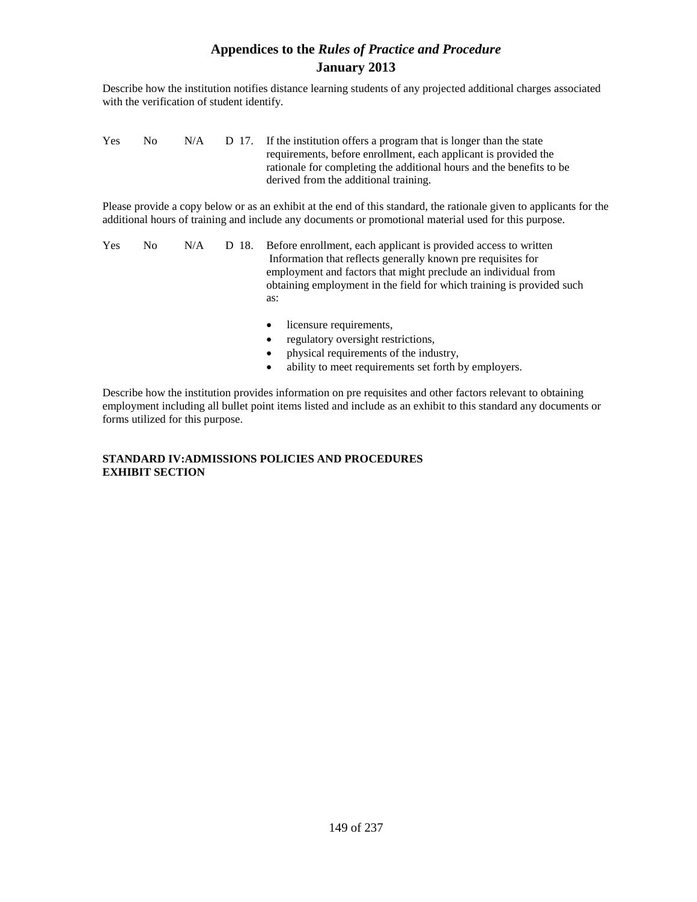Describe how the institution notifies distance learning students of any projected additional charges associated with the verification of student identify.

Yes No N/A D 17. If the institution offers a program that is longer than the state requirements, before enrollment, each applicant is provided the rationale for completing the additional hours and the benefits to be derived from the additional training.

Please provide a copy below or as an exhibit at the end of this standard, the rationale given to applicants for the additional hours of training and include any documents or promotional material used for this purpose.

Yes No N/A D 18. Before enrollment, each applicant is provided access to written Information that reflects generally known pre requisites for employment and factors that might preclude an individual from obtaining employment in the field for which training is provided such as:

- licensure requirements,
- regulatory oversight restrictions,
- physical requirements of the industry,
- ability to meet requirements set forth by employers.

Describe how the institution provides information on pre requisites and other factors relevant to obtaining employment including all bullet point items listed and include as an exhibit to this standard any documents or forms utilized for this purpose.

**STANDARD IV:ADMISSIONS POLICIES AND PROCEDURES**
**EXHIBIT SECTION**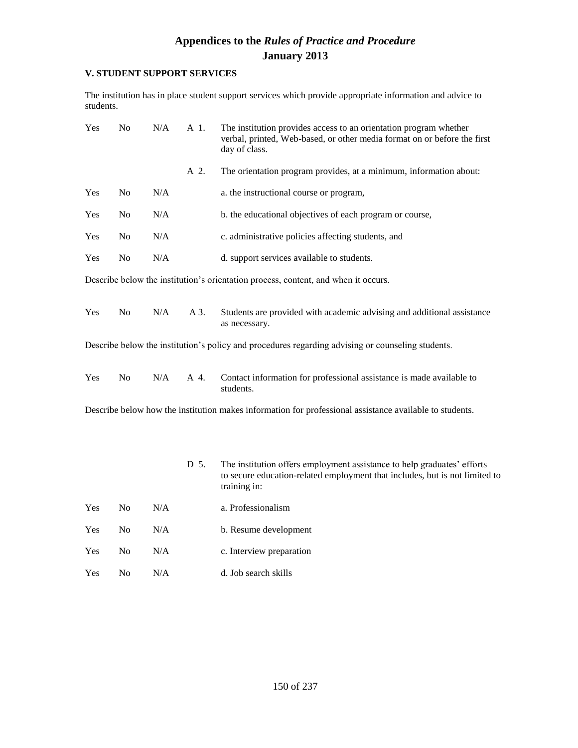## Appendices to the *Rules of Practice and Procedure*
## January 2013

### V. STUDENT SUPPORT SERVICES

The institution has in place student support services which provide appropriate information and advice to students.

| | | | | |
|---|---|---|---|---|
| Yes | No | N/A | A 1. | The institution provides access to an orientation program whether verbal, printed, Web-based, or other media format on or before the first day of class. |
| | | | A 2. | The orientation program provides, at a minimum, information about: |
| Yes | No | N/A | | a. the instructional course or program, |
| Yes | No | N/A | | b. the educational objectives of each program or course, |
| Yes | No | N/A | | c. administrative policies affecting students, and |
| Yes | No | N/A | | d. support services available to students. |

Describe below the institution's orientation process, content, and when it occurs.

| | | | | |
|---|---|---|---|---|
| Yes | No | N/A | A 3. | Students are provided with academic advising and additional assistance as necessary. |

Describe below the institution's policy and procedures regarding advising or counseling students.

| | | | | |
|---|---|---|---|---|
| Yes | No | N/A | A 4. | Contact information for professional assistance is made available to students. |

Describe below how the institution makes information for professional assistance available to students.

| | | | | |
|---|---|---|---|---|
| | | | D 5. | The institution offers employment assistance to help graduates' efforts to secure education-related employment that includes, but is not limited to training in: |
| Yes | No | N/A | | a. Professionalism |
| Yes | No | N/A | | b. Resume development |
| Yes | No | N/A | | c. Interview preparation |
| Yes | No | N/A | | d. Job search skills |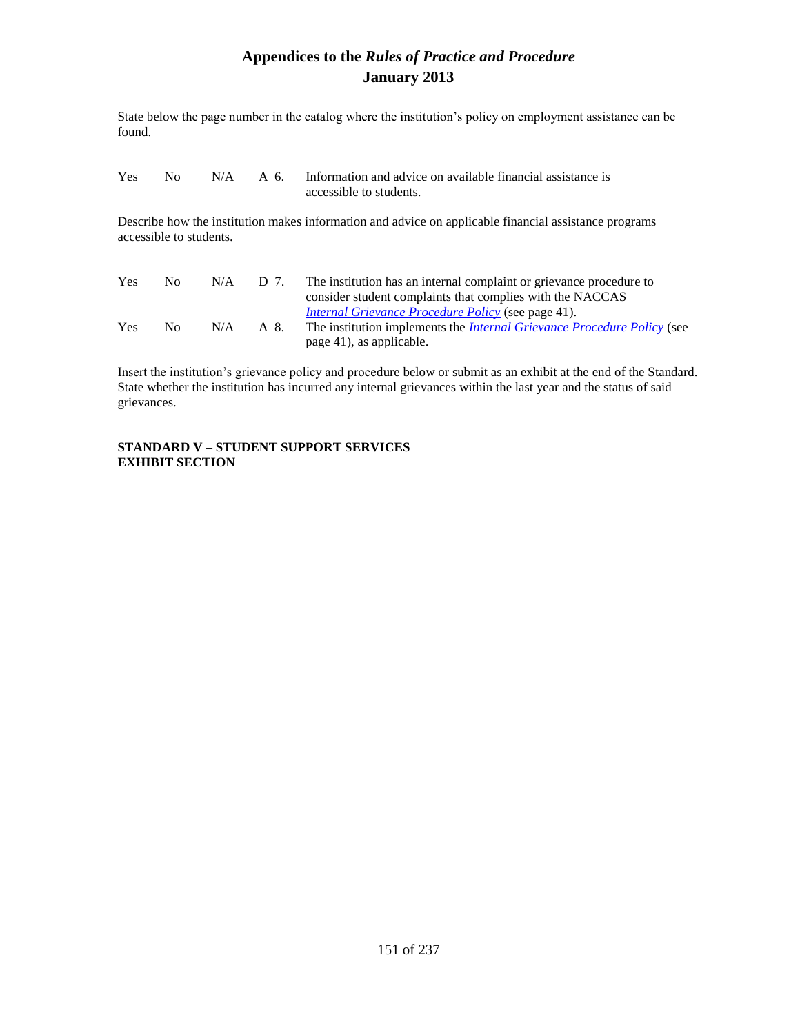State below the page number in the catalog where the institution's policy on employment assistance can be found.

| | | | | |
|---|---|---|---|---|
| Yes | No | N/A | A 6. | Information and advice on available financial assistance is accessible to students. |

Describe how the institution makes information and advice on applicable financial assistance programs accessible to students.

| | | | | |
|---|---|---|---|---|
| Yes | No | N/A | D 7. | The institution has an internal complaint or grievance procedure to consider student complaints that complies with the NACCAS *Internal Grievance Procedure Policy* (see page 41). |
| Yes | No | N/A | A 8. | The institution implements the *Internal Grievance Procedure Policy* (see page 41), as applicable. |

Insert the institution's grievance policy and procedure below or submit as an exhibit at the end of the Standard. State whether the institution has incurred any internal grievances within the last year and the status of said grievances.

**STANDARD V – STUDENT SUPPORT SERVICES**
**EXHIBIT SECTION**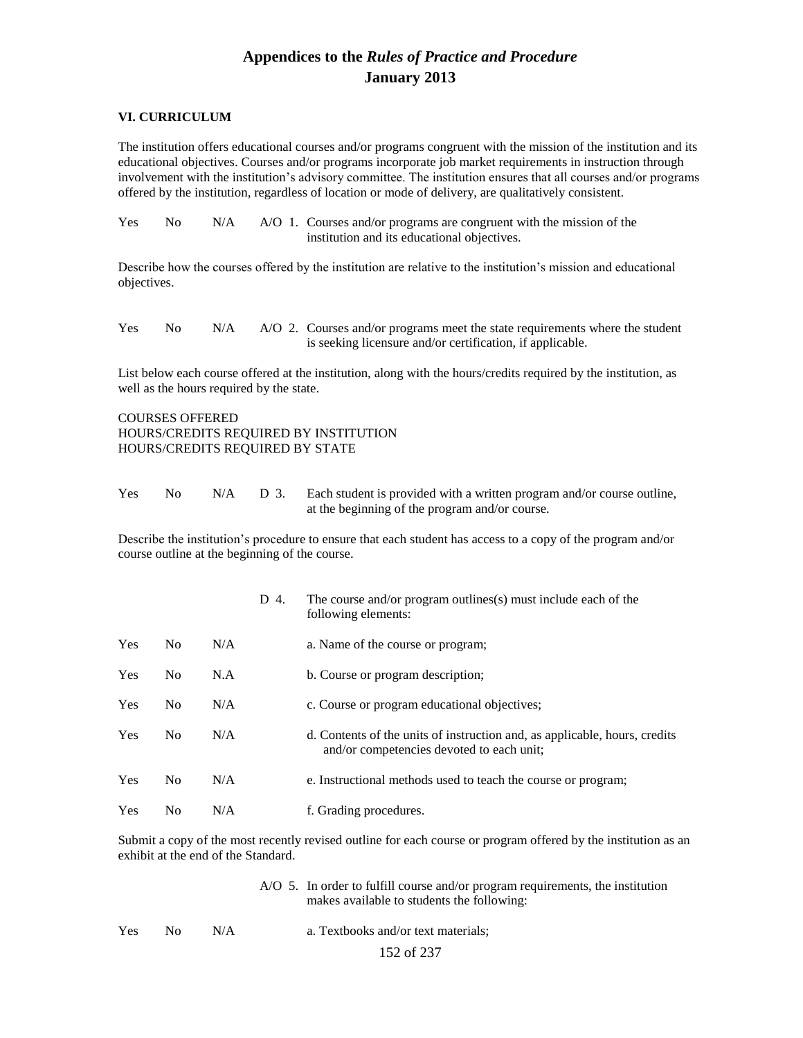## VI. CURRICULUM

The institution offers educational courses and/or programs congruent with the mission of the institution and its educational objectives. Courses and/or programs incorporate job market requirements in instruction through involvement with the institution's advisory committee. The institution ensures that all courses and/or programs offered by the institution, regardless of location or mode of delivery, are qualitatively consistent.

Yes No N/A A/O 1. Courses and/or programs are congruent with the mission of the institution and its educational objectives.

Describe how the courses offered by the institution are relative to the institution's mission and educational objectives.

Yes No N/A A/O 2. Courses and/or programs meet the state requirements where the student is seeking licensure and/or certification, if applicable.

List below each course offered at the institution, along with the hours/credits required by the institution, as well as the hours required by the state.

COURSES OFFERED
HOURS/CREDITS REQUIRED BY INSTITUTION
HOURS/CREDITS REQUIRED BY STATE

Yes No N/A D 3. Each student is provided with a written program and/or course outline, at the beginning of the program and/or course.

Describe the institution's procedure to ensure that each student has access to a copy of the program and/or course outline at the beginning of the course.

D 4. The course and/or program outlines(s) must include each of the following elements:

Yes No N/A a. Name of the course or program;

Yes No N.A b. Course or program description;

Yes No N/A c. Course or program educational objectives;

Yes No N/A d. Contents of the units of instruction and, as applicable, hours, credits and/or competencies devoted to each unit;

Yes No N/A e. Instructional methods used to teach the course or program;

Yes No N/A f. Grading procedures.

Submit a copy of the most recently revised outline for each course or program offered by the institution as an exhibit at the end of the Standard.

A/O 5. In order to fulfill course and/or program requirements, the institution makes available to students the following:

Yes No N/A a. Textbooks and/or text materials;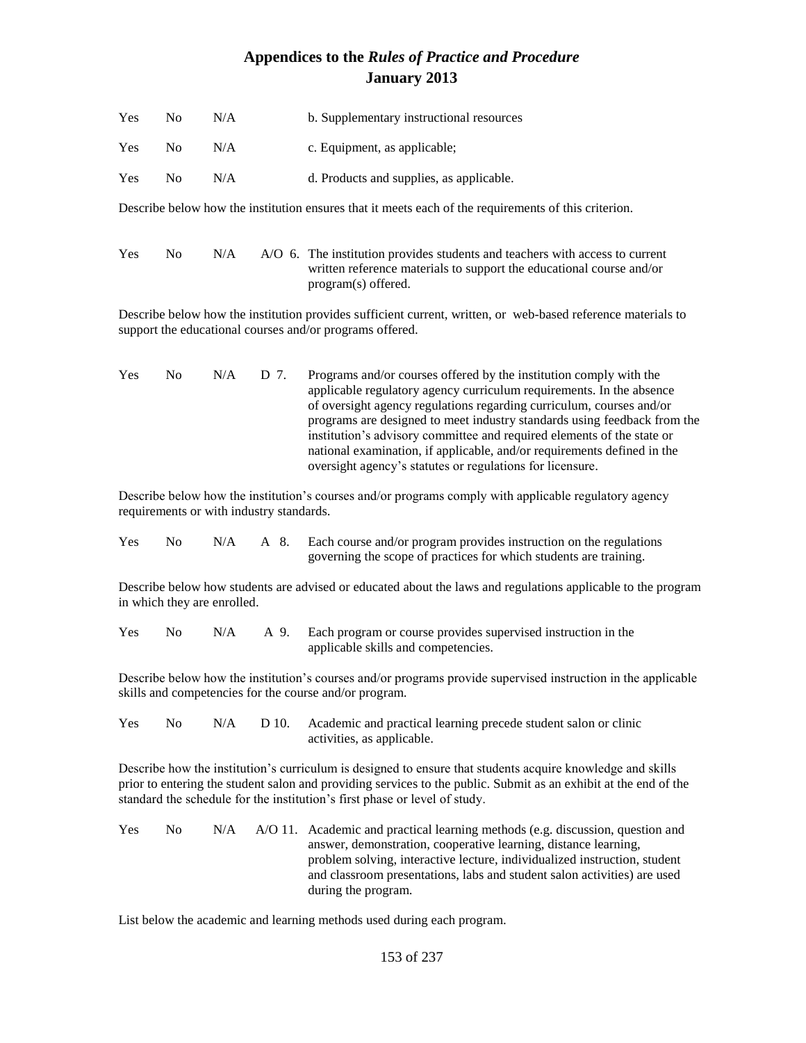Yes No N/A b. Supplementary instructional resources

Yes No N/A c. Equipment, as applicable;

Yes No N/A d. Products and supplies, as applicable.

Describe below how the institution ensures that it meets each of the requirements of this criterion.

Yes No N/A A/O 6. The institution provides students and teachers with access to current written reference materials to support the educational course and/or program(s) offered.

Describe below how the institution provides sufficient current, written, or web-based reference materials to support the educational courses and/or programs offered.

Yes No N/A D 7. Programs and/or courses offered by the institution comply with the applicable regulatory agency curriculum requirements. In the absence of oversight agency regulations regarding curriculum, courses and/or programs are designed to meet industry standards using feedback from the institution's advisory committee and required elements of the state or national examination, if applicable, and/or requirements defined in the oversight agency's statutes or regulations for licensure.

Describe below how the institution's courses and/or programs comply with applicable regulatory agency requirements or with industry standards.

Yes No N/A A 8. Each course and/or program provides instruction on the regulations governing the scope of practices for which students are training.

Describe below how students are advised or educated about the laws and regulations applicable to the program in which they are enrolled.

Yes No N/A A 9. Each program or course provides supervised instruction in the applicable skills and competencies.

Describe below how the institution's courses and/or programs provide supervised instruction in the applicable skills and competencies for the course and/or program.

Yes No N/A D 10. Academic and practical learning precede student salon or clinic activities, as applicable.

Describe how the institution's curriculum is designed to ensure that students acquire knowledge and skills prior to entering the student salon and providing services to the public. Submit as an exhibit at the end of the standard the schedule for the institution's first phase or level of study.

Yes No N/A A/O 11. Academic and practical learning methods (e.g. discussion, question and answer, demonstration, cooperative learning, distance learning, problem solving, interactive lecture, individualized instruction, student and classroom presentations, labs and student salon activities) are used during the program.

List below the academic and learning methods used during each program.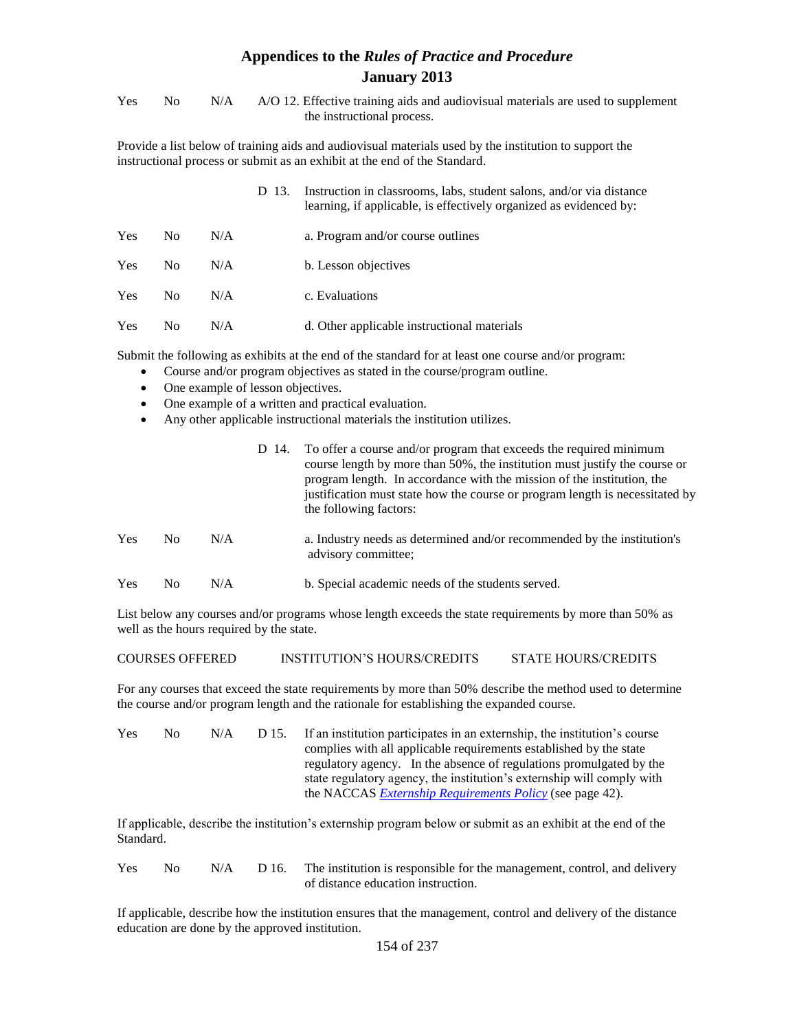Yes No N/A A/O 12. Effective training aids and audiovisual materials are used to supplement the instructional process.

Provide a list below of training aids and audiovisual materials used by the institution to support the instructional process or submit as an exhibit at the end of the Standard.

D 13. Instruction in classrooms, labs, student salons, and/or via distance learning, if applicable, is effectively organized as evidenced by:

Yes No N/A a. Program and/or course outlines

Yes No N/A b. Lesson objectives

Yes No N/A c. Evaluations

Yes No N/A d. Other applicable instructional materials

Submit the following as exhibits at the end of the standard for at least one course and/or program:

- Course and/or program objectives as stated in the course/program outline.
- One example of lesson objectives.
- One example of a written and practical evaluation.
- Any other applicable instructional materials the institution utilizes.

D 14. To offer a course and/or program that exceeds the required minimum course length by more than 50%, the institution must justify the course or program length. In accordance with the mission of the institution, the justification must state how the course or program length is necessitated by the following factors:

Yes No N/A a. Industry needs as determined and/or recommended by the institution's advisory committee;

Yes No N/A b. Special academic needs of the students served.

List below any courses and/or programs whose length exceeds the state requirements by more than 50% as well as the hours required by the state.

| COURSES OFFERED | INSTITUTION'S HOURS/CREDITS | STATE HOURS/CREDITS |
|---|---|---|

For any courses that exceed the state requirements by more than 50% describe the method used to determine the course and/or program length and the rationale for establishing the expanded course.

Yes No N/A D 15. If an institution participates in an externship, the institution's course complies with all applicable requirements established by the state regulatory agency. In the absence of regulations promulgated by the state regulatory agency, the institution's externship will comply with the NACCAS *Externship Requirements Policy* (see page 42).

If applicable, describe the institution's externship program below or submit as an exhibit at the end of the Standard.

Yes No N/A D 16. The institution is responsible for the management, control, and delivery of distance education instruction.

If applicable, describe how the institution ensures that the management, control and delivery of the distance education are done by the approved institution.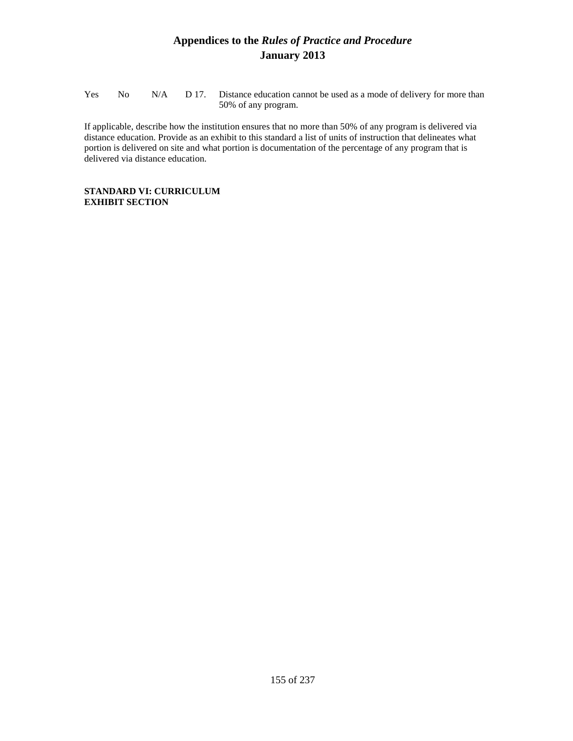Yes No N/A D 17. Distance education cannot be used as a mode of delivery for more than 50% of any program.

If applicable, describe how the institution ensures that no more than 50% of any program is delivered via distance education. Provide as an exhibit to this standard a list of units of instruction that delineates what portion is delivered on site and what portion is documentation of the percentage of any program that is delivered via distance education.

**STANDARD VI: CURRICULUM**
**EXHIBIT SECTION**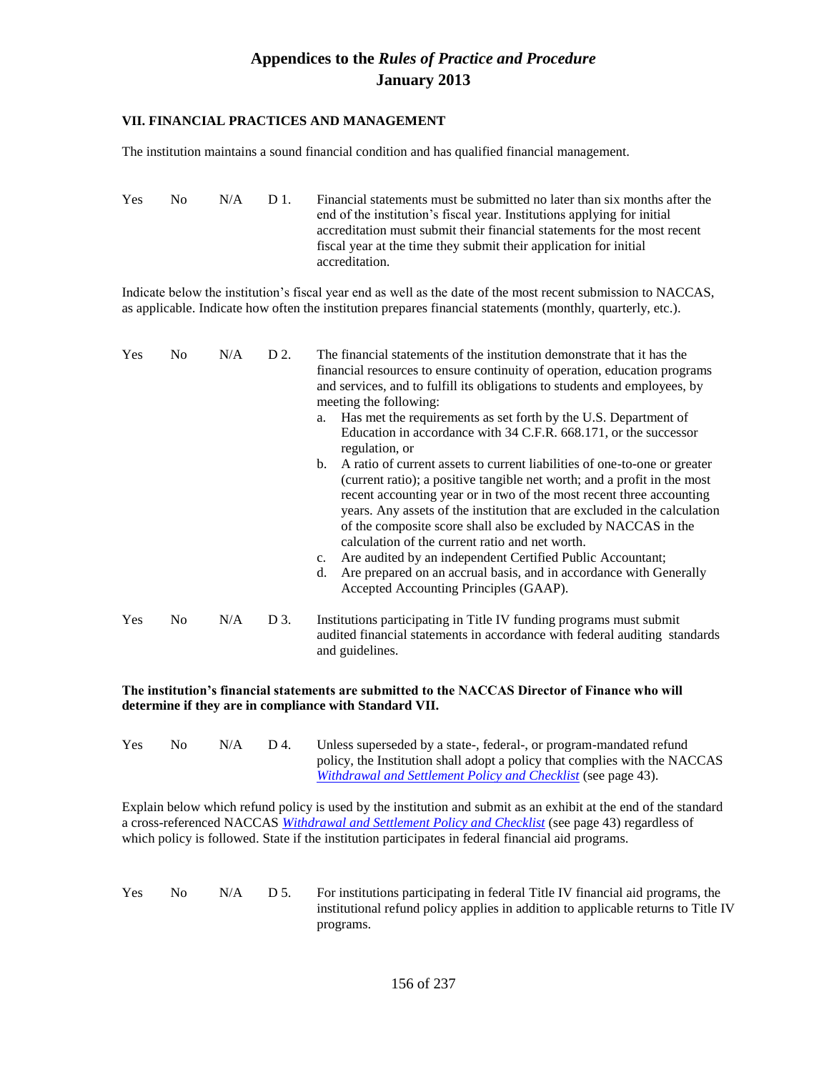### VII. FINANCIAL PRACTICES AND MANAGEMENT

The institution maintains a sound financial condition and has qualified financial management.

Yes No N/A D 1. Financial statements must be submitted no later than six months after the end of the institution's fiscal year. Institutions applying for initial accreditation must submit their financial statements for the most recent fiscal year at the time they submit their application for initial accreditation.

Indicate below the institution's fiscal year end as well as the date of the most recent submission to NACCAS, as applicable. Indicate how often the institution prepares financial statements (monthly, quarterly, etc.).

Yes No N/A D 2. The financial statements of the institution demonstrate that it has the financial resources to ensure continuity of operation, education programs and services, and to fulfill its obligations to students and employees, by meeting the following:

a. Has met the requirements as set forth by the U.S. Department of Education in accordance with 34 C.F.R. 668.171, or the successor regulation, or
b. A ratio of current assets to current liabilities of one-to-one or greater (current ratio); a positive tangible net worth; and a profit in the most recent accounting year or in two of the most recent three accounting years. Any assets of the institution that are excluded in the calculation of the composite score shall also be excluded by NACCAS in the calculation of the current ratio and net worth.
c. Are audited by an independent Certified Public Accountant;
d. Are prepared on an accrual basis, and in accordance with Generally Accepted Accounting Principles (GAAP).

Yes No N/A D 3. Institutions participating in Title IV funding programs must submit audited financial statements in accordance with federal auditing standards and guidelines.

**The institution's financial statements are submitted to the NACCAS Director of Finance who will determine if they are in compliance with Standard VII.**

Yes No N/A D 4. Unless superseded by a state-, federal-, or program-mandated refund policy, the Institution shall adopt a policy that complies with the NACCAS *Withdrawal and Settlement Policy and Checklist* (see page 43).

Explain below which refund policy is used by the institution and submit as an exhibit at the end of the standard a cross-referenced NACCAS *Withdrawal and Settlement Policy and Checklist* (see page 43) regardless of which policy is followed. State if the institution participates in federal financial aid programs.

Yes No N/A D 5. For institutions participating in federal Title IV financial aid programs, the institutional refund policy applies in addition to applicable returns to Title IV programs.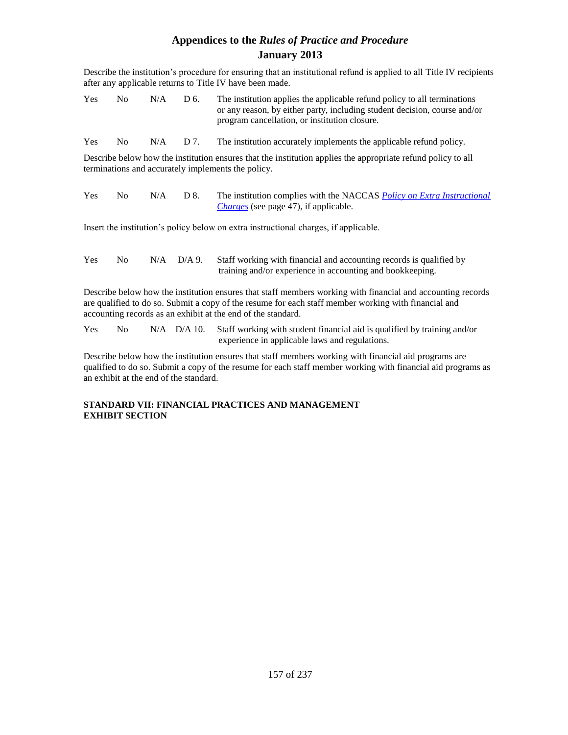Describe the institution's procedure for ensuring that an institutional refund is applied to all Title IV recipients after any applicable returns to Title IV have been made.

Yes No N/A D 6. The institution applies the applicable refund policy to all terminations or any reason, by either party, including student decision, course and/or program cancellation, or institution closure.

Yes No N/A D 7. The institution accurately implements the applicable refund policy.

Describe below how the institution ensures that the institution applies the appropriate refund policy to all terminations and accurately implements the policy.

Yes No N/A D 8. The institution complies with the NACCAS *Policy on Extra Instructional Charges* (see page 47), if applicable.

Insert the institution's policy below on extra instructional charges, if applicable.

Yes No N/A D/A 9. Staff working with financial and accounting records is qualified by training and/or experience in accounting and bookkeeping.

Describe below how the institution ensures that staff members working with financial and accounting records are qualified to do so. Submit a copy of the resume for each staff member working with financial and accounting records as an exhibit at the end of the standard.

Yes No N/A D/A 10. Staff working with student financial aid is qualified by training and/or experience in applicable laws and regulations.

Describe below how the institution ensures that staff members working with financial aid programs are qualified to do so. Submit a copy of the resume for each staff member working with financial aid programs as an exhibit at the end of the standard.

**STANDARD VII: FINANCIAL PRACTICES AND MANAGEMENT**
**EXHIBIT SECTION**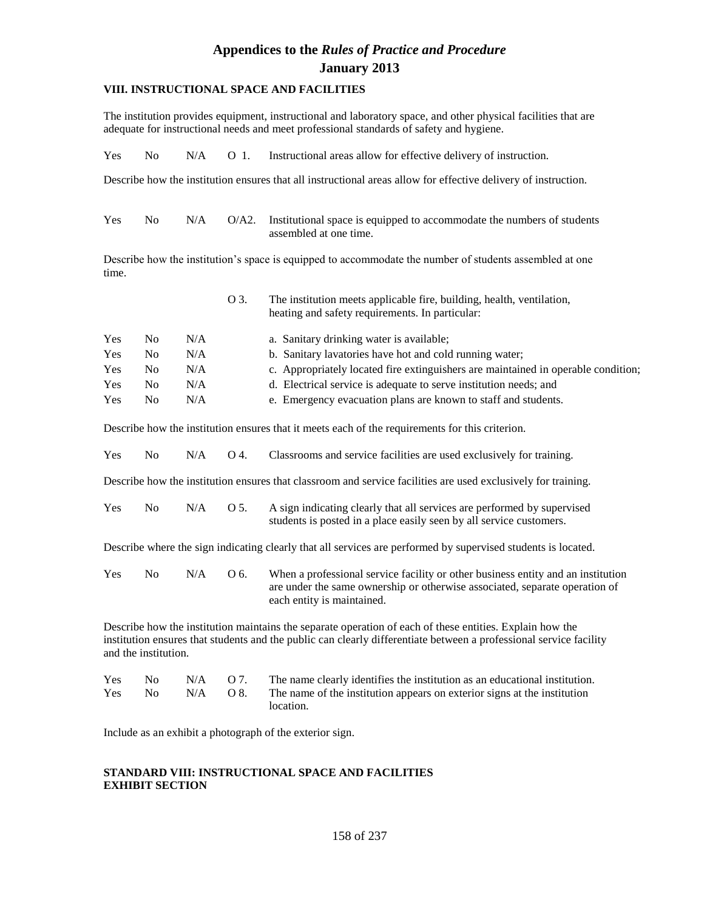## VIII. INSTRUCTIONAL SPACE AND FACILITIES

The institution provides equipment, instructional and laboratory space, and other physical facilities that are adequate for instructional needs and meet professional standards of safety and hygiene.

Yes No N/A O 1. Instructional areas allow for effective delivery of instruction.

Describe how the institution ensures that all instructional areas allow for effective delivery of instruction.

Yes No N/A O/A2. Institutional space is equipped to accommodate the numbers of students assembled at one time.

Describe how the institution's space is equipped to accommodate the number of students assembled at one time.

O 3. The institution meets applicable fire, building, health, ventilation, heating and safety requirements. In particular:

Yes No N/A a. Sanitary drinking water is available;
Yes No N/A b. Sanitary lavatories have hot and cold running water;
Yes No N/A c. Appropriately located fire extinguishers are maintained in operable condition;
Yes No N/A d. Electrical service is adequate to serve institution needs; and
Yes No N/A e. Emergency evacuation plans are known to staff and students.

Describe how the institution ensures that it meets each of the requirements for this criterion.

Yes No N/A O 4. Classrooms and service facilities are used exclusively for training.

Describe how the institution ensures that classroom and service facilities are used exclusively for training.

Yes No N/A O 5. A sign indicating clearly that all services are performed by supervised students is posted in a place easily seen by all service customers.

Describe where the sign indicating clearly that all services are performed by supervised students is located.

Yes No N/A O 6. When a professional service facility or other business entity and an institution are under the same ownership or otherwise associated, separate operation of each entity is maintained.

Describe how the institution maintains the separate operation of each of these entities. Explain how the institution ensures that students and the public can clearly differentiate between a professional service facility and the institution.

Yes No N/A O 7. The name clearly identifies the institution as an educational institution.
Yes No N/A O 8. The name of the institution appears on exterior signs at the institution location.

Include as an exhibit a photograph of the exterior sign.

**STANDARD VIII: INSTRUCTIONAL SPACE AND FACILITIES**
**EXHIBIT SECTION**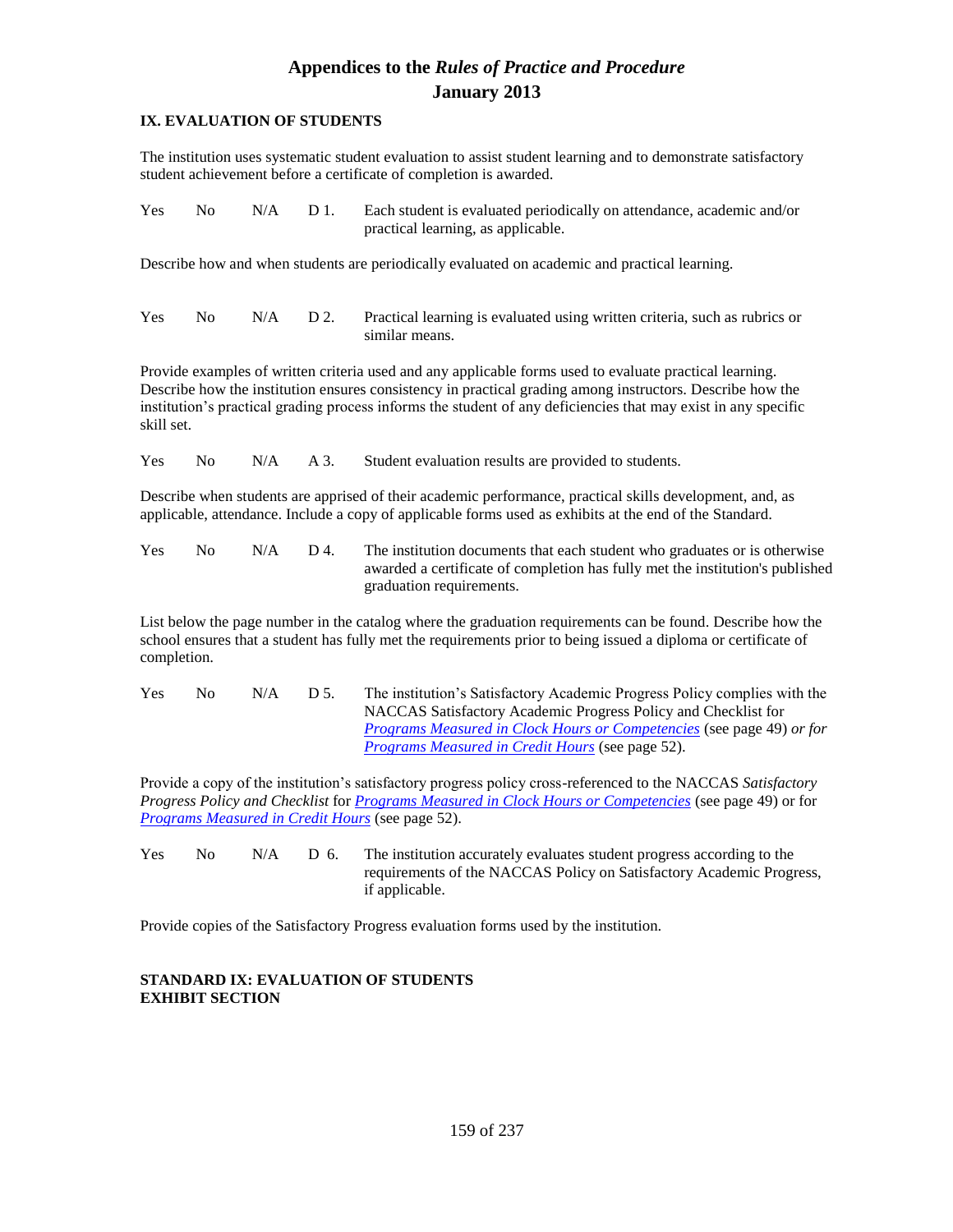## IX. EVALUATION OF STUDENTS

The institution uses systematic student evaluation to assist student learning and to demonstrate satisfactory student achievement before a certificate of completion is awarded.

Yes No N/A D 1. Each student is evaluated periodically on attendance, academic and/or practical learning, as applicable.

Describe how and when students are periodically evaluated on academic and practical learning.

Yes No N/A D 2. Practical learning is evaluated using written criteria, such as rubrics or similar means.

Provide examples of written criteria used and any applicable forms used to evaluate practical learning. Describe how the institution ensures consistency in practical grading among instructors. Describe how the institution's practical grading process informs the student of any deficiencies that may exist in any specific skill set.

Yes No N/A A 3. Student evaluation results are provided to students.

Describe when students are apprised of their academic performance, practical skills development, and, as applicable, attendance. Include a copy of applicable forms used as exhibits at the end of the Standard.

Yes No N/A D 4. The institution documents that each student who graduates or is otherwise awarded a certificate of completion has fully met the institution's published graduation requirements.

List below the page number in the catalog where the graduation requirements can be found. Describe how the school ensures that a student has fully met the requirements prior to being issued a diploma or certificate of completion.

Yes No N/A D 5. The institution's Satisfactory Academic Progress Policy complies with the NACCAS Satisfactory Academic Progress Policy and Checklist for *Programs Measured in Clock Hours or Competencies* (see page 49) *or for Programs Measured in Credit Hours* (see page 52).

Provide a copy of the institution's satisfactory progress policy cross-referenced to the NACCAS *Satisfactory Progress Policy and Checklist* for *Programs Measured in Clock Hours or Competencies* (see page 49) or for *Programs Measured in Credit Hours* (see page 52).

Yes No N/A D 6. The institution accurately evaluates student progress according to the requirements of the NACCAS Policy on Satisfactory Academic Progress, if applicable.

Provide copies of the Satisfactory Progress evaluation forms used by the institution.

**STANDARD IX: EVALUATION OF STUDENTS**
**EXHIBIT SECTION**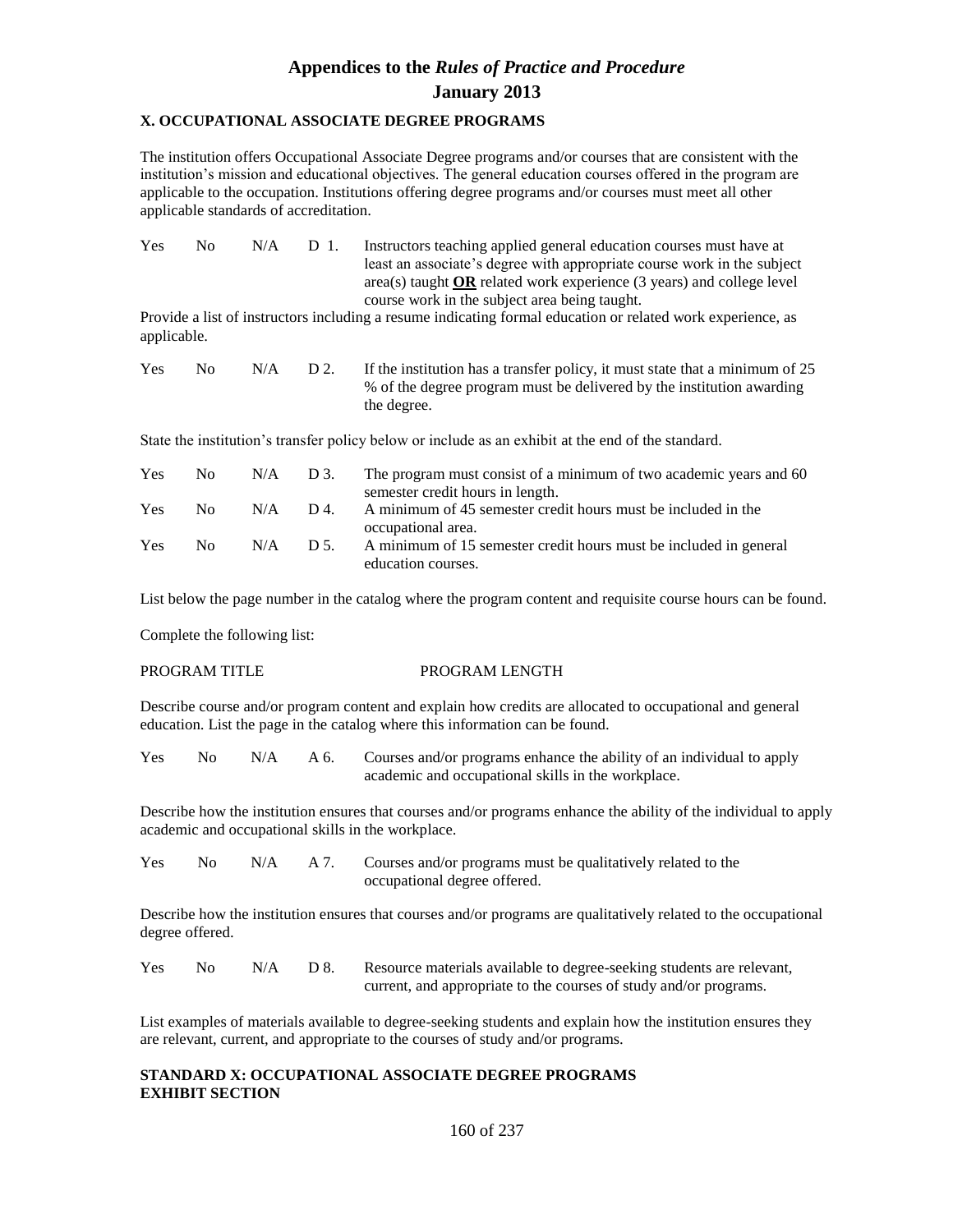### X. OCCUPATIONAL ASSOCIATE DEGREE PROGRAMS

The institution offers Occupational Associate Degree programs and/or courses that are consistent with the institution's mission and educational objectives. The general education courses offered in the program are applicable to the occupation. Institutions offering degree programs and/or courses must meet all other applicable standards of accreditation.

Yes No N/A D 1. Instructors teaching applied general education courses must have at least an associate's degree with appropriate course work in the subject area(s) taught **OR** related work experience (3 years) and college level course work in the subject area being taught.

Provide a list of instructors including a resume indicating formal education or related work experience, as applicable.

Yes No N/A D 2. If the institution has a transfer policy, it must state that a minimum of 25 % of the degree program must be delivered by the institution awarding the degree.

State the institution's transfer policy below or include as an exhibit at the end of the standard.

Yes No N/A D 3. The program must consist of a minimum of two academic years and 60 semester credit hours in length.

Yes No N/A D 4. A minimum of 45 semester credit hours must be included in the occupational area.

Yes No N/A D 5. A minimum of 15 semester credit hours must be included in general education courses.

List below the page number in the catalog where the program content and requisite course hours can be found.

Complete the following list:

PROGRAM TITLE PROGRAM LENGTH

Describe course and/or program content and explain how credits are allocated to occupational and general education. List the page in the catalog where this information can be found.

Yes No N/A A 6. Courses and/or programs enhance the ability of an individual to apply academic and occupational skills in the workplace.

Describe how the institution ensures that courses and/or programs enhance the ability of the individual to apply academic and occupational skills in the workplace.

Yes No N/A A 7. Courses and/or programs must be qualitatively related to the occupational degree offered.

Describe how the institution ensures that courses and/or programs are qualitatively related to the occupational degree offered.

Yes No N/A D 8. Resource materials available to degree-seeking students are relevant, current, and appropriate to the courses of study and/or programs.

List examples of materials available to degree-seeking students and explain how the institution ensures they are relevant, current, and appropriate to the courses of study and/or programs.

**STANDARD X: OCCUPATIONAL ASSOCIATE DEGREE PROGRAMS**
**EXHIBIT SECTION**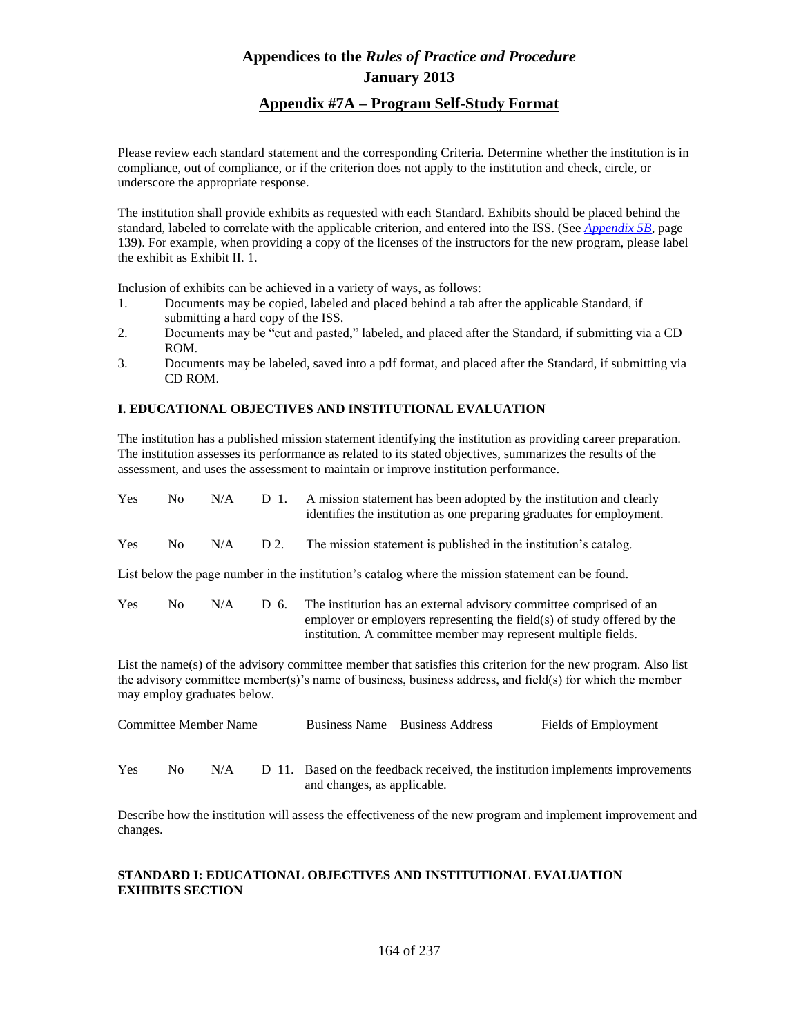# Appendices to the *Rules of Practice and Procedure*
# January 2013

## Appendix #7A – Program Self-Study Format

Please review each standard statement and the corresponding Criteria. Determine whether the institution is in compliance, out of compliance, or if the criterion does not apply to the institution and check, circle, or underscore the appropriate response.

The institution shall provide exhibits as requested with each Standard. Exhibits should be placed behind the standard, labeled to correlate with the applicable criterion, and entered into the ISS. (See *Appendix 5B*, page 139). For example, when providing a copy of the licenses of the instructors for the new program, please label the exhibit as Exhibit II. 1.

Inclusion of exhibits can be achieved in a variety of ways, as follows:

1. Documents may be copied, labeled and placed behind a tab after the applicable Standard, if submitting a hard copy of the ISS.
2. Documents may be "cut and pasted," labeled, and placed after the Standard, if submitting via a CD ROM.
3. Documents may be labeled, saved into a pdf format, and placed after the Standard, if submitting via CD ROM.

### I. EDUCATIONAL OBJECTIVES AND INSTITUTIONAL EVALUATION

The institution has a published mission statement identifying the institution as providing career preparation. The institution assesses its performance as related to its stated objectives, summarizes the results of the assessment, and uses the assessment to maintain or improve institution performance.

Yes No N/A D 1. A mission statement has been adopted by the institution and clearly identifies the institution as one preparing graduates for employment.

Yes No N/A D 2. The mission statement is published in the institution's catalog.

List below the page number in the institution's catalog where the mission statement can be found.

Yes No N/A D 6. The institution has an external advisory committee comprised of an employer or employers representing the field(s) of study offered by the institution. A committee member may represent multiple fields.

List the name(s) of the advisory committee member that satisfies this criterion for the new program. Also list the advisory committee member(s)'s name of business, business address, and field(s) for which the member may employ graduates below.

| Committee Member Name | Business Name | Business Address | Fields of Employment |
|---|---|---|---|
| | | | |

Yes No N/A D 11. Based on the feedback received, the institution implements improvements and changes, as applicable.

Describe how the institution will assess the effectiveness of the new program and implement improvement and changes.

### STANDARD I: EDUCATIONAL OBJECTIVES AND INSTITUTIONAL EVALUATION EXHIBITS SECTION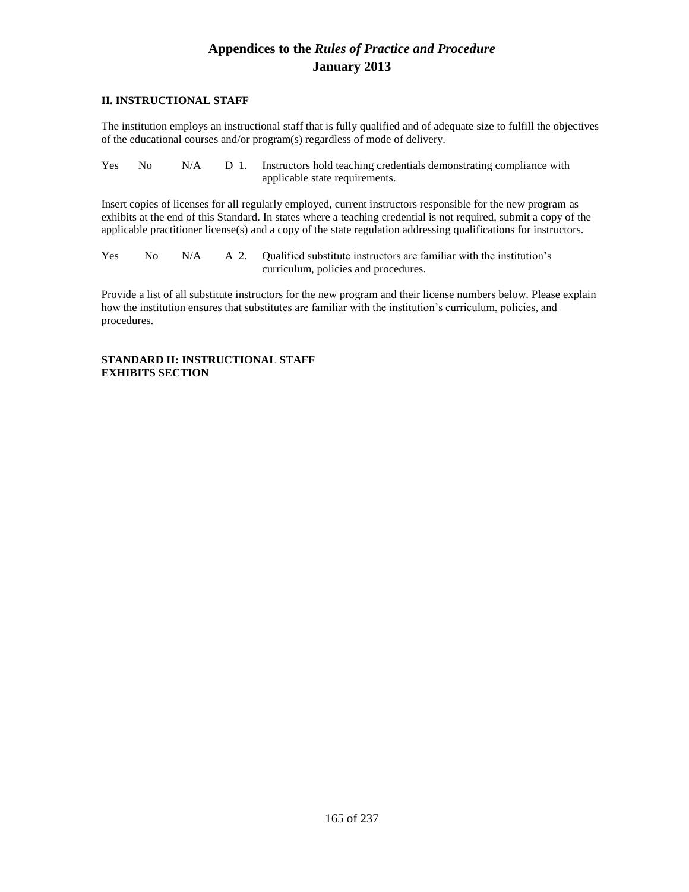**II. INSTRUCTIONAL STAFF**

The institution employs an instructional staff that is fully qualified and of adequate size to fulfill the objectives of the educational courses and/or program(s) regardless of mode of delivery.

Yes No N/A D 1. Instructors hold teaching credentials demonstrating compliance with applicable state requirements.

Insert copies of licenses for all regularly employed, current instructors responsible for the new program as exhibits at the end of this Standard. In states where a teaching credential is not required, submit a copy of the applicable practitioner license(s) and a copy of the state regulation addressing qualifications for instructors.

Yes No N/A A 2. Qualified substitute instructors are familiar with the institution's curriculum, policies and procedures.

Provide a list of all substitute instructors for the new program and their license numbers below. Please explain how the institution ensures that substitutes are familiar with the institution's curriculum, policies, and procedures.

**STANDARD II: INSTRUCTIONAL STAFF**
**EXHIBITS SECTION**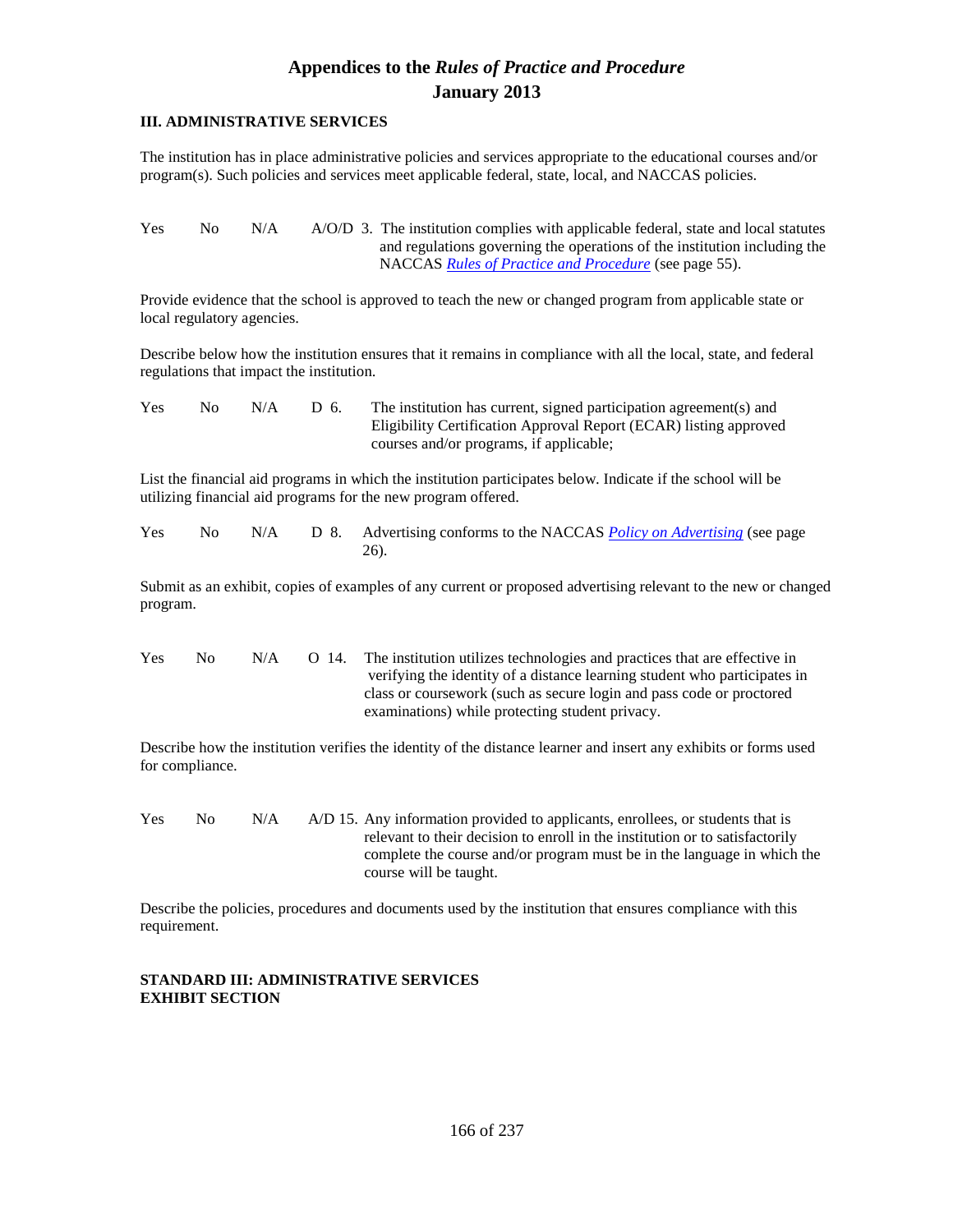### III. ADMINISTRATIVE SERVICES

The institution has in place administrative policies and services appropriate to the educational courses and/or program(s). Such policies and services meet applicable federal, state, local, and NACCAS policies.

Yes No N/A A/O/D 3. The institution complies with applicable federal, state and local statutes and regulations governing the operations of the institution including the NACCAS *Rules of Practice and Procedure* (see page 55).

Provide evidence that the school is approved to teach the new or changed program from applicable state or local regulatory agencies.

Describe below how the institution ensures that it remains in compliance with all the local, state, and federal regulations that impact the institution.

Yes No N/A D 6. The institution has current, signed participation agreement(s) and Eligibility Certification Approval Report (ECAR) listing approved courses and/or programs, if applicable;

List the financial aid programs in which the institution participates below. Indicate if the school will be utilizing financial aid programs for the new program offered.

Yes No N/A D 8. Advertising conforms to the NACCAS *Policy on Advertising* (see page 26).

Submit as an exhibit, copies of examples of any current or proposed advertising relevant to the new or changed program.

Yes No N/A O 14. The institution utilizes technologies and practices that are effective in verifying the identity of a distance learning student who participates in class or coursework (such as secure login and pass code or proctored examinations) while protecting student privacy.

Describe how the institution verifies the identity of the distance learner and insert any exhibits or forms used for compliance.

Yes No N/A A/D 15. Any information provided to applicants, enrollees, or students that is relevant to their decision to enroll in the institution or to satisfactorily complete the course and/or program must be in the language in which the course will be taught.

Describe the policies, procedures and documents used by the institution that ensures compliance with this requirement.

**STANDARD III: ADMINISTRATIVE SERVICES**
**EXHIBIT SECTION**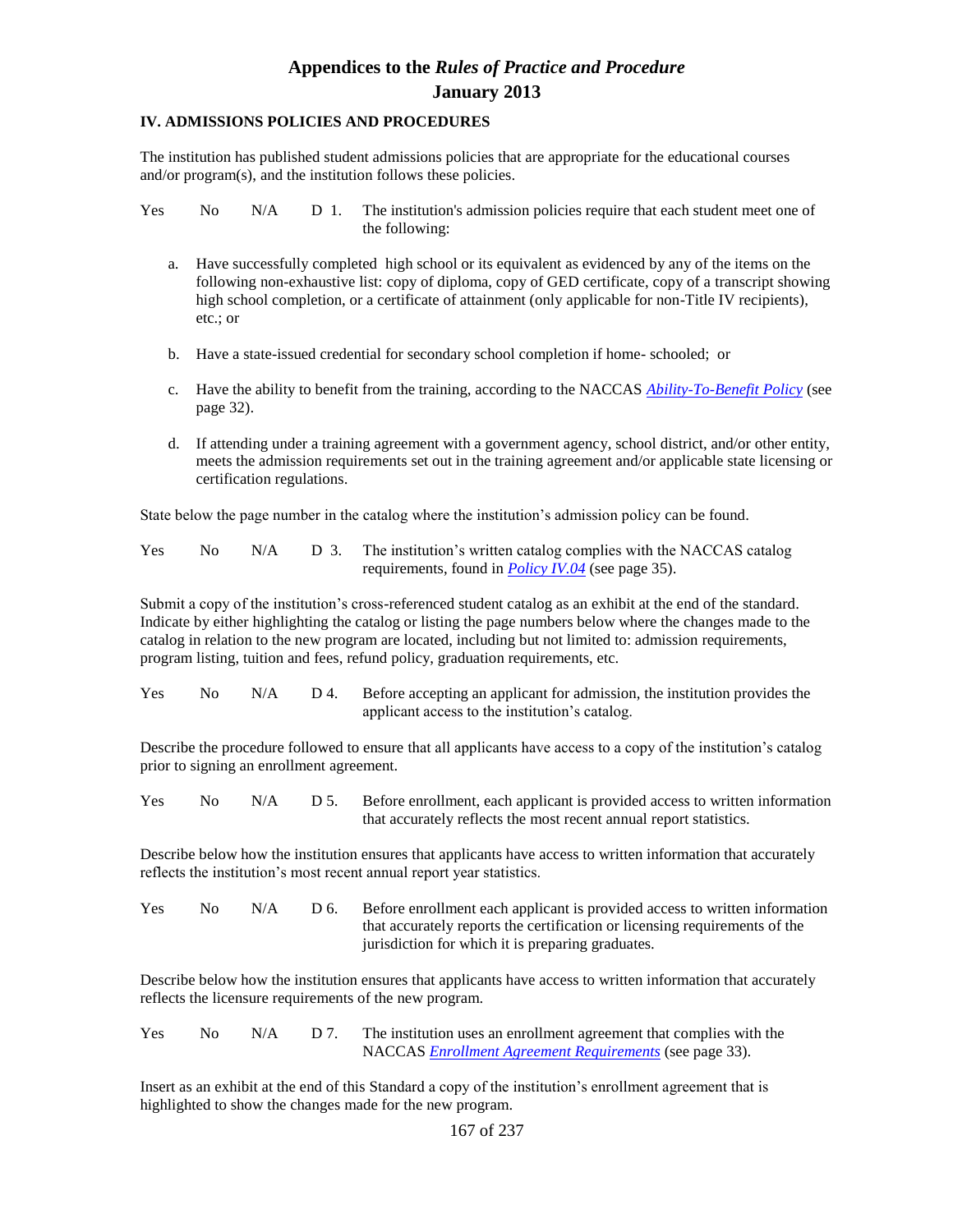# Appendices to the *Rules of Practice and Procedure*
# January 2013

**IV. ADMISSIONS POLICIES AND PROCEDURES**

The institution has published student admissions policies that are appropriate for the educational courses and/or program(s), and the institution follows these policies.

Yes No N/A D 1. The institution's admission policies require that each student meet one of the following:

a. Have successfully completed high school or its equivalent as evidenced by any of the items on the following non-exhaustive list: copy of diploma, copy of GED certificate, copy of a transcript showing high school completion, or a certificate of attainment (only applicable for non-Title IV recipients), etc.; or

b. Have a state-issued credential for secondary school completion if home- schooled; or

c. Have the ability to benefit from the training, according to the NACCAS *Ability-To-Benefit Policy* (see page 32).

d. If attending under a training agreement with a government agency, school district, and/or other entity, meets the admission requirements set out in the training agreement and/or applicable state licensing or certification regulations.

State below the page number in the catalog where the institution's admission policy can be found.

Yes No N/A D 3. The institution's written catalog complies with the NACCAS catalog requirements, found in *Policy IV.04* (see page 35).

Submit a copy of the institution's cross-referenced student catalog as an exhibit at the end of the standard. Indicate by either highlighting the catalog or listing the page numbers below where the changes made to the catalog in relation to the new program are located, including but not limited to: admission requirements, program listing, tuition and fees, refund policy, graduation requirements, etc.

Yes No N/A D 4. Before accepting an applicant for admission, the institution provides the applicant access to the institution's catalog.

Describe the procedure followed to ensure that all applicants have access to a copy of the institution's catalog prior to signing an enrollment agreement.

Yes No N/A D 5. Before enrollment, each applicant is provided access to written information that accurately reflects the most recent annual report statistics.

Describe below how the institution ensures that applicants have access to written information that accurately reflects the institution's most recent annual report year statistics.

Yes No N/A D 6. Before enrollment each applicant is provided access to written information that accurately reports the certification or licensing requirements of the jurisdiction for which it is preparing graduates.

Describe below how the institution ensures that applicants have access to written information that accurately reflects the licensure requirements of the new program.

Yes No N/A D 7. The institution uses an enrollment agreement that complies with the NACCAS *Enrollment Agreement Requirements* (see page 33).

Insert as an exhibit at the end of this Standard a copy of the institution's enrollment agreement that is highlighted to show the changes made for the new program.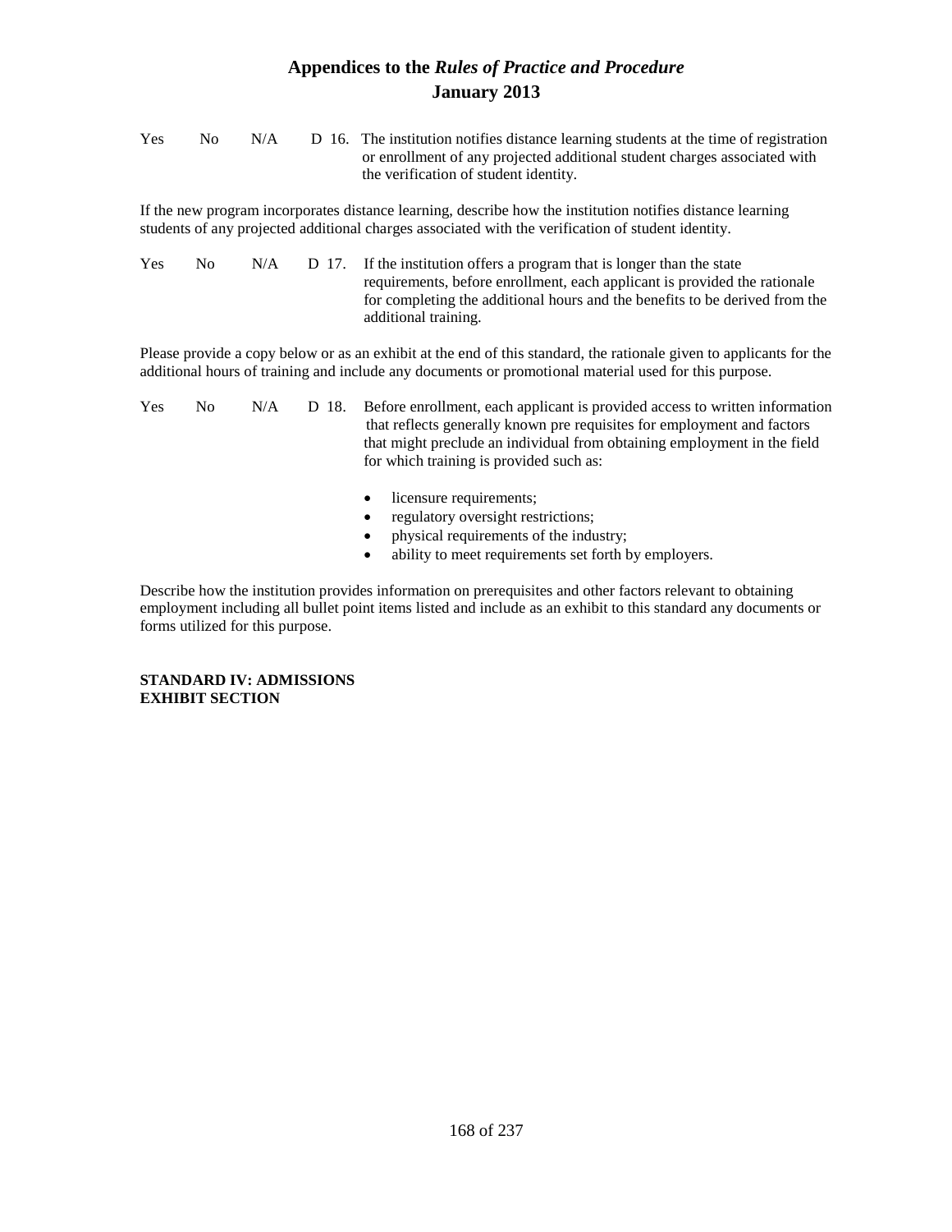Yes No N/A D 16. The institution notifies distance learning students at the time of registration or enrollment of any projected additional student charges associated with the verification of student identity.

If the new program incorporates distance learning, describe how the institution notifies distance learning students of any projected additional charges associated with the verification of student identity.

Yes No N/A D 17. If the institution offers a program that is longer than the state requirements, before enrollment, each applicant is provided the rationale for completing the additional hours and the benefits to be derived from the additional training.

Please provide a copy below or as an exhibit at the end of this standard, the rationale given to applicants for the additional hours of training and include any documents or promotional material used for this purpose.

Yes No N/A D 18. Before enrollment, each applicant is provided access to written information that reflects generally known pre requisites for employment and factors that might preclude an individual from obtaining employment in the field for which training is provided such as:

- licensure requirements;
- regulatory oversight restrictions;
- physical requirements of the industry;
- ability to meet requirements set forth by employers.

Describe how the institution provides information on prerequisites and other factors relevant to obtaining employment including all bullet point items listed and include as an exhibit to this standard any documents or forms utilized for this purpose.

**STANDARD IV: ADMISSIONS**
**EXHIBIT SECTION**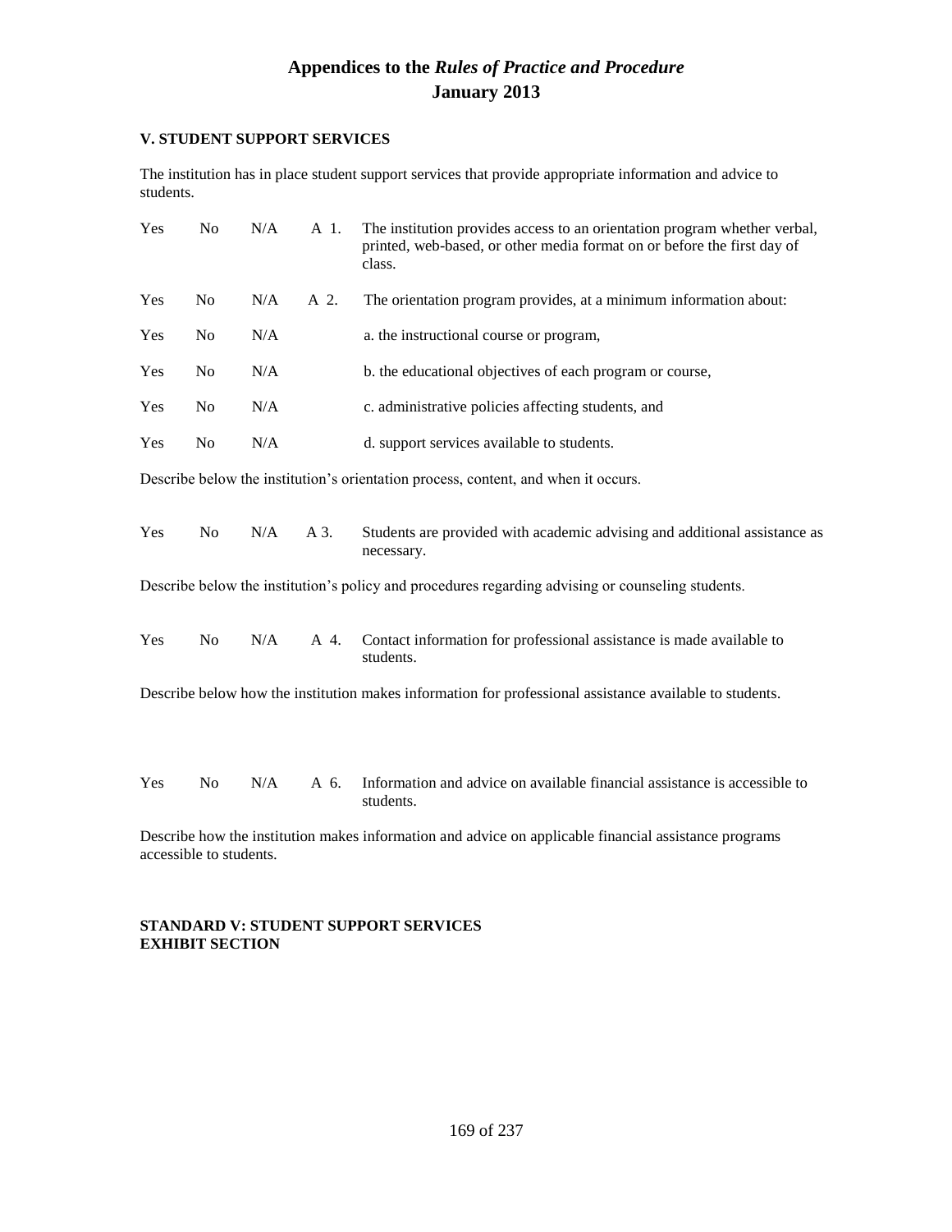## V. STUDENT SUPPORT SERVICES

The institution has in place student support services that provide appropriate information and advice to students.

Yes No N/A A 1. The institution provides access to an orientation program whether verbal, printed, web-based, or other media format on or before the first day of class.

Yes No N/A A 2. The orientation program provides, at a minimum information about:

Yes No N/A a. the instructional course or program,

Yes No N/A b. the educational objectives of each program or course,

Yes No N/A c. administrative policies affecting students, and

Yes No N/A d. support services available to students.

Describe below the institution's orientation process, content, and when it occurs.

Yes No N/A A 3. Students are provided with academic advising and additional assistance as necessary.

Describe below the institution's policy and procedures regarding advising or counseling students.

Yes No N/A A 4. Contact information for professional assistance is made available to students.

Describe below how the institution makes information for professional assistance available to students.

Yes No N/A A 6. Information and advice on available financial assistance is accessible to students.

Describe how the institution makes information and advice on applicable financial assistance programs accessible to students.

**STANDARD V: STUDENT SUPPORT SERVICES**
**EXHIBIT SECTION**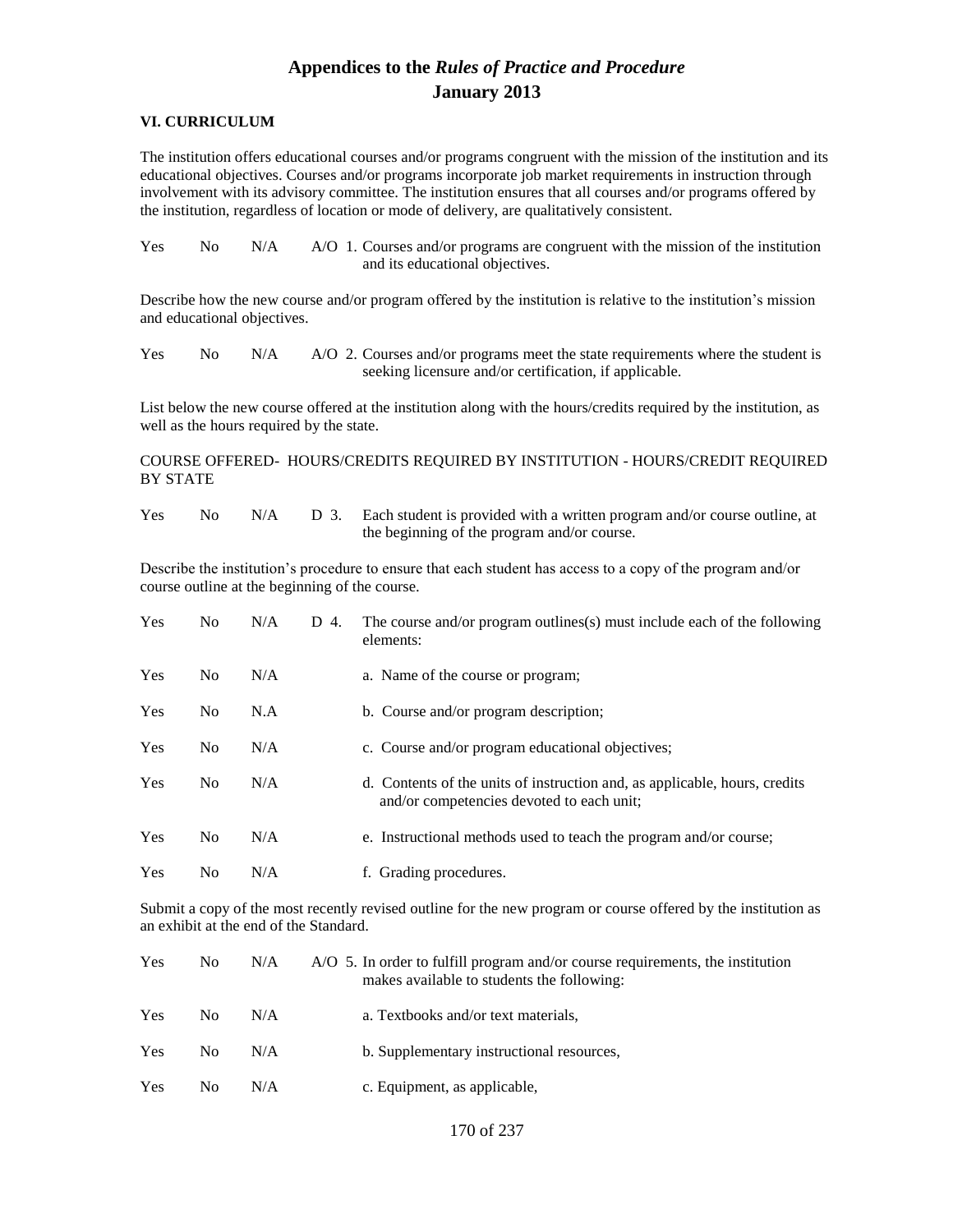# Appendices to the *Rules of Practice and Procedure*
# January 2013

### VI. CURRICULUM

The institution offers educational courses and/or programs congruent with the mission of the institution and its educational objectives. Courses and/or programs incorporate job market requirements in instruction through involvement with its advisory committee. The institution ensures that all courses and/or programs offered by the institution, regardless of location or mode of delivery, are qualitatively consistent.

Yes No N/A A/O 1. Courses and/or programs are congruent with the mission of the institution and its educational objectives.

Describe how the new course and/or program offered by the institution is relative to the institution's mission and educational objectives.

Yes No N/A A/O 2. Courses and/or programs meet the state requirements where the student is seeking licensure and/or certification, if applicable.

List below the new course offered at the institution along with the hours/credits required by the institution, as well as the hours required by the state.

COURSE OFFERED- HOURS/CREDITS REQUIRED BY INSTITUTION - HOURS/CREDIT REQUIRED BY STATE

Yes No N/A D 3. Each student is provided with a written program and/or course outline, at the beginning of the program and/or course.

Describe the institution's procedure to ensure that each student has access to a copy of the program and/or course outline at the beginning of the course.

Yes No N/A D 4. The course and/or program outlines(s) must include each of the following elements:

Yes No N/A a. Name of the course or program;

Yes No N.A b. Course and/or program description;

Yes No N/A c. Course and/or program educational objectives;

Yes No N/A d. Contents of the units of instruction and, as applicable, hours, credits and/or competencies devoted to each unit;

Yes No N/A e. Instructional methods used to teach the program and/or course;

Yes No N/A f. Grading procedures.

Submit a copy of the most recently revised outline for the new program or course offered by the institution as an exhibit at the end of the Standard.

Yes No N/A A/O 5. In order to fulfill program and/or course requirements, the institution makes available to students the following:

Yes No N/A a. Textbooks and/or text materials,

Yes No N/A b. Supplementary instructional resources,

Yes No N/A c. Equipment, as applicable,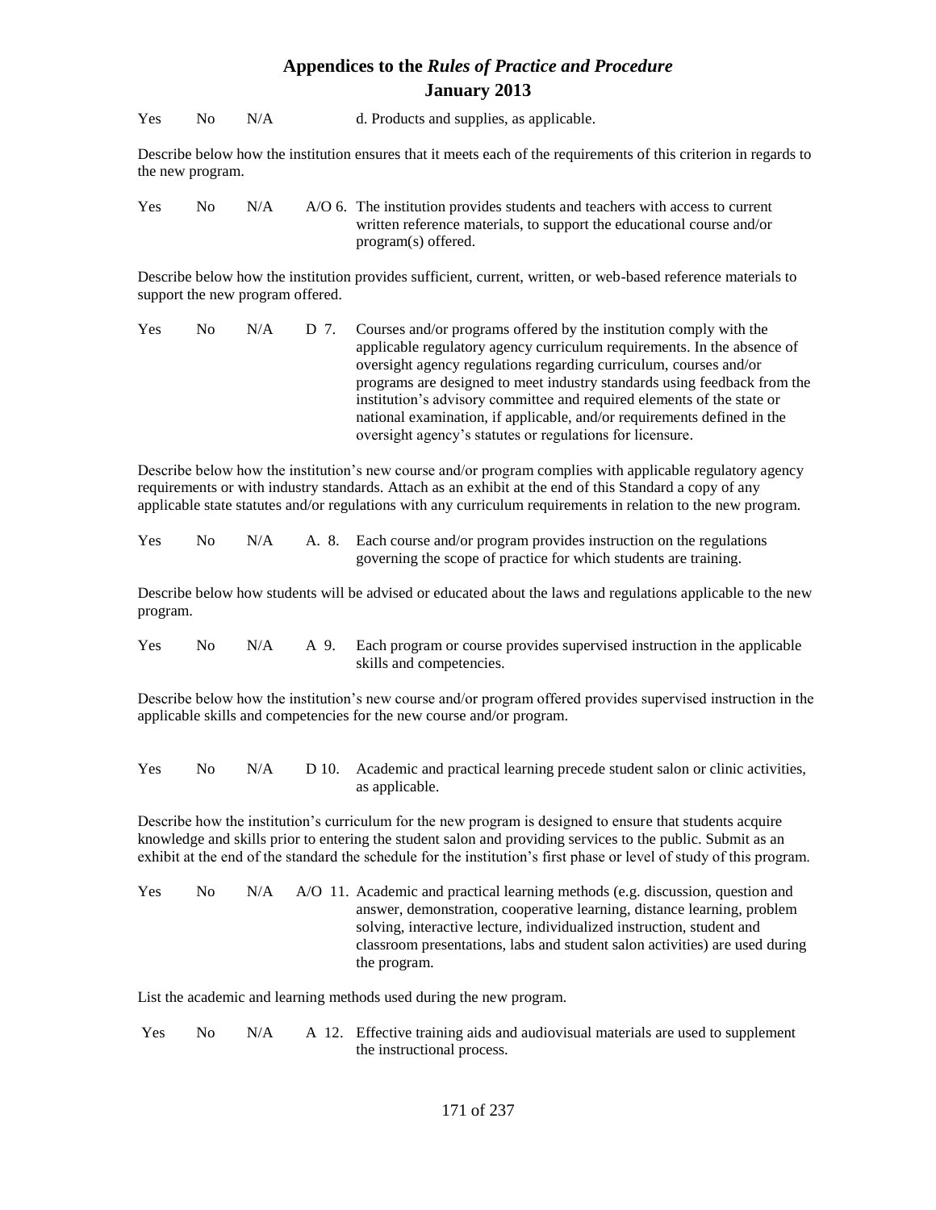Yes No N/A d. Products and supplies, as applicable.

Describe below how the institution ensures that it meets each of the requirements of this criterion in regards to the new program.

Yes No N/A A/O 6. The institution provides students and teachers with access to current written reference materials, to support the educational course and/or program(s) offered.

Describe below how the institution provides sufficient, current, written, or web-based reference materials to support the new program offered.

Yes No N/A D 7. Courses and/or programs offered by the institution comply with the applicable regulatory agency curriculum requirements. In the absence of oversight agency regulations regarding curriculum, courses and/or programs are designed to meet industry standards using feedback from the institution's advisory committee and required elements of the state or national examination, if applicable, and/or requirements defined in the oversight agency's statutes or regulations for licensure.

Describe below how the institution's new course and/or program complies with applicable regulatory agency requirements or with industry standards. Attach as an exhibit at the end of this Standard a copy of any applicable state statutes and/or regulations with any curriculum requirements in relation to the new program.

Yes No N/A A. 8. Each course and/or program provides instruction on the regulations governing the scope of practice for which students are training.

Describe below how students will be advised or educated about the laws and regulations applicable to the new program.

Yes No N/A A 9. Each program or course provides supervised instruction in the applicable skills and competencies.

Describe below how the institution's new course and/or program offered provides supervised instruction in the applicable skills and competencies for the new course and/or program.

Yes No N/A D 10. Academic and practical learning precede student salon or clinic activities, as applicable.

Describe how the institution's curriculum for the new program is designed to ensure that students acquire knowledge and skills prior to entering the student salon and providing services to the public. Submit as an exhibit at the end of the standard the schedule for the institution's first phase or level of study of this program.

Yes No N/A A/O 11. Academic and practical learning methods (e.g. discussion, question and answer, demonstration, cooperative learning, distance learning, problem solving, interactive lecture, individualized instruction, student and classroom presentations, labs and student salon activities) are used during the program.

List the academic and learning methods used during the new program.

Yes No N/A A 12. Effective training aids and audiovisual materials are used to supplement the instructional process.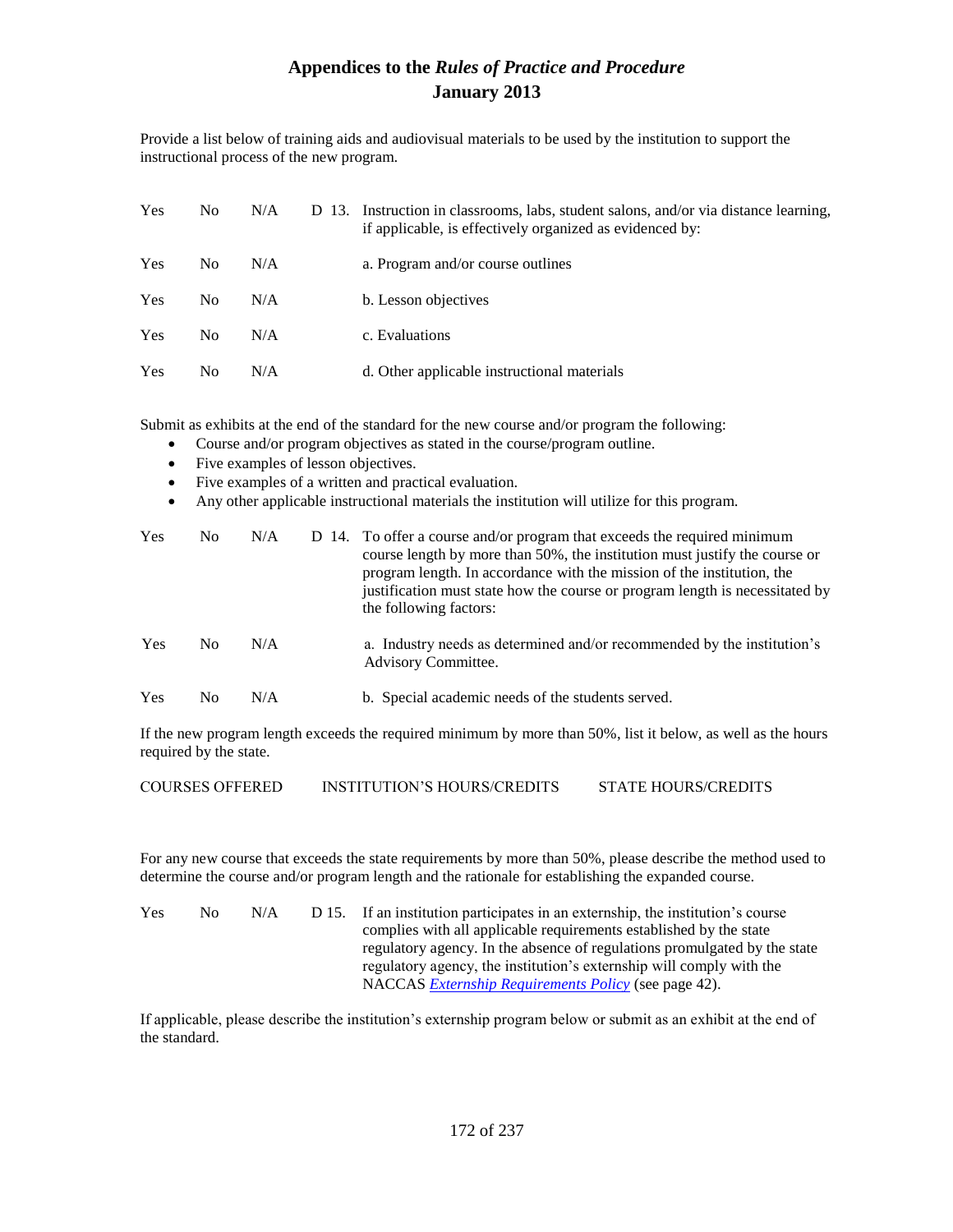# Appendices to the *Rules of Practice and Procedure*
# January 2013

Provide a list below of training aids and audiovisual materials to be used by the institution to support the instructional process of the new program.

| | | | | |
|---|---|---|---|---|
| Yes | No | N/A | D 13. | Instruction in classrooms, labs, student salons, and/or via distance learning, if applicable, is effectively organized as evidenced by: |
| Yes | No | N/A | | a. Program and/or course outlines |
| Yes | No | N/A | | b. Lesson objectives |
| Yes | No | N/A | | c. Evaluations |
| Yes | No | N/A | | d. Other applicable instructional materials |

Submit as exhibits at the end of the standard for the new course and/or program the following:

- Course and/or program objectives as stated in the course/program outline.
- Five examples of lesson objectives.
- Five examples of a written and practical evaluation.
- Any other applicable instructional materials the institution will utilize for this program.

| | | | | |
|---|---|---|---|---|
| Yes | No | N/A | D 14. | To offer a course and/or program that exceeds the required minimum course length by more than 50%, the institution must justify the course or program length. In accordance with the mission of the institution, the justification must state how the course or program length is necessitated by the following factors: |
| Yes | No | N/A | | a. Industry needs as determined and/or recommended by the institution's Advisory Committee. |
| Yes | No | N/A | | b. Special academic needs of the students served. |

If the new program length exceeds the required minimum by more than 50%, list it below, as well as the hours required by the state.

| COURSES OFFERED | INSTITUTION'S HOURS/CREDITS | STATE HOURS/CREDITS |
|---|---|---|
| | | |

For any new course that exceeds the state requirements by more than 50%, please describe the method used to determine the course and/or program length and the rationale for establishing the expanded course.

| | | | | |
|---|---|---|---|---|
| Yes | No | N/A | D 15. | If an institution participates in an externship, the institution's course complies with all applicable requirements established by the state regulatory agency. In the absence of regulations promulgated by the state regulatory agency, the institution's externship will comply with the NACCAS *Externship Requirements Policy* (see page 42). |

If applicable, please describe the institution's externship program below or submit as an exhibit at the end of the standard.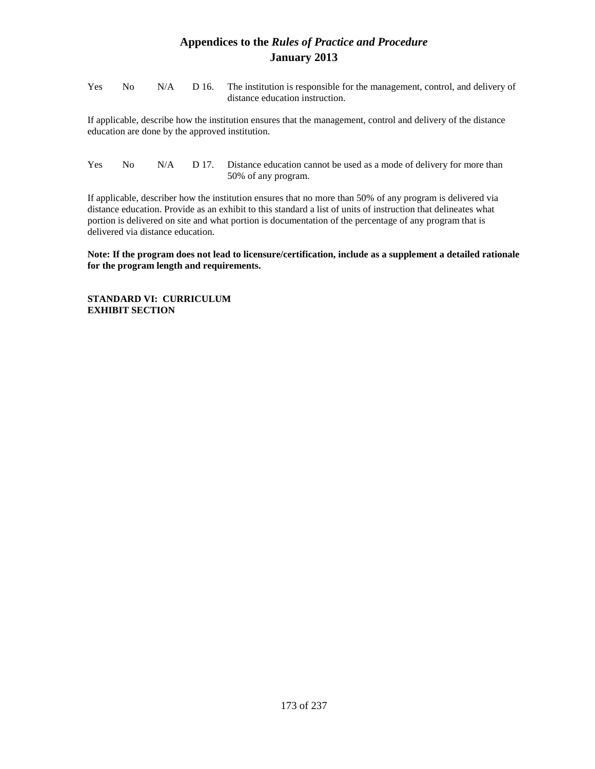Yes No N/A D 16. The institution is responsible for the management, control, and delivery of distance education instruction.

If applicable, describe how the institution ensures that the management, control and delivery of the distance education are done by the approved institution.

Yes No N/A D 17. Distance education cannot be used as a mode of delivery for more than 50% of any program.

If applicable, describer how the institution ensures that no more than 50% of any program is delivered via distance education. Provide as an exhibit to this standard a list of units of instruction that delineates what portion is delivered on site and what portion is documentation of the percentage of any program that is delivered via distance education.

**Note: If the program does not lead to licensure/certification, include as a supplement a detailed rationale for the program length and requirements.**

**STANDARD VI: CURRICULUM**
**EXHIBIT SECTION**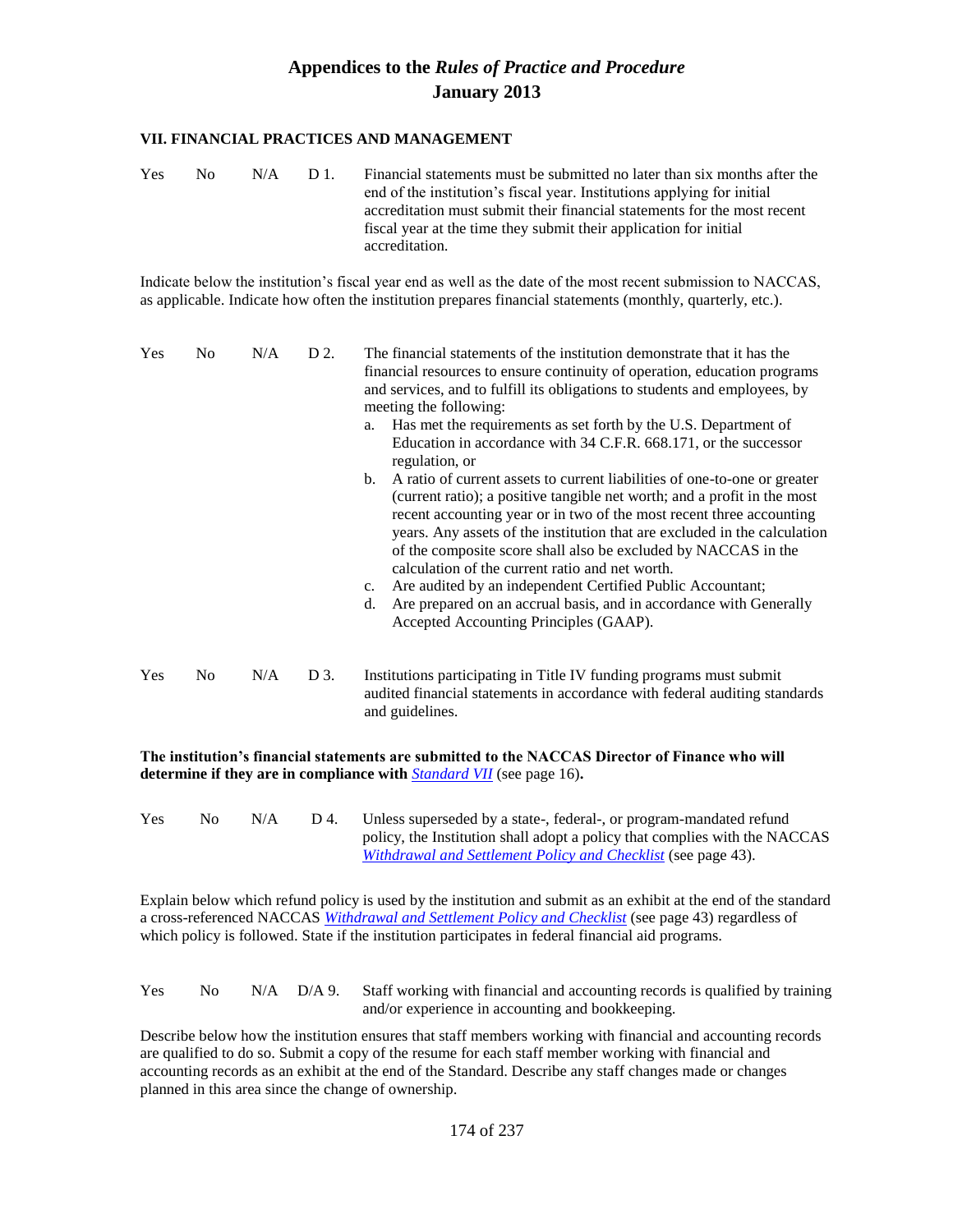### VII. FINANCIAL PRACTICES AND MANAGEMENT

Yes No N/A D 1. Financial statements must be submitted no later than six months after the end of the institution's fiscal year. Institutions applying for initial accreditation must submit their financial statements for the most recent fiscal year at the time they submit their application for initial accreditation.

Indicate below the institution's fiscal year end as well as the date of the most recent submission to NACCAS, as applicable. Indicate how often the institution prepares financial statements (monthly, quarterly, etc.).

Yes No N/A D 2. The financial statements of the institution demonstrate that it has the financial resources to ensure continuity of operation, education programs and services, and to fulfill its obligations to students and employees, by meeting the following:

a. Has met the requirements as set forth by the U.S. Department of Education in accordance with 34 C.F.R. 668.171, or the successor regulation, or
b. A ratio of current assets to current liabilities of one-to-one or greater (current ratio); a positive tangible net worth; and a profit in the most recent accounting year or in two of the most recent three accounting years. Any assets of the institution that are excluded in the calculation of the composite score shall also be excluded by NACCAS in the calculation of the current ratio and net worth.
c. Are audited by an independent Certified Public Accountant;
d. Are prepared on an accrual basis, and in accordance with Generally Accepted Accounting Principles (GAAP).

Yes No N/A D 3. Institutions participating in Title IV funding programs must submit audited financial statements in accordance with federal auditing standards and guidelines.

**The institution's financial statements are submitted to the NACCAS Director of Finance who will determine if they are in compliance with *Standard VII* (see page 16).**

Yes No N/A D 4. Unless superseded by a state-, federal-, or program-mandated refund policy, the Institution shall adopt a policy that complies with the NACCAS *Withdrawal and Settlement Policy and Checklist* (see page 43).

Explain below which refund policy is used by the institution and submit as an exhibit at the end of the standard a cross-referenced NACCAS *Withdrawal and Settlement Policy and Checklist* (see page 43) regardless of which policy is followed. State if the institution participates in federal financial aid programs.

Yes No N/A D/A 9. Staff working with financial and accounting records is qualified by training and/or experience in accounting and bookkeeping.

Describe below how the institution ensures that staff members working with financial and accounting records are qualified to do so. Submit a copy of the resume for each staff member working with financial and accounting records as an exhibit at the end of the Standard. Describe any staff changes made or changes planned in this area since the change of ownership.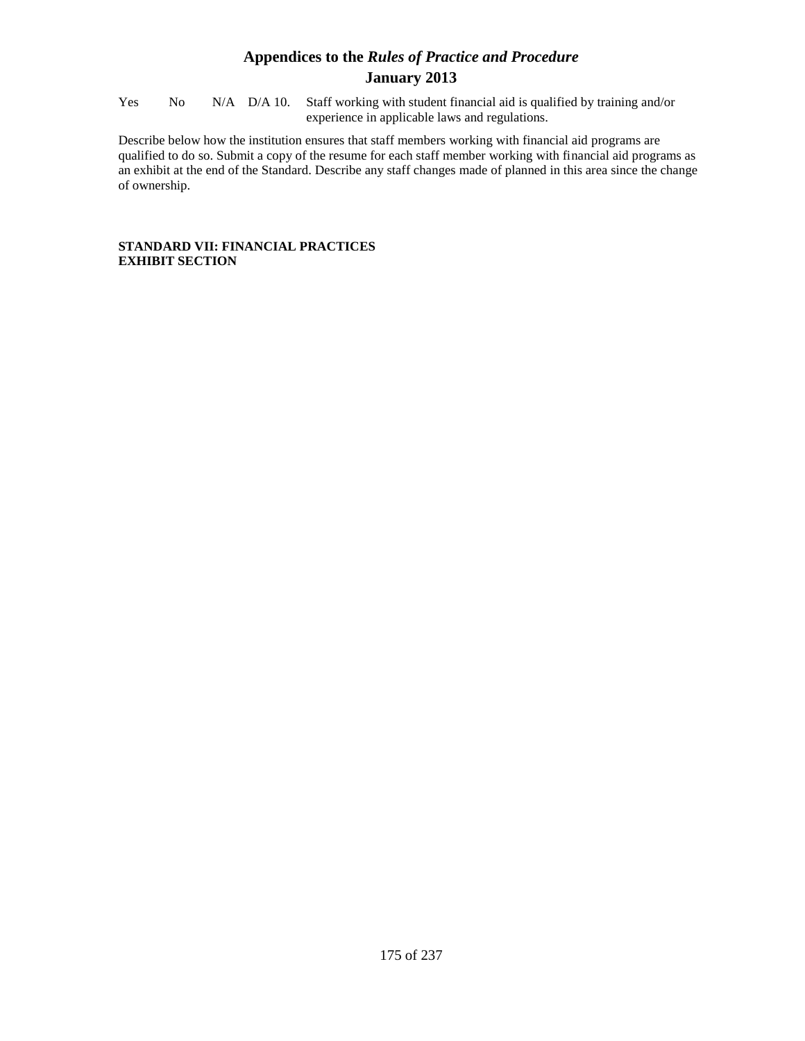Yes No N/A D/A 10. Staff working with student financial aid is qualified by training and/or experience in applicable laws and regulations.

Describe below how the institution ensures that staff members working with financial aid programs are qualified to do so. Submit a copy of the resume for each staff member working with financial aid programs as an exhibit at the end of the Standard. Describe any staff changes made of planned in this area since the change of ownership.

**STANDARD VII: FINANCIAL PRACTICES**
**EXHIBIT SECTION**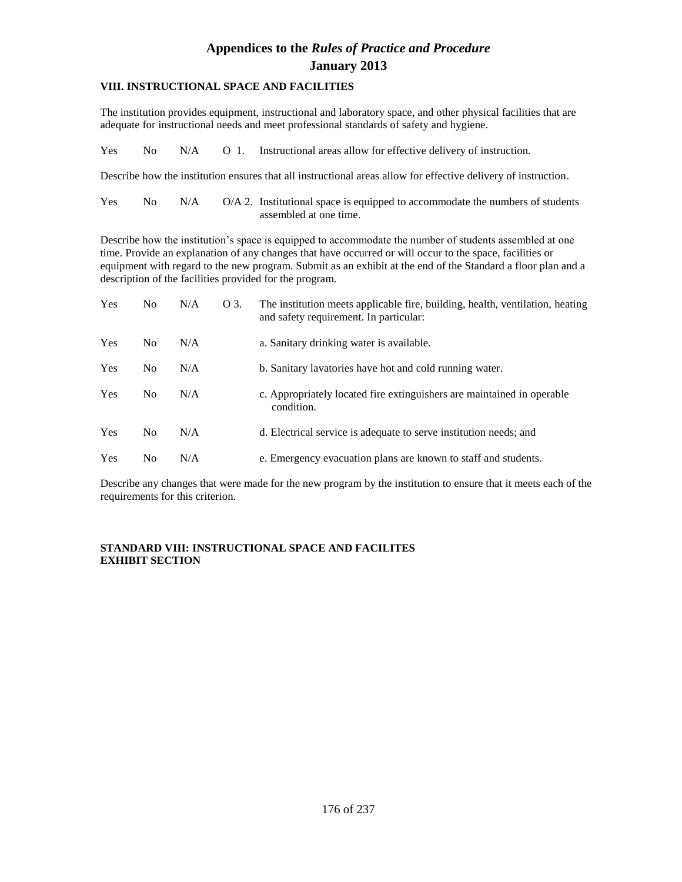## VIII. INSTRUCTIONAL SPACE AND FACILITIES

The institution provides equipment, instructional and laboratory space, and other physical facilities that are adequate for instructional needs and meet professional standards of safety and hygiene.

Yes No N/A O 1. Instructional areas allow for effective delivery of instruction.

Describe how the institution ensures that all instructional areas allow for effective delivery of instruction.

Yes No N/A O/A 2. Institutional space is equipped to accommodate the numbers of students assembled at one time.

Describe how the institution's space is equipped to accommodate the number of students assembled at one time. Provide an explanation of any changes that have occurred or will occur to the space, facilities or equipment with regard to the new program. Submit as an exhibit at the end of the Standard a floor plan and a description of the facilities provided for the program.

Yes No N/A O 3. The institution meets applicable fire, building, health, ventilation, heating and safety requirement. In particular:

Yes No N/A a. Sanitary drinking water is available.

Yes No N/A b. Sanitary lavatories have hot and cold running water.

Yes No N/A c. Appropriately located fire extinguishers are maintained in operable condition.

Yes No N/A d. Electrical service is adequate to serve institution needs; and

Yes No N/A e. Emergency evacuation plans are known to staff and students.

Describe any changes that were made for the new program by the institution to ensure that it meets each of the requirements for this criterion.

**STANDARD VIII: INSTRUCTIONAL SPACE AND FACILITES**
**EXHIBIT SECTION**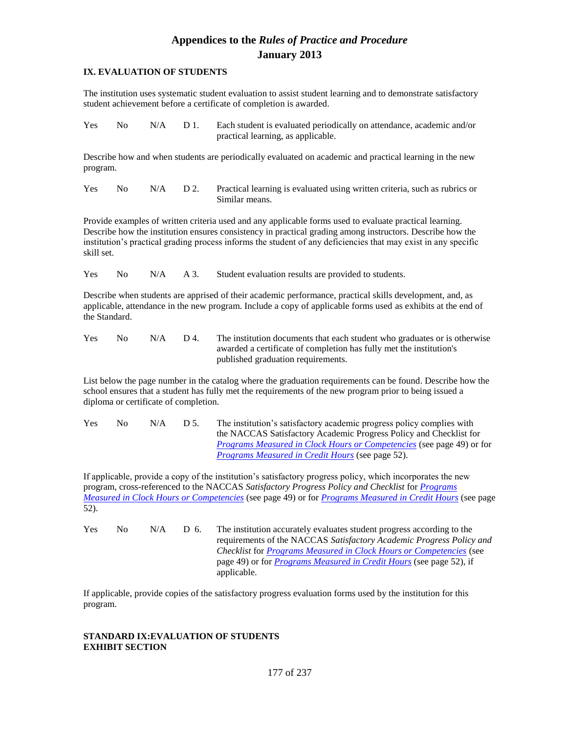## IX. EVALUATION OF STUDENTS

The institution uses systematic student evaluation to assist student learning and to demonstrate satisfactory student achievement before a certificate of completion is awarded.

Yes No N/A D 1. Each student is evaluated periodically on attendance, academic and/or practical learning, as applicable.

Describe how and when students are periodically evaluated on academic and practical learning in the new program.

Yes No N/A D 2. Practical learning is evaluated using written criteria, such as rubrics or Similar means.

Provide examples of written criteria used and any applicable forms used to evaluate practical learning. Describe how the institution ensures consistency in practical grading among instructors. Describe how the institution's practical grading process informs the student of any deficiencies that may exist in any specific skill set.

Yes No N/A A 3. Student evaluation results are provided to students.

Describe when students are apprised of their academic performance, practical skills development, and, as applicable, attendance in the new program. Include a copy of applicable forms used as exhibits at the end of the Standard.

Yes No N/A D 4. The institution documents that each student who graduates or is otherwise awarded a certificate of completion has fully met the institution's published graduation requirements.

List below the page number in the catalog where the graduation requirements can be found. Describe how the school ensures that a student has fully met the requirements of the new program prior to being issued a diploma or certificate of completion.

Yes No N/A D 5. The institution's satisfactory academic progress policy complies with the NACCAS Satisfactory Academic Progress Policy and Checklist for *Programs Measured in Clock Hours or Competencies* (see page 49) or for *Programs Measured in Credit Hours* (see page 52).

If applicable, provide a copy of the institution's satisfactory progress policy, which incorporates the new program, cross-referenced to the NACCAS *Satisfactory Progress Policy and Checklist* for *Programs Measured in Clock Hours or Competencies* (see page 49) or for *Programs Measured in Credit Hours* (see page 52).

Yes No N/A D 6. The institution accurately evaluates student progress according to the requirements of the NACCAS *Satisfactory Academic Progress Policy and Checklist* for *Programs Measured in Clock Hours or Competencies* (see page 49) or for *Programs Measured in Credit Hours* (see page 52), if applicable.

If applicable, provide copies of the satisfactory progress evaluation forms used by the institution for this program.

**STANDARD IX:EVALUATION OF STUDENTS**
**EXHIBIT SECTION**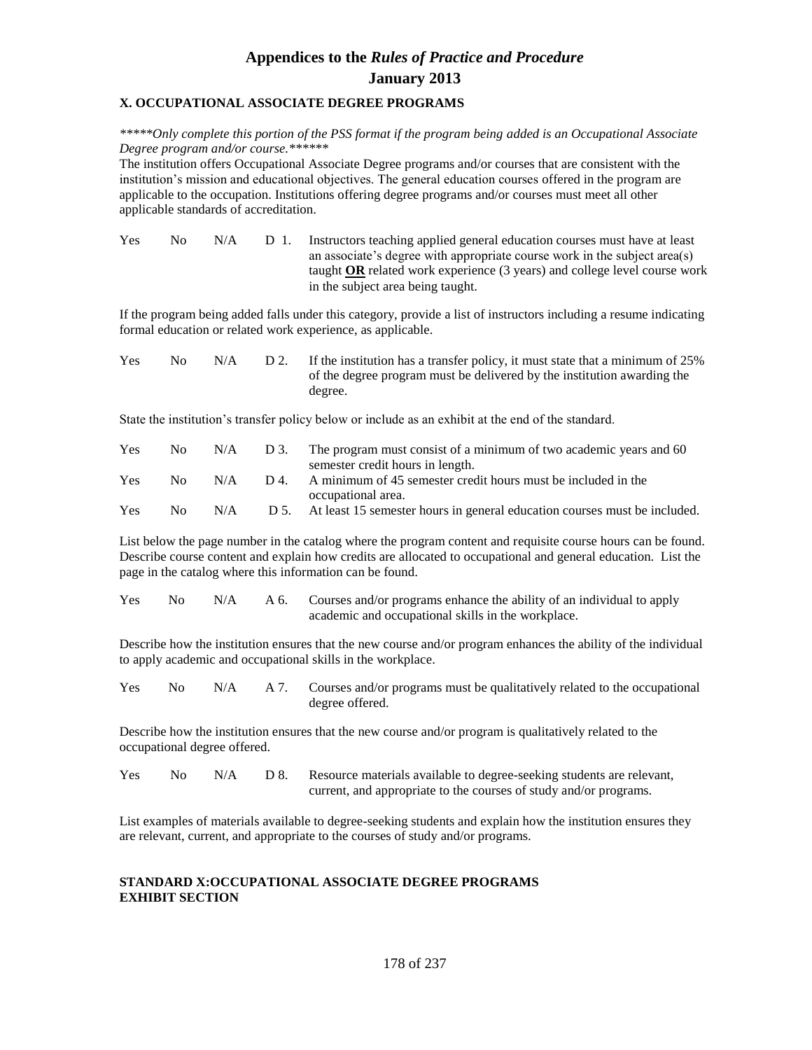## X. OCCUPATIONAL ASSOCIATE DEGREE PROGRAMS

*\*\*\*\*\*Only complete this portion of the PSS format if the program being added is an Occupational Associate Degree program and/or course.\*\*\*\*\*\**

The institution offers Occupational Associate Degree programs and/or courses that are consistent with the institution's mission and educational objectives. The general education courses offered in the program are applicable to the occupation. Institutions offering degree programs and/or courses must meet all other applicable standards of accreditation.

Yes No N/A D 1. Instructors teaching applied general education courses must have at least an associate's degree with appropriate course work in the subject area(s) taught **OR** related work experience (3 years) and college level course work in the subject area being taught.

If the program being added falls under this category, provide a list of instructors including a resume indicating formal education or related work experience, as applicable.

Yes No N/A D 2. If the institution has a transfer policy, it must state that a minimum of 25% of the degree program must be delivered by the institution awarding the degree.

State the institution's transfer policy below or include as an exhibit at the end of the standard.

Yes No N/A D 3. The program must consist of a minimum of two academic years and 60 semester credit hours in length.

Yes No N/A D 4. A minimum of 45 semester credit hours must be included in the occupational area.

Yes No N/A D 5. At least 15 semester hours in general education courses must be included.

List below the page number in the catalog where the program content and requisite course hours can be found. Describe course content and explain how credits are allocated to occupational and general education. List the page in the catalog where this information can be found.

Yes No N/A A 6. Courses and/or programs enhance the ability of an individual to apply academic and occupational skills in the workplace.

Describe how the institution ensures that the new course and/or program enhances the ability of the individual to apply academic and occupational skills in the workplace.

Yes No N/A A 7. Courses and/or programs must be qualitatively related to the occupational degree offered.

Describe how the institution ensures that the new course and/or program is qualitatively related to the occupational degree offered.

Yes No N/A D 8. Resource materials available to degree-seeking students are relevant, current, and appropriate to the courses of study and/or programs.

List examples of materials available to degree-seeking students and explain how the institution ensures they are relevant, current, and appropriate to the courses of study and/or programs.

### STANDARD X:OCCUPATIONAL ASSOCIATE DEGREE PROGRAMS EXHIBIT SECTION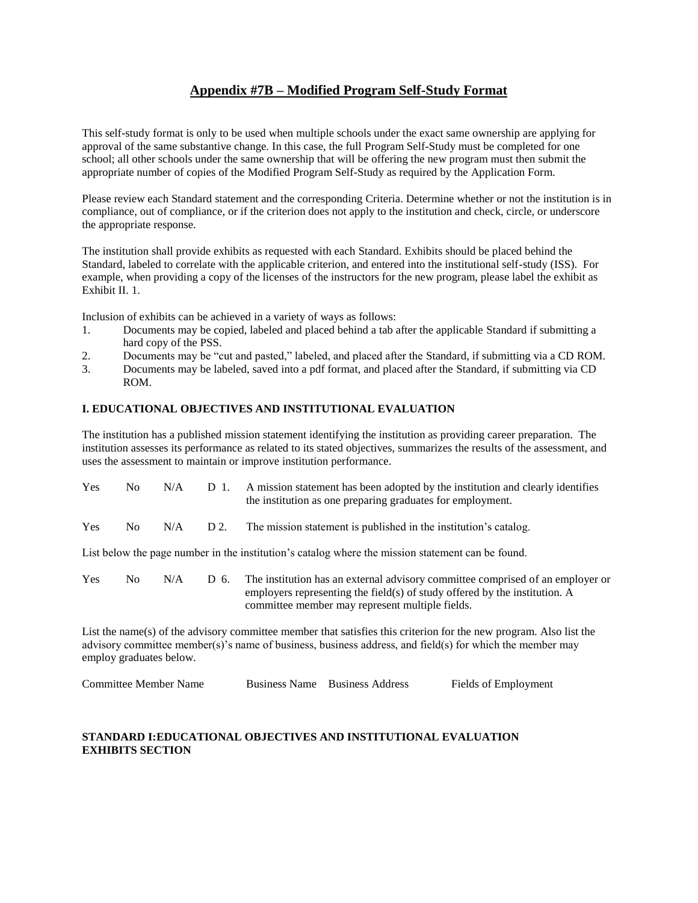# Appendix #7B – Modified Program Self-Study Format

This self-study format is only to be used when multiple schools under the exact same ownership are applying for approval of the same substantive change. In this case, the full Program Self-Study must be completed for one school; all other schools under the same ownership that will be offering the new program must then submit the appropriate number of copies of the Modified Program Self-Study as required by the Application Form.

Please review each Standard statement and the corresponding Criteria. Determine whether or not the institution is in compliance, out of compliance, or if the criterion does not apply to the institution and check, circle, or underscore the appropriate response.

The institution shall provide exhibits as requested with each Standard. Exhibits should be placed behind the Standard, labeled to correlate with the applicable criterion, and entered into the institutional self-study (ISS). For example, when providing a copy of the licenses of the instructors for the new program, please label the exhibit as Exhibit II. 1.

Inclusion of exhibits can be achieved in a variety of ways as follows:

1. Documents may be copied, labeled and placed behind a tab after the applicable Standard if submitting a hard copy of the PSS.
2. Documents may be "cut and pasted," labeled, and placed after the Standard, if submitting via a CD ROM.
3. Documents may be labeled, saved into a pdf format, and placed after the Standard, if submitting via CD ROM.

### I. EDUCATIONAL OBJECTIVES AND INSTITUTIONAL EVALUATION

The institution has a published mission statement identifying the institution as providing career preparation. The institution assesses its performance as related to its stated objectives, summarizes the results of the assessment, and uses the assessment to maintain or improve institution performance.

Yes No N/A D 1. A mission statement has been adopted by the institution and clearly identifies the institution as one preparing graduates for employment.

Yes No N/A D 2. The mission statement is published in the institution's catalog.

List below the page number in the institution's catalog where the mission statement can be found.

Yes No N/A D 6. The institution has an external advisory committee comprised of an employer or employers representing the field(s) of study offered by the institution. A committee member may represent multiple fields.

List the name(s) of the advisory committee member that satisfies this criterion for the new program. Also list the advisory committee member(s)'s name of business, business address, and field(s) for which the member may employ graduates below.

| Committee Member Name | Business Name | Business Address | Fields of Employment |
|---|---|---|---|

### STANDARD I:EDUCATIONAL OBJECTIVES AND INSTITUTIONAL EVALUATION EXHIBITS SECTION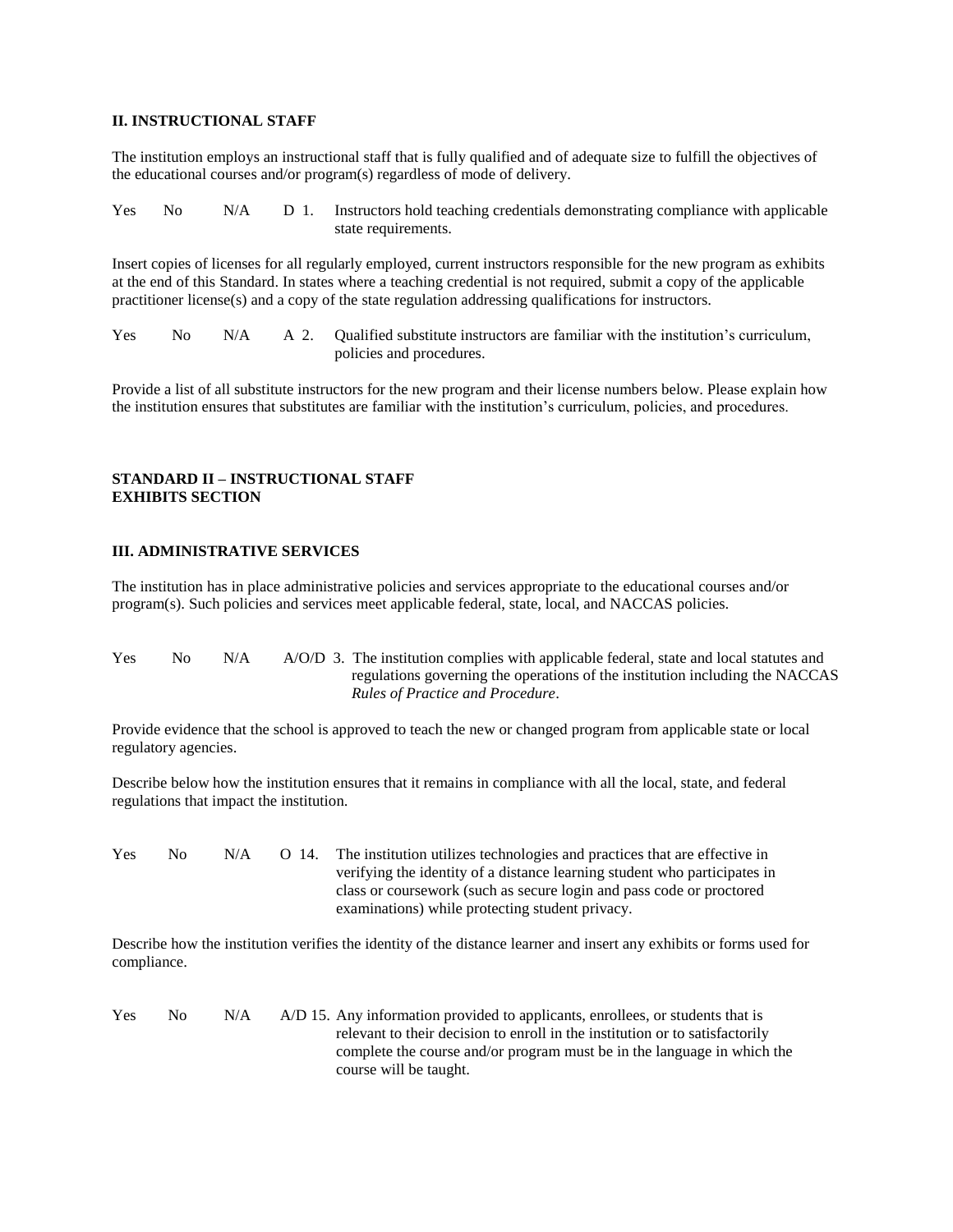**II. INSTRUCTIONAL STAFF**

The institution employs an instructional staff that is fully qualified and of adequate size to fulfill the objectives of the educational courses and/or program(s) regardless of mode of delivery.

Yes No N/A D 1. Instructors hold teaching credentials demonstrating compliance with applicable state requirements.

Insert copies of licenses for all regularly employed, current instructors responsible for the new program as exhibits at the end of this Standard. In states where a teaching credential is not required, submit a copy of the applicable practitioner license(s) and a copy of the state regulation addressing qualifications for instructors.

Yes No N/A A 2. Qualified substitute instructors are familiar with the institution's curriculum, policies and procedures.

Provide a list of all substitute instructors for the new program and their license numbers below. Please explain how the institution ensures that substitutes are familiar with the institution's curriculum, policies, and procedures.

**STANDARD II – INSTRUCTIONAL STAFF**
**EXHIBITS SECTION**

**III. ADMINISTRATIVE SERVICES**

The institution has in place administrative policies and services appropriate to the educational courses and/or program(s). Such policies and services meet applicable federal, state, local, and NACCAS policies.

Yes No N/A A/O/D 3. The institution complies with applicable federal, state and local statutes and regulations governing the operations of the institution including the NACCAS *Rules of Practice and Procedure*.

Provide evidence that the school is approved to teach the new or changed program from applicable state or local regulatory agencies.

Describe below how the institution ensures that it remains in compliance with all the local, state, and federal regulations that impact the institution.

Yes No N/A O 14. The institution utilizes technologies and practices that are effective in verifying the identity of a distance learning student who participates in class or coursework (such as secure login and pass code or proctored examinations) while protecting student privacy.

Describe how the institution verifies the identity of the distance learner and insert any exhibits or forms used for compliance.

Yes No N/A A/D 15. Any information provided to applicants, enrollees, or students that is relevant to their decision to enroll in the institution or to satisfactorily complete the course and/or program must be in the language in which the course will be taught.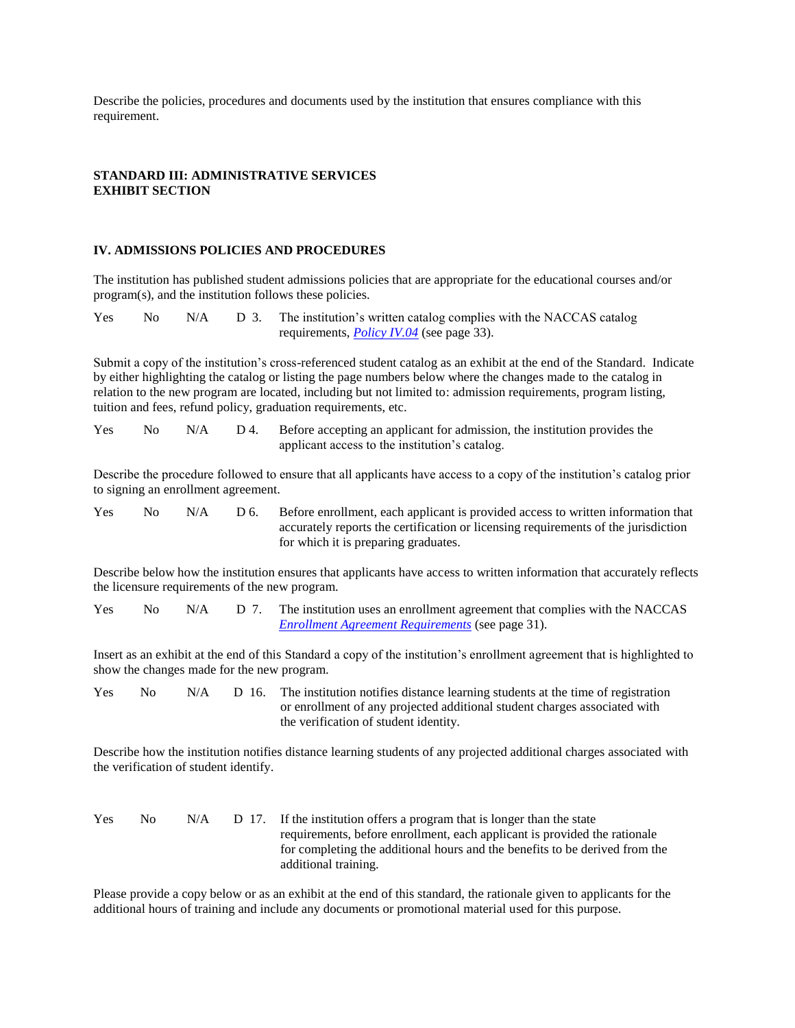Describe the policies, procedures and documents used by the institution that ensures compliance with this requirement.

**STANDARD III: ADMINISTRATIVE SERVICES**
**EXHIBIT SECTION**

**IV. ADMISSIONS POLICIES AND PROCEDURES**

The institution has published student admissions policies that are appropriate for the educational courses and/or program(s), and the institution follows these policies.

Yes No N/A D 3. The institution's written catalog complies with the NACCAS catalog requirements, *Policy IV.04* (see page 33).

Submit a copy of the institution's cross-referenced student catalog as an exhibit at the end of the Standard. Indicate by either highlighting the catalog or listing the page numbers below where the changes made to the catalog in relation to the new program are located, including but not limited to: admission requirements, program listing, tuition and fees, refund policy, graduation requirements, etc.

Yes No N/A D 4. Before accepting an applicant for admission, the institution provides the applicant access to the institution's catalog.

Describe the procedure followed to ensure that all applicants have access to a copy of the institution's catalog prior to signing an enrollment agreement.

Yes No N/A D 6. Before enrollment, each applicant is provided access to written information that accurately reports the certification or licensing requirements of the jurisdiction for which it is preparing graduates.

Describe below how the institution ensures that applicants have access to written information that accurately reflects the licensure requirements of the new program.

Yes No N/A D 7. The institution uses an enrollment agreement that complies with the NACCAS *Enrollment Agreement Requirements* (see page 31).

Insert as an exhibit at the end of this Standard a copy of the institution's enrollment agreement that is highlighted to show the changes made for the new program.

Yes No N/A D 16. The institution notifies distance learning students at the time of registration or enrollment of any projected additional student charges associated with the verification of student identity.

Describe how the institution notifies distance learning students of any projected additional charges associated with the verification of student identify.

Yes No N/A D 17. If the institution offers a program that is longer than the state requirements, before enrollment, each applicant is provided the rationale for completing the additional hours and the benefits to be derived from the additional training.

Please provide a copy below or as an exhibit at the end of this standard, the rationale given to applicants for the additional hours of training and include any documents or promotional material used for this purpose.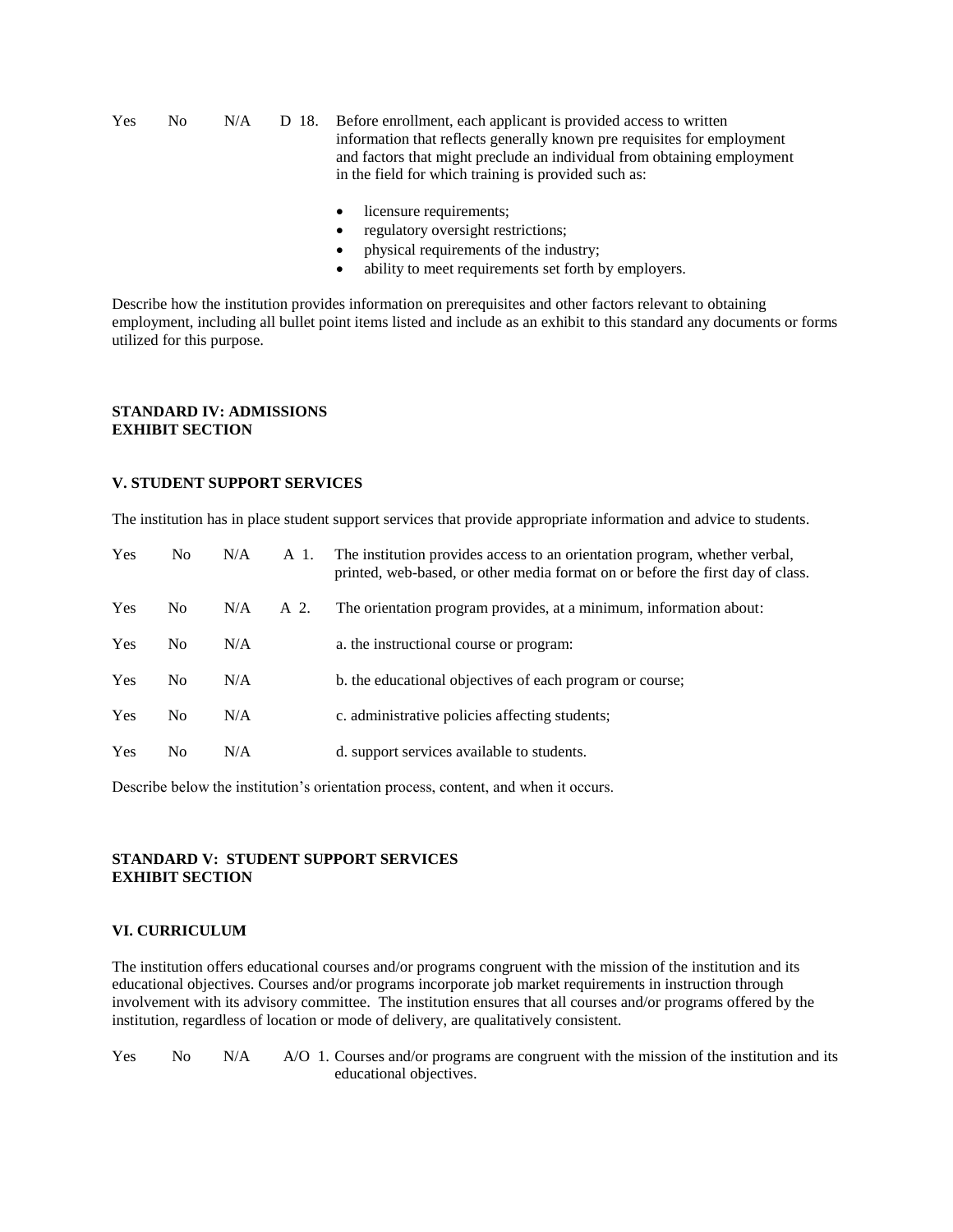Yes No N/A D 18. Before enrollment, each applicant is provided access to written information that reflects generally known pre requisites for employment and factors that might preclude an individual from obtaining employment in the field for which training is provided such as:

- licensure requirements;
- regulatory oversight restrictions;
- physical requirements of the industry;
- ability to meet requirements set forth by employers.

Describe how the institution provides information on prerequisites and other factors relevant to obtaining employment, including all bullet point items listed and include as an exhibit to this standard any documents or forms utilized for this purpose.

**STANDARD IV: ADMISSIONS**
**EXHIBIT SECTION**

**V. STUDENT SUPPORT SERVICES**

The institution has in place student support services that provide appropriate information and advice to students.

Yes No N/A A 1. The institution provides access to an orientation program, whether verbal, printed, web-based, or other media format on or before the first day of class.

Yes No N/A A 2. The orientation program provides, at a minimum, information about:

Yes No N/A a. the instructional course or program:

Yes No N/A b. the educational objectives of each program or course;

Yes No N/A c. administrative policies affecting students;

Yes No N/A d. support services available to students.

Describe below the institution's orientation process, content, and when it occurs.

**STANDARD V: STUDENT SUPPORT SERVICES**
**EXHIBIT SECTION**

**VI. CURRICULUM**

The institution offers educational courses and/or programs congruent with the mission of the institution and its educational objectives. Courses and/or programs incorporate job market requirements in instruction through involvement with its advisory committee. The institution ensures that all courses and/or programs offered by the institution, regardless of location or mode of delivery, are qualitatively consistent.

Yes No N/A A/O 1. Courses and/or programs are congruent with the mission of the institution and its educational objectives.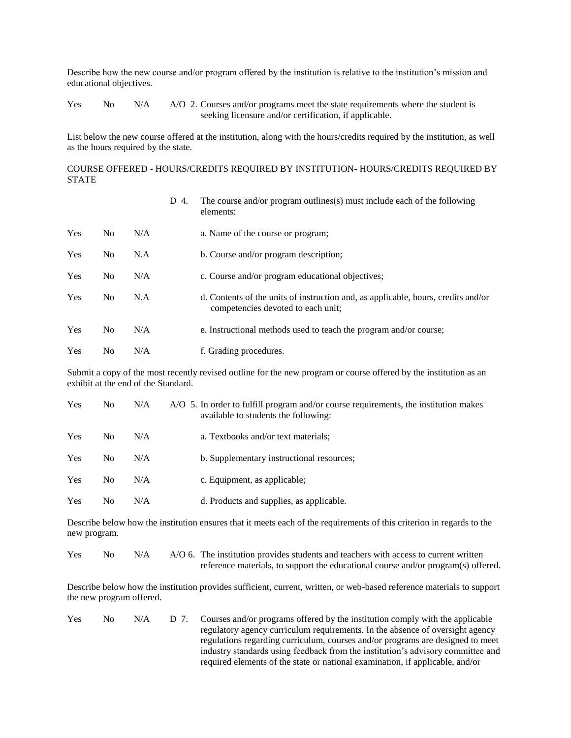Describe how the new course and/or program offered by the institution is relative to the institution's mission and educational objectives.

Yes No N/A A/O 2. Courses and/or programs meet the state requirements where the student is seeking licensure and/or certification, if applicable.

List below the new course offered at the institution, along with the hours/credits required by the institution, as well as the hours required by the state.

COURSE OFFERED - HOURS/CREDITS REQUIRED BY INSTITUTION- HOURS/CREDITS REQUIRED BY STATE

D 4. The course and/or program outlines(s) must include each of the following elements:

Yes No N/A a. Name of the course or program;

Yes No N.A b. Course and/or program description;

Yes No N/A c. Course and/or program educational objectives;

Yes No N.A d. Contents of the units of instruction and, as applicable, hours, credits and/or competencies devoted to each unit;

Yes No N/A e. Instructional methods used to teach the program and/or course;

Yes No N/A f. Grading procedures.

Submit a copy of the most recently revised outline for the new program or course offered by the institution as an exhibit at the end of the Standard.

Yes No N/A A/O 5. In order to fulfill program and/or course requirements, the institution makes available to students the following:

Yes No N/A a. Textbooks and/or text materials;

Yes No N/A b. Supplementary instructional resources;

Yes No N/A c. Equipment, as applicable;

Yes No N/A d. Products and supplies, as applicable.

Describe below how the institution ensures that it meets each of the requirements of this criterion in regards to the new program.

Yes No N/A A/O 6. The institution provides students and teachers with access to current written reference materials, to support the educational course and/or program(s) offered.

Describe below how the institution provides sufficient, current, written, or web-based reference materials to support the new program offered.

Yes No N/A D 7. Courses and/or programs offered by the institution comply with the applicable regulatory agency curriculum requirements. In the absence of oversight agency regulations regarding curriculum, courses and/or programs are designed to meet industry standards using feedback from the institution's advisory committee and required elements of the state or national examination, if applicable, and/or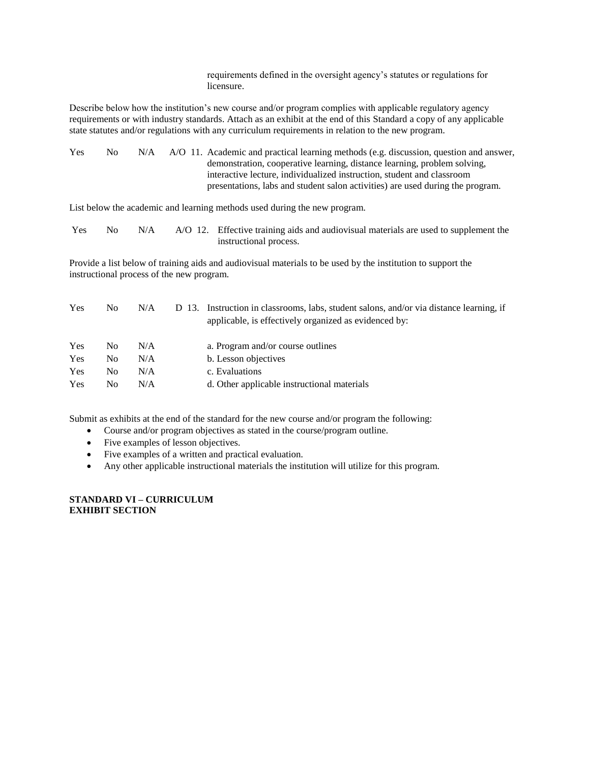requirements defined in the oversight agency's statutes or regulations for licensure.

Describe below how the institution's new course and/or program complies with applicable regulatory agency requirements or with industry standards. Attach as an exhibit at the end of this Standard a copy of any applicable state statutes and/or regulations with any curriculum requirements in relation to the new program.

Yes No N/A A/O 11. Academic and practical learning methods (e.g. discussion, question and answer, demonstration, cooperative learning, distance learning, problem solving, interactive lecture, individualized instruction, student and classroom presentations, labs and student salon activities) are used during the program.

List below the academic and learning methods used during the new program.

Yes No N/A A/O 12. Effective training aids and audiovisual materials are used to supplement the instructional process.

Provide a list below of training aids and audiovisual materials to be used by the institution to support the instructional process of the new program.

Yes No N/A D 13. Instruction in classrooms, labs, student salons, and/or via distance learning, if applicable, is effectively organized as evidenced by:

Yes No N/A a. Program and/or course outlines
Yes No N/A b. Lesson objectives
Yes No N/A c. Evaluations
Yes No N/A d. Other applicable instructional materials

Submit as exhibits at the end of the standard for the new course and/or program the following:

- Course and/or program objectives as stated in the course/program outline.
- Five examples of lesson objectives.
- Five examples of a written and practical evaluation.
- Any other applicable instructional materials the institution will utilize for this program.

**STANDARD VI – CURRICULUM**
**EXHIBIT SECTION**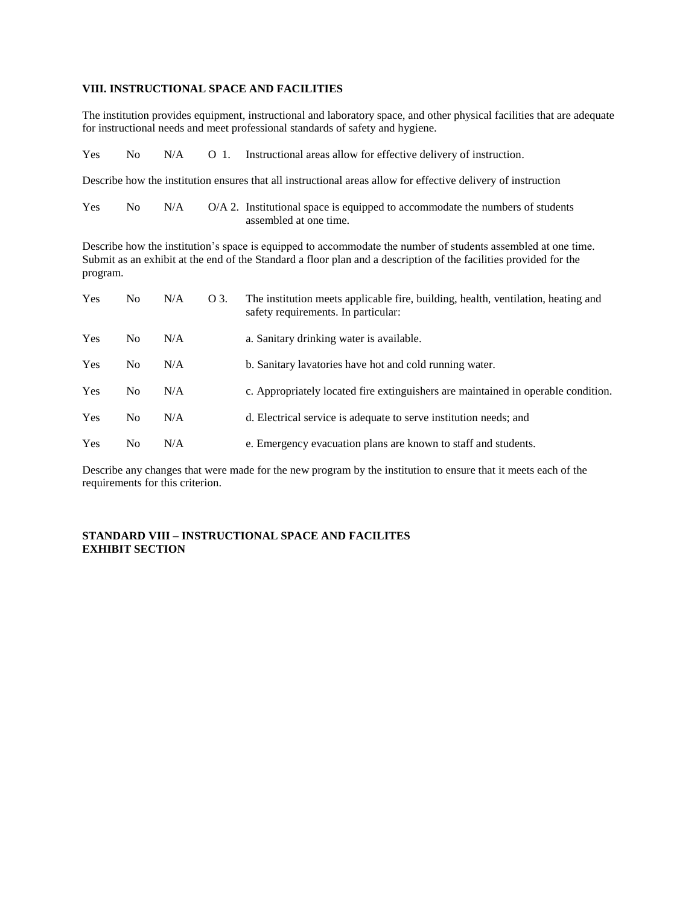**VIII. INSTRUCTIONAL SPACE AND FACILITIES**

The institution provides equipment, instructional and laboratory space, and other physical facilities that are adequate for instructional needs and meet professional standards of safety and hygiene.

Yes No N/A O 1. Instructional areas allow for effective delivery of instruction.

Describe how the institution ensures that all instructional areas allow for effective delivery of instruction

Yes No N/A O/A 2. Institutional space is equipped to accommodate the numbers of students assembled at one time.

Describe how the institution's space is equipped to accommodate the number of students assembled at one time. Submit as an exhibit at the end of the Standard a floor plan and a description of the facilities provided for the program.

Yes No N/A O 3. The institution meets applicable fire, building, health, ventilation, heating and safety requirements. In particular:

Yes No N/A a. Sanitary drinking water is available.

Yes No N/A b. Sanitary lavatories have hot and cold running water.

Yes No N/A c. Appropriately located fire extinguishers are maintained in operable condition.

Yes No N/A d. Electrical service is adequate to serve institution needs; and

Yes No N/A e. Emergency evacuation plans are known to staff and students.

Describe any changes that were made for the new program by the institution to ensure that it meets each of the requirements for this criterion.

**STANDARD VIII – INSTRUCTIONAL SPACE AND FACILITES**
**EXHIBIT SECTION**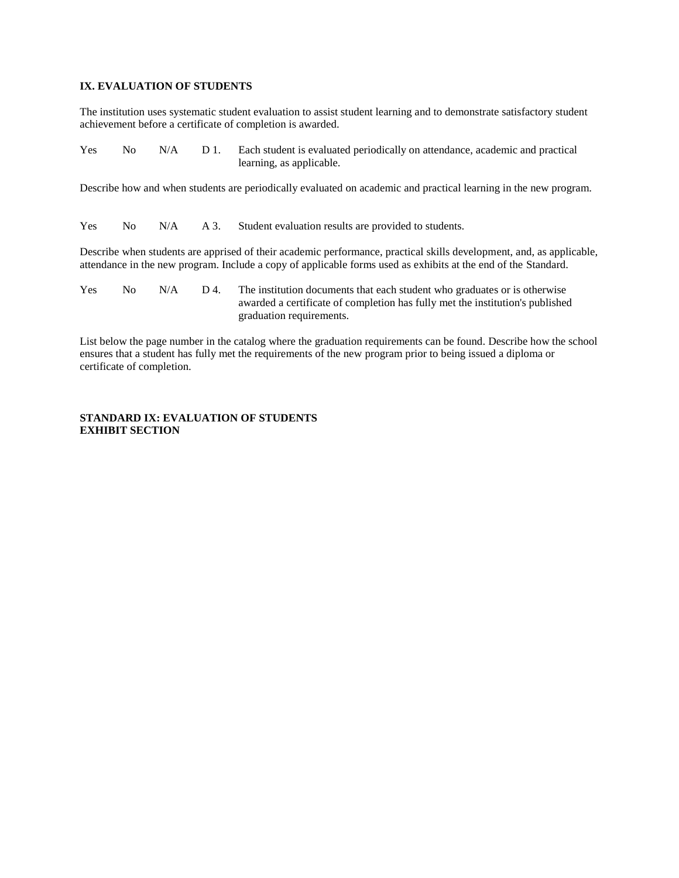**IX. EVALUATION OF STUDENTS**

The institution uses systematic student evaluation to assist student learning and to demonstrate satisfactory student achievement before a certificate of completion is awarded.

Yes No N/A D 1. Each student is evaluated periodically on attendance, academic and practical learning, as applicable.

Describe how and when students are periodically evaluated on academic and practical learning in the new program.

Yes No N/A A 3. Student evaluation results are provided to students.

Describe when students are apprised of their academic performance, practical skills development, and, as applicable, attendance in the new program. Include a copy of applicable forms used as exhibits at the end of the Standard.

Yes No N/A D 4. The institution documents that each student who graduates or is otherwise awarded a certificate of completion has fully met the institution's published graduation requirements.

List below the page number in the catalog where the graduation requirements can be found. Describe how the school ensures that a student has fully met the requirements of the new program prior to being issued a diploma or certificate of completion.

**STANDARD IX: EVALUATION OF STUDENTS**
**EXHIBIT SECTION**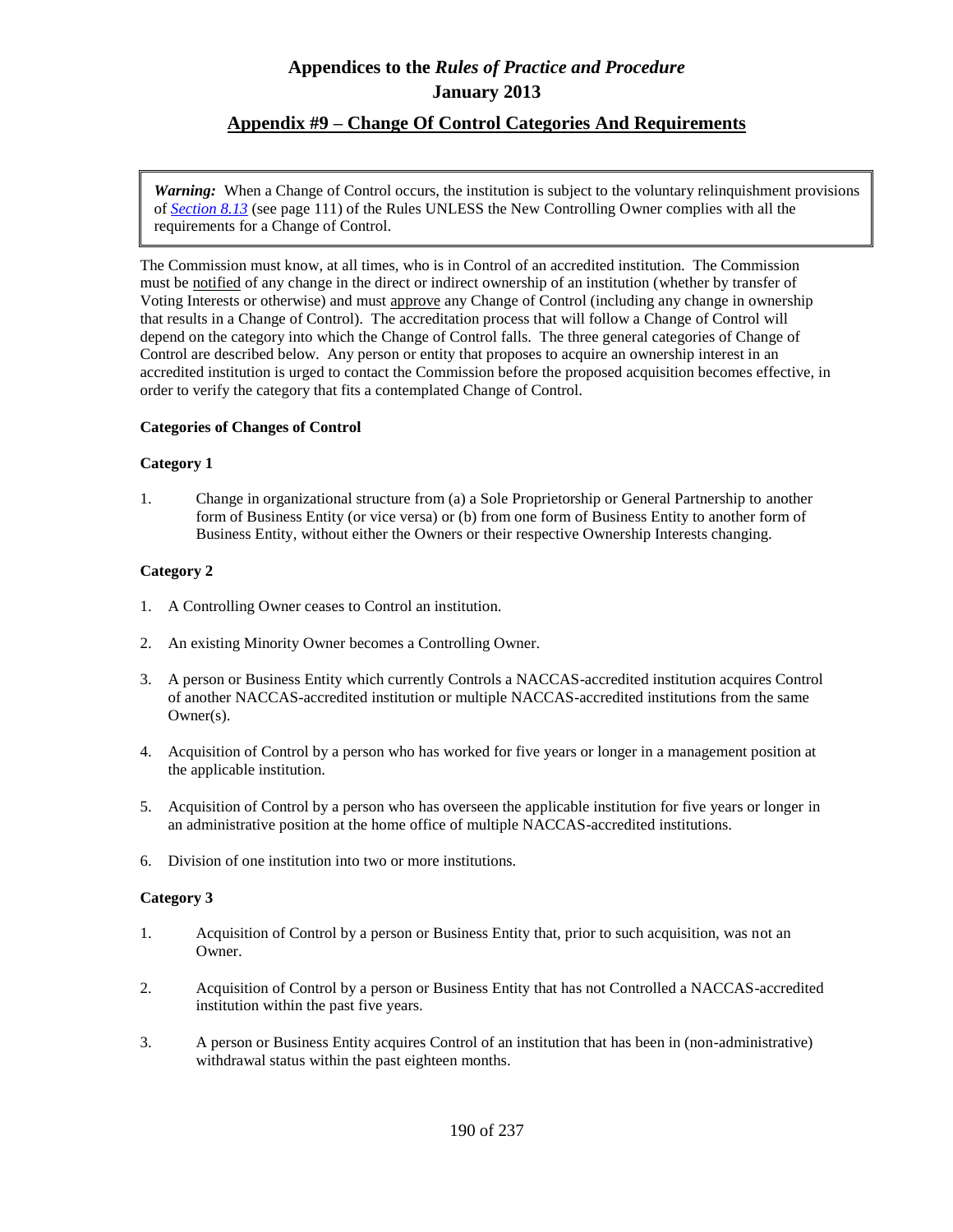# Appendices to the *Rules of Practice and Procedure*
# January 2013

## Appendix #9 – Change Of Control Categories And Requirements

> ***Warning:*** When a Change of Control occurs, the institution is subject to the voluntary relinquishment provisions of *Section 8.13* (see page 111) of the Rules UNLESS the New Controlling Owner complies with all the requirements for a Change of Control.

The Commission must know, at all times, who is in Control of an accredited institution. The Commission must be notified of any change in the direct or indirect ownership of an institution (whether by transfer of Voting Interests or otherwise) and must approve any Change of Control (including any change in ownership that results in a Change of Control). The accreditation process that will follow a Change of Control will depend on the category into which the Change of Control falls. The three general categories of Change of Control are described below. Any person or entity that proposes to acquire an ownership interest in an accredited institution is urged to contact the Commission before the proposed acquisition becomes effective, in order to verify the category that fits a contemplated Change of Control.

**Categories of Changes of Control**

**Category 1**

1. Change in organizational structure from (a) a Sole Proprietorship or General Partnership to another form of Business Entity (or vice versa) or (b) from one form of Business Entity to another form of Business Entity, without either the Owners or their respective Ownership Interests changing.

**Category 2**

1. A Controlling Owner ceases to Control an institution.
2. An existing Minority Owner becomes a Controlling Owner.
3. A person or Business Entity which currently Controls a NACCAS-accredited institution acquires Control of another NACCAS-accredited institution or multiple NACCAS-accredited institutions from the same Owner(s).
4. Acquisition of Control by a person who has worked for five years or longer in a management position at the applicable institution.
5. Acquisition of Control by a person who has overseen the applicable institution for five years or longer in an administrative position at the home office of multiple NACCAS-accredited institutions.
6. Division of one institution into two or more institutions.

**Category 3**

1. Acquisition of Control by a person or Business Entity that, prior to such acquisition, was not an Owner.
2. Acquisition of Control by a person or Business Entity that has not Controlled a NACCAS-accredited institution within the past five years.
3. A person or Business Entity acquires Control of an institution that has been in (non-administrative) withdrawal status within the past eighteen months.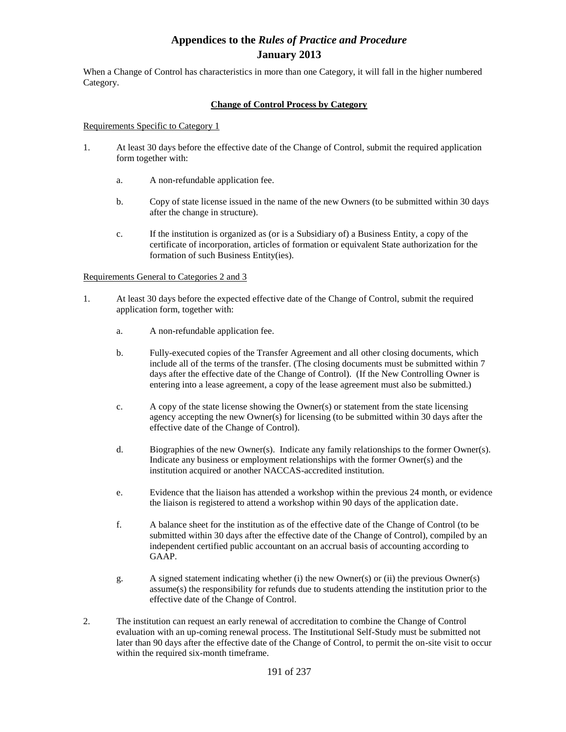When a Change of Control has characteristics in more than one Category, it will fall in the higher numbered Category.

**Change of Control Process by Category**

Requirements Specific to Category 1

1. At least 30 days before the effective date of the Change of Control, submit the required application form together with:

   a. A non-refundable application fee.

   b. Copy of state license issued in the name of the new Owners (to be submitted within 30 days after the change in structure).

   c. If the institution is organized as (or is a Subsidiary of) a Business Entity, a copy of the certificate of incorporation, articles of formation or equivalent State authorization for the formation of such Business Entity(ies).

Requirements General to Categories 2 and 3

1. At least 30 days before the expected effective date of the Change of Control, submit the required application form, together with:

   a. A non-refundable application fee.

   b. Fully-executed copies of the Transfer Agreement and all other closing documents, which include all of the terms of the transfer. (The closing documents must be submitted within 7 days after the effective date of the Change of Control). (If the New Controlling Owner is entering into a lease agreement, a copy of the lease agreement must also be submitted.)

   c. A copy of the state license showing the Owner(s) or statement from the state licensing agency accepting the new Owner(s) for licensing (to be submitted within 30 days after the effective date of the Change of Control).

   d. Biographies of the new Owner(s). Indicate any family relationships to the former Owner(s). Indicate any business or employment relationships with the former Owner(s) and the institution acquired or another NACCAS-accredited institution.

   e. Evidence that the liaison has attended a workshop within the previous 24 month, or evidence the liaison is registered to attend a workshop within 90 days of the application date.

   f. A balance sheet for the institution as of the effective date of the Change of Control (to be submitted within 30 days after the effective date of the Change of Control), compiled by an independent certified public accountant on an accrual basis of accounting according to GAAP.

   g. A signed statement indicating whether (i) the new Owner(s) or (ii) the previous Owner(s) assume(s) the responsibility for refunds due to students attending the institution prior to the effective date of the Change of Control.

2. The institution can request an early renewal of accreditation to combine the Change of Control evaluation with an up-coming renewal process. The Institutional Self-Study must be submitted not later than 90 days after the effective date of the Change of Control, to permit the on-site visit to occur within the required six-month timeframe.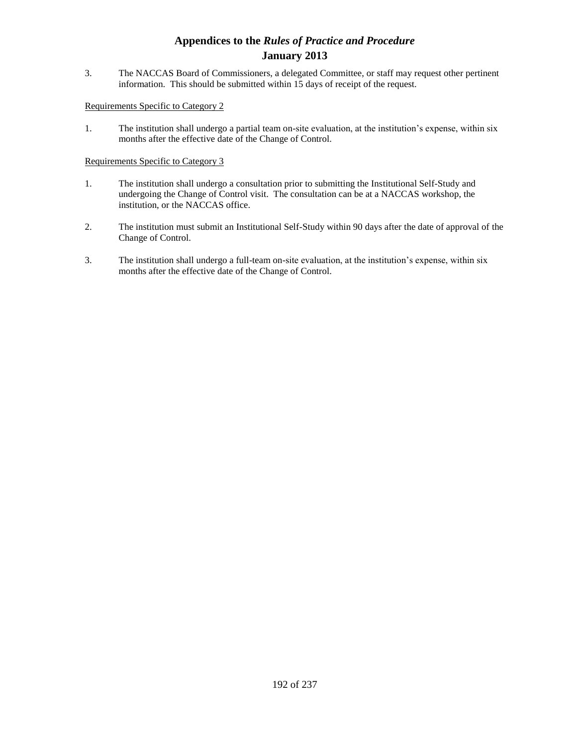3. The NACCAS Board of Commissioners, a delegated Committee, or staff may request other pertinent information. This should be submitted within 15 days of receipt of the request.

<u>Requirements Specific to Category 2</u>

1. The institution shall undergo a partial team on-site evaluation, at the institution's expense, within six months after the effective date of the Change of Control.

<u>Requirements Specific to Category 3</u>

1. The institution shall undergo a consultation prior to submitting the Institutional Self-Study and undergoing the Change of Control visit. The consultation can be at a NACCAS workshop, the institution, or the NACCAS office.

2. The institution must submit an Institutional Self-Study within 90 days after the date of approval of the Change of Control.

3. The institution shall undergo a full-team on-site evaluation, at the institution's expense, within six months after the effective date of the Change of Control.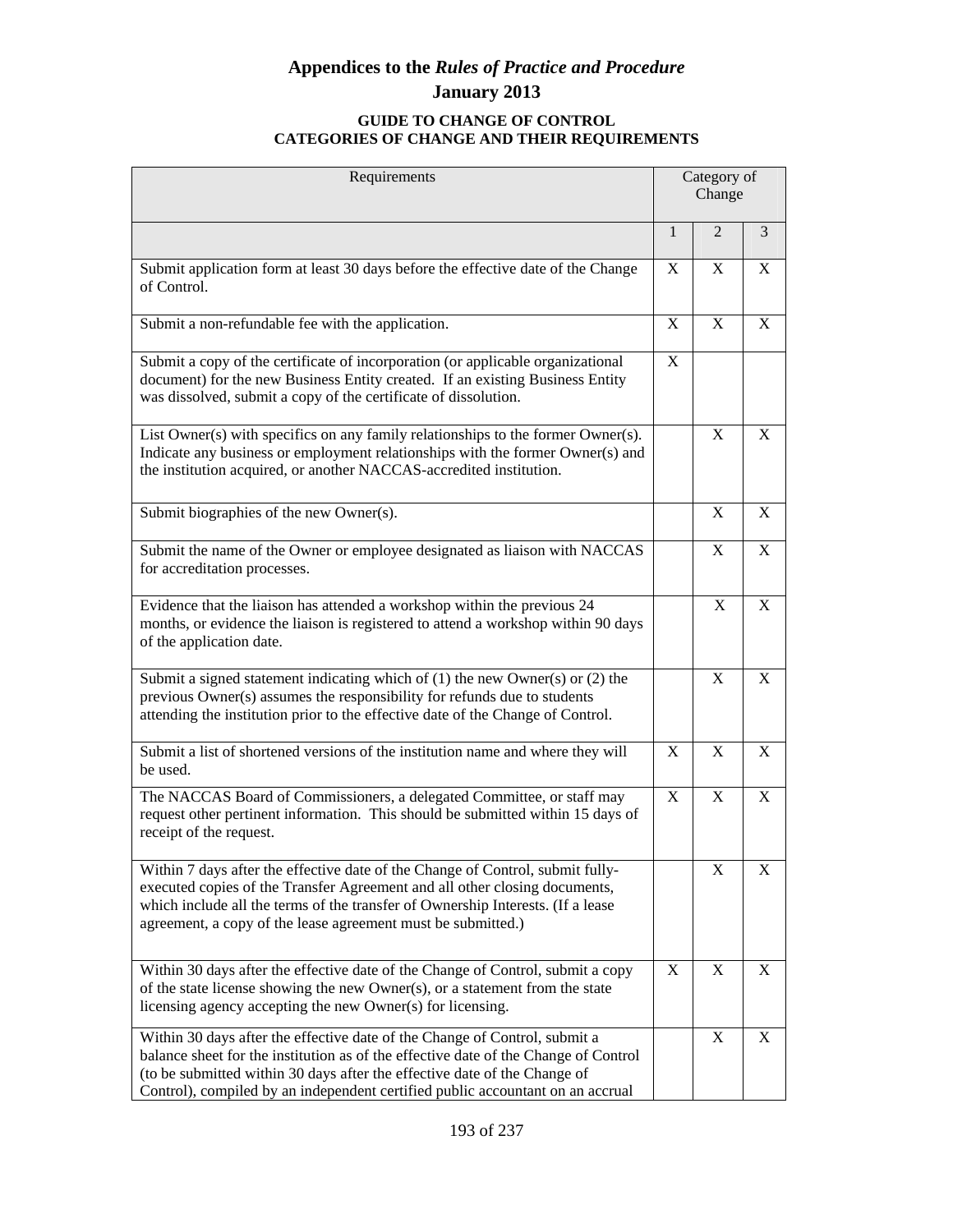# Appendices to the *Rules of Practice and Procedure*

## January 2013

### GUIDE TO CHANGE OF CONTROL
### CATEGORIES OF CHANGE AND THEIR REQUIREMENTS

| Requirements | Category of Change | | |
|---|---|---|---|
| | 1 | 2 | 3 |
| Submit application form at least 30 days before the effective date of the Change of Control. | X | X | X |
| Submit a non-refundable fee with the application. | X | X | X |
| Submit a copy of the certificate of incorporation (or applicable organizational document) for the new Business Entity created. If an existing Business Entity was dissolved, submit a copy of the certificate of dissolution. | X | | |
| List Owner(s) with specifics on any family relationships to the former Owner(s). Indicate any business or employment relationships with the former Owner(s) and the institution acquired, or another NACCAS-accredited institution. | | X | X |
| Submit biographies of the new Owner(s). | | X | X |
| Submit the name of the Owner or employee designated as liaison with NACCAS for accreditation processes. | | X | X |
| Evidence that the liaison has attended a workshop within the previous 24 months, or evidence the liaison is registered to attend a workshop within 90 days of the application date. | | X | X |
| Submit a signed statement indicating which of (1) the new Owner(s) or (2) the previous Owner(s) assumes the responsibility for refunds due to students attending the institution prior to the effective date of the Change of Control. | | X | X |
| Submit a list of shortened versions of the institution name and where they will be used. | X | X | X |
| The NACCAS Board of Commissioners, a delegated Committee, or staff may request other pertinent information. This should be submitted within 15 days of receipt of the request. | X | X | X |
| Within 7 days after the effective date of the Change of Control, submit fully-executed copies of the Transfer Agreement and all other closing documents, which include all the terms of the transfer of Ownership Interests. (If a lease agreement, a copy of the lease agreement must be submitted.) | | X | X |
| Within 30 days after the effective date of the Change of Control, submit a copy of the state license showing the new Owner(s), or a statement from the state licensing agency accepting the new Owner(s) for licensing. | X | X | X |
| Within 30 days after the effective date of the Change of Control, submit a balance sheet for the institution as of the effective date of the Change of Control (to be submitted within 30 days after the effective date of the Change of Control), compiled by an independent certified public accountant on an accrual | | X | X |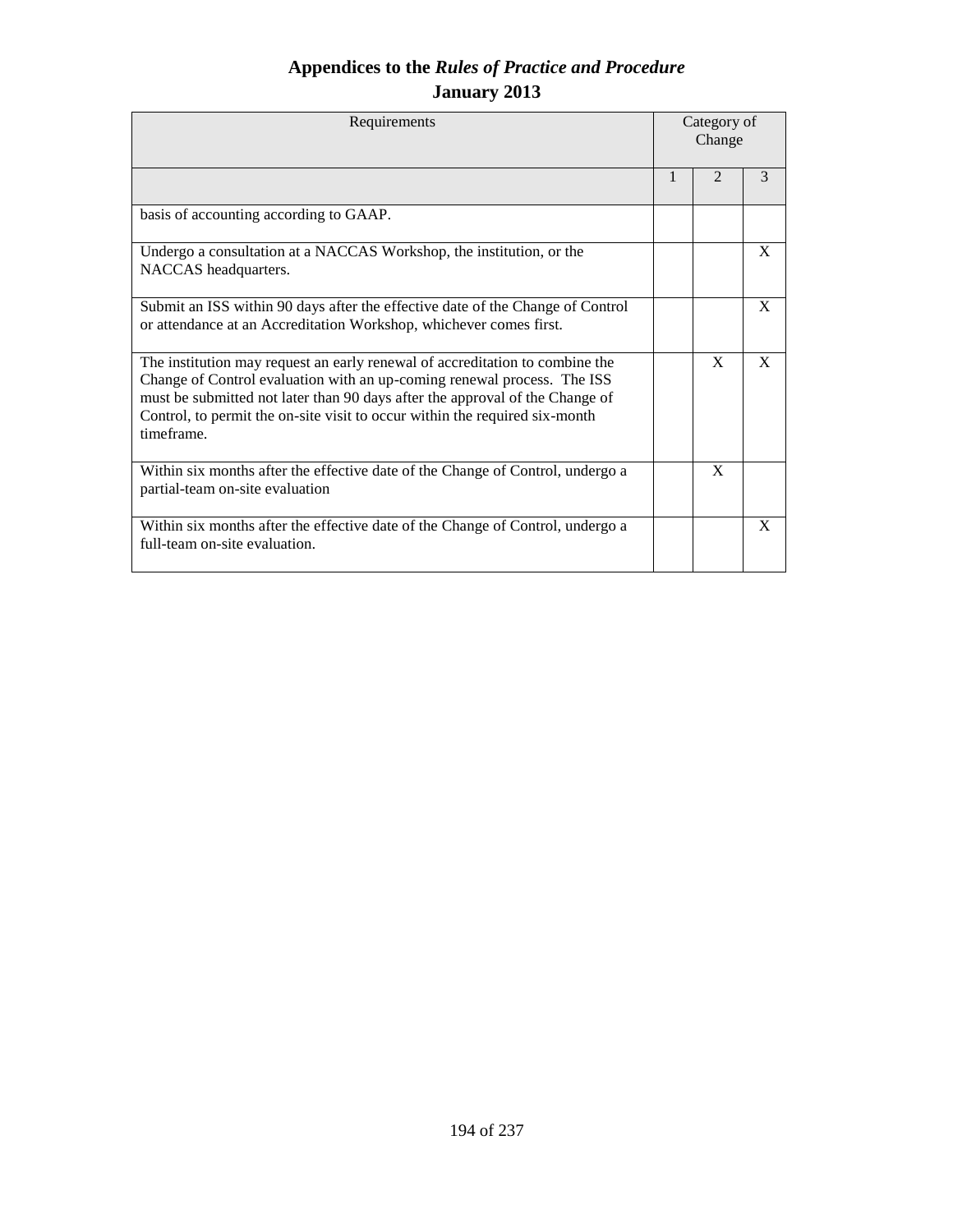## Appendices to the *Rules of Practice and Procedure* January 2013

| Requirements | Category of Change | | |
|---|---|---|---|
| | 1 | 2 | 3 |
| basis of accounting according to GAAP. | | | |
| Undergo a consultation at a NACCAS Workshop, the institution, or the NACCAS headquarters. | | | X |
| Submit an ISS within 90 days after the effective date of the Change of Control or attendance at an Accreditation Workshop, whichever comes first. | | | X |
| The institution may request an early renewal of accreditation to combine the Change of Control evaluation with an up-coming renewal process. The ISS must be submitted not later than 90 days after the approval of the Change of Control, to permit the on-site visit to occur within the required six-month timeframe. | | X | X |
| Within six months after the effective date of the Change of Control, undergo a partial-team on-site evaluation | | X | |
| Within six months after the effective date of the Change of Control, undergo a full-team on-site evaluation. | | | X |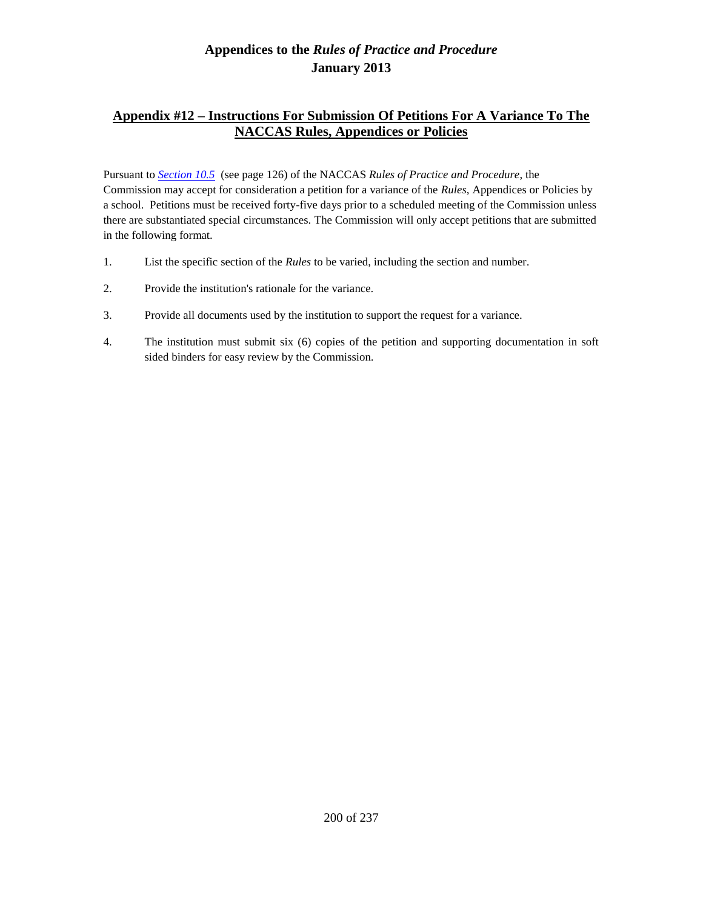## Appendix #12 – Instructions For Submission Of Petitions For A Variance To The NACCAS Rules, Appendices or Policies

Pursuant to *Section 10.5* (see page 126) of the NACCAS *Rules of Practice and Procedure*, the Commission may accept for consideration a petition for a variance of the *Rules*, Appendices or Policies by a school. Petitions must be received forty-five days prior to a scheduled meeting of the Commission unless there are substantiated special circumstances. The Commission will only accept petitions that are submitted in the following format.

1. List the specific section of the *Rules* to be varied, including the section and number.
2. Provide the institution's rationale for the variance.
3. Provide all documents used by the institution to support the request for a variance.
4. The institution must submit six (6) copies of the petition and supporting documentation in soft sided binders for easy review by the Commission.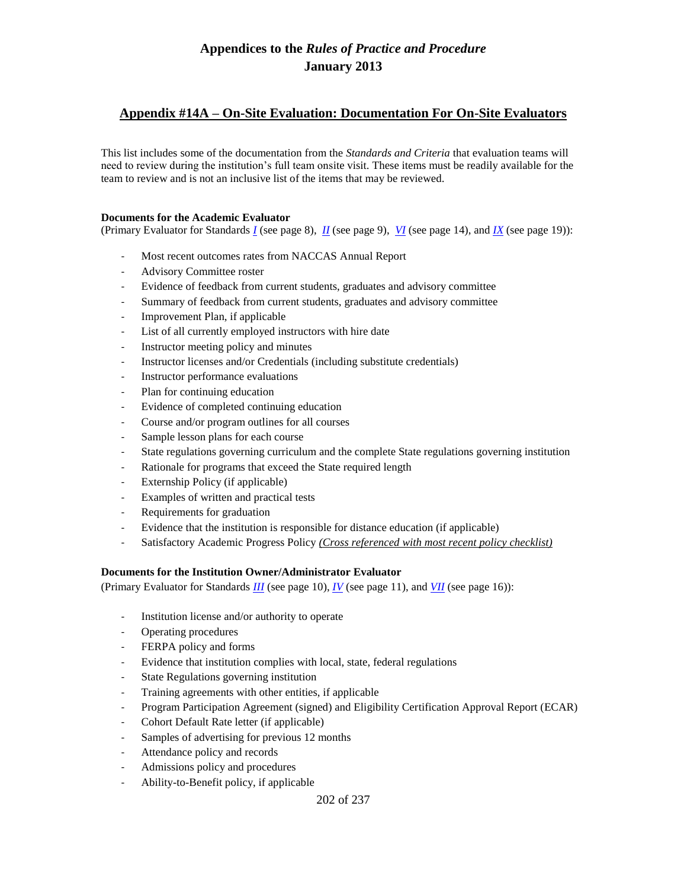## Appendix #14A – On-Site Evaluation: Documentation For On-Site Evaluators

This list includes some of the documentation from the *Standards and Criteria* that evaluation teams will need to review during the institution's full team onsite visit. These items must be readily available for the team to review and is not an inclusive list of the items that may be reviewed.

**Documents for the Academic Evaluator**
(Primary Evaluator for Standards *I* (see page 8), *II* (see page 9), *VI* (see page 14), and *IX* (see page 19)):

- Most recent outcomes rates from NACCAS Annual Report
- Advisory Committee roster
- Evidence of feedback from current students, graduates and advisory committee
- Summary of feedback from current students, graduates and advisory committee
- Improvement Plan, if applicable
- List of all currently employed instructors with hire date
- Instructor meeting policy and minutes
- Instructor licenses and/or Credentials (including substitute credentials)
- Instructor performance evaluations
- Plan for continuing education
- Evidence of completed continuing education
- Course and/or program outlines for all courses
- Sample lesson plans for each course
- State regulations governing curriculum and the complete State regulations governing institution
- Rationale for programs that exceed the State required length
- Externship Policy (if applicable)
- Examples of written and practical tests
- Requirements for graduation
- Evidence that the institution is responsible for distance education (if applicable)
- Satisfactory Academic Progress Policy *(Cross referenced with most recent policy checklist)*

**Documents for the Institution Owner/Administrator Evaluator**
(Primary Evaluator for Standards *III* (see page 10), *IV* (see page 11), and *VII* (see page 16)):

- Institution license and/or authority to operate
- Operating procedures
- FERPA policy and forms
- Evidence that institution complies with local, state, federal regulations
- State Regulations governing institution
- Training agreements with other entities, if applicable
- Program Participation Agreement (signed) and Eligibility Certification Approval Report (ECAR)
- Cohort Default Rate letter (if applicable)
- Samples of advertising for previous 12 months
- Attendance policy and records
- Admissions policy and procedures
- Ability-to-Benefit policy, if applicable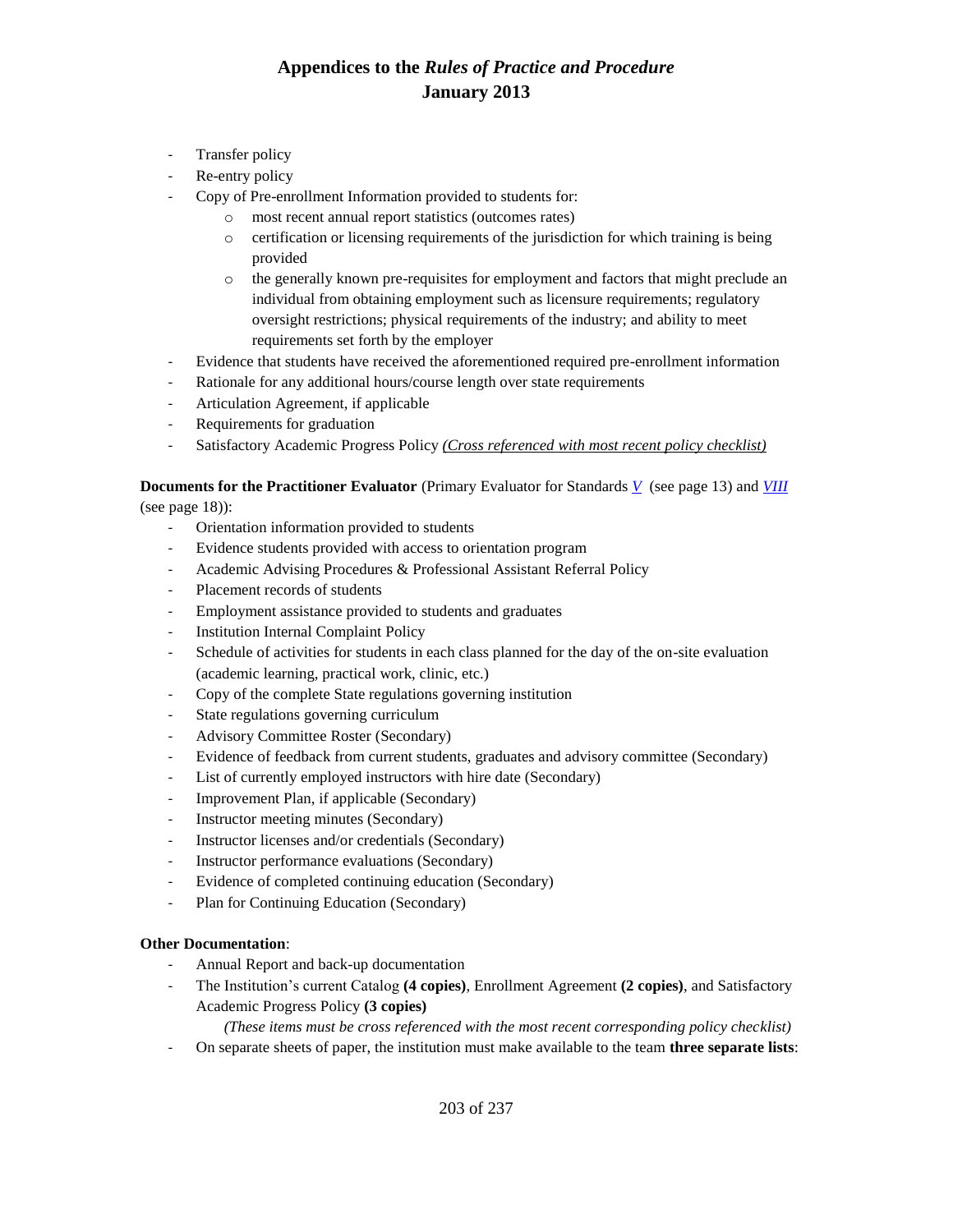- Transfer policy
- Re-entry policy
- Copy of Pre-enrollment Information provided to students for:
    - most recent annual report statistics (outcomes rates)
    - certification or licensing requirements of the jurisdiction for which training is being provided
    - the generally known pre-requisites for employment and factors that might preclude an individual from obtaining employment such as licensure requirements; regulatory oversight restrictions; physical requirements of the industry; and ability to meet requirements set forth by the employer
- Evidence that students have received the aforementioned required pre-enrollment information
- Rationale for any additional hours/course length over state requirements
- Articulation Agreement, if applicable
- Requirements for graduation
- Satisfactory Academic Progress Policy *(Cross referenced with most recent policy checklist)*

**Documents for the Practitioner Evaluator** (Primary Evaluator for Standards *V* (see page 13) and *VIII* (see page 18)):

- Orientation information provided to students
- Evidence students provided with access to orientation program
- Academic Advising Procedures & Professional Assistant Referral Policy
- Placement records of students
- Employment assistance provided to students and graduates
- Institution Internal Complaint Policy
- Schedule of activities for students in each class planned for the day of the on-site evaluation (academic learning, practical work, clinic, etc.)
- Copy of the complete State regulations governing institution
- State regulations governing curriculum
- Advisory Committee Roster (Secondary)
- Evidence of feedback from current students, graduates and advisory committee (Secondary)
- List of currently employed instructors with hire date (Secondary)
- Improvement Plan, if applicable (Secondary)
- Instructor meeting minutes (Secondary)
- Instructor licenses and/or credentials (Secondary)
- Instructor performance evaluations (Secondary)
- Evidence of completed continuing education (Secondary)
- Plan for Continuing Education (Secondary)

**Other Documentation**:

- Annual Report and back-up documentation
- The Institution's current Catalog **(4 copies)**, Enrollment Agreement **(2 copies)**, and Satisfactory Academic Progress Policy **(3 copies)**

    *(These items must be cross referenced with the most recent corresponding policy checklist)*
- On separate sheets of paper, the institution must make available to the team **three separate lists**: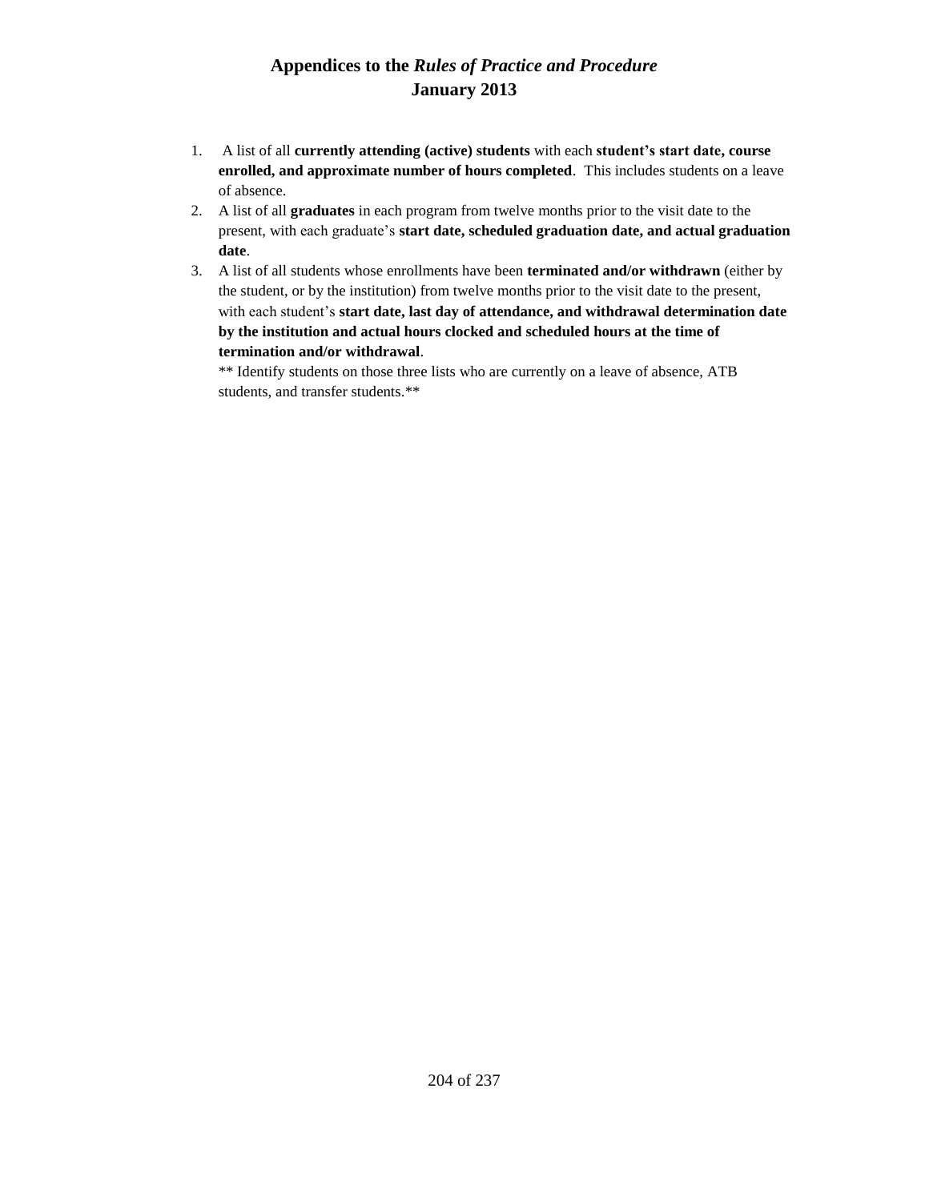1. A list of all **currently attending (active) students** with each **student's start date, course enrolled, and approximate number of hours completed**. This includes students on a leave of absence.
2. A list of all **graduates** in each program from twelve months prior to the visit date to the present, with each graduate's **start date, scheduled graduation date, and actual graduation date**.
3. A list of all students whose enrollments have been **terminated and/or withdrawn** (either by the student, or by the institution) from twelve months prior to the visit date to the present, with each student's **start date, last day of attendance, and withdrawal determination date by the institution and actual hours clocked and scheduled hours at the time of termination and/or withdrawal**.

   ** Identify students on those three lists who are currently on a leave of absence, ATB students, and transfer students.**